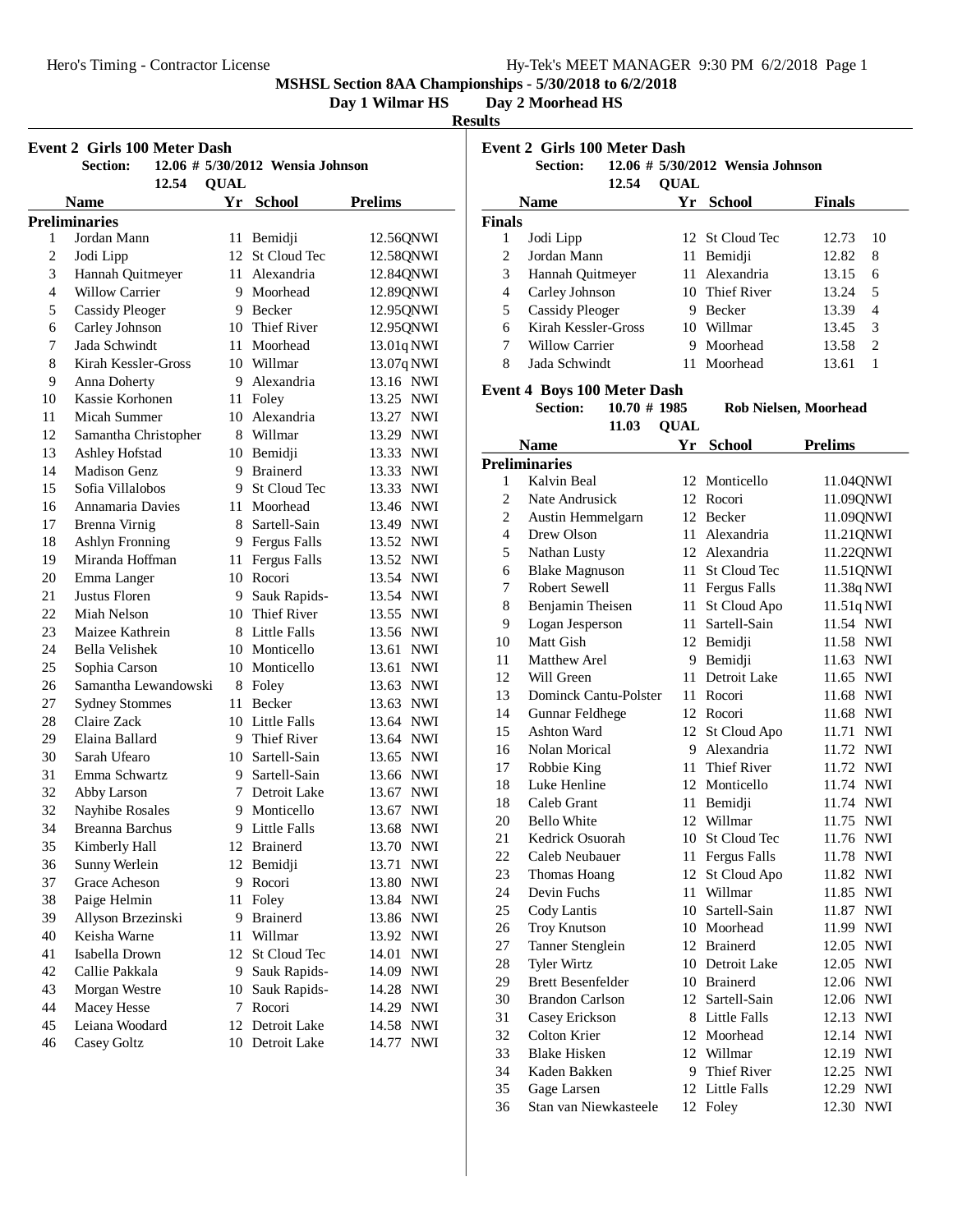# MSHSL Section 8AA Championships - 5/30/2018 to 6/2/2018

**Day 1 Wilmar HS    Day 2 Moorhead HS**

**Results**

## Event 2 Girls 100 Meter Dash

**Section:** 12.06 # 5/30/2012 Wensia Johnson
12.54 QUAL

### Preliminaries

| | Name | Yr | School | Prelims | |
|---|---|---|---|---|---|
| 1 | Jordan Mann | 11 | Bemidji | 12.56Q | NWI |
| 2 | Jodi Lipp | 12 | St Cloud Tec | 12.58Q | NWI |
| 3 | Hannah Quitmeyer | 11 | Alexandria | 12.84Q | NWI |
| 4 | Willow Carrier | 9 | Moorhead | 12.89Q | NWI |
| 5 | Cassidy Pleoger | 9 | Becker | 12.95Q | NWI |
| 6 | Carley Johnson | 10 | Thief River | 12.95Q | NWI |
| 7 | Jada Schwindt | 11 | Moorhead | 13.01q | NWI |
| 8 | Kirah Kessler-Gross | 10 | Willmar | 13.07q | NWI |
| 9 | Anna Doherty | 9 | Alexandria | 13.16 | NWI |
| 10 | Kassie Korhonen | 11 | Foley | 13.25 | NWI |
| 11 | Micah Summer | 10 | Alexandria | 13.27 | NWI |
| 12 | Samantha Christopher | 8 | Willmar | 13.29 | NWI |
| 13 | Ashley Hofstad | 10 | Bemidji | 13.33 | NWI |
| 14 | Madison Genz | 9 | Brainerd | 13.33 | NWI |
| 15 | Sofia Villalobos | 9 | St Cloud Tec | 13.33 | NWI |
| 16 | Annamaria Davies | 11 | Moorhead | 13.46 | NWI |
| 17 | Brenna Virnig | 8 | Sartell-Sain | 13.49 | NWI |
| 18 | Ashlyn Fronning | 9 | Fergus Falls | 13.52 | NWI |
| 19 | Miranda Hoffman | 11 | Fergus Falls | 13.52 | NWI |
| 20 | Emma Langer | 10 | Rocori | 13.54 | NWI |
| 21 | Justus Floren | 9 | Sauk Rapids- | 13.54 | NWI |
| 22 | Miah Nelson | 10 | Thief River | 13.55 | NWI |
| 23 | Maizee Kathrein | 8 | Little Falls | 13.56 | NWI |
| 24 | Bella Velishek | 10 | Monticello | 13.61 | NWI |
| 25 | Sophia Carson | 10 | Monticello | 13.61 | NWI |
| 26 | Samantha Lewandowski | 8 | Foley | 13.63 | NWI |
| 27 | Sydney Stommes | 11 | Becker | 13.63 | NWI |
| 28 | Claire Zack | 10 | Little Falls | 13.64 | NWI |
| 29 | Elaina Ballard | 9 | Thief River | 13.64 | NWI |
| 30 | Sarah Ufearo | 10 | Sartell-Sain | 13.65 | NWI |
| 31 | Emma Schwartz | 9 | Sartell-Sain | 13.66 | NWI |
| 32 | Abby Larson | 7 | Detroit Lake | 13.67 | NWI |
| 32 | Nayhibe Rosales | 9 | Monticello | 13.67 | NWI |
| 34 | Breanna Barchus | 9 | Little Falls | 13.68 | NWI |
| 35 | Kimberly Hall | 12 | Brainerd | 13.70 | NWI |
| 36 | Sunny Werlein | 12 | Bemidji | 13.71 | NWI |
| 37 | Grace Acheson | 9 | Rocori | 13.80 | NWI |
| 38 | Paige Helmin | 11 | Foley | 13.84 | NWI |
| 39 | Allyson Brzezinski | 9 | Brainerd | 13.86 | NWI |
| 40 | Keisha Warne | 11 | Willmar | 13.92 | NWI |
| 41 | Isabella Drown | 12 | St Cloud Tec | 14.01 | NWI |
| 42 | Callie Pakkala | 9 | Sauk Rapids- | 14.09 | NWI |
| 43 | Morgan Westre | 10 | Sauk Rapids- | 14.28 | NWI |
| 44 | Macey Hesse | 7 | Rocori | 14.29 | NWI |
| 45 | Leiana Woodard | 12 | Detroit Lake | 14.58 | NWI |
| 46 | Casey Goltz | 10 | Detroit Lake | 14.77 | NWI |

## Event 2 Girls 100 Meter Dash

**Section:** 12.06 # 5/30/2012 Wensia Johnson
12.54 QUAL

### Finals

| | Name | Yr | School | Finals | |
|---|---|---|---|---|---|
| 1 | Jodi Lipp | 12 | St Cloud Tec | 12.73 | 10 |
| 2 | Jordan Mann | 11 | Bemidji | 12.82 | 8 |
| 3 | Hannah Quitmeyer | 11 | Alexandria | 13.15 | 6 |
| 4 | Carley Johnson | 10 | Thief River | 13.24 | 5 |
| 5 | Cassidy Pleoger | 9 | Becker | 13.39 | 4 |
| 6 | Kirah Kessler-Gross | 10 | Willmar | 13.45 | 3 |
| 7 | Willow Carrier | 9 | Moorhead | 13.58 | 2 |
| 8 | Jada Schwindt | 11 | Moorhead | 13.61 | 1 |

## Event 4 Boys 100 Meter Dash

**Section:** 10.70 # 1985 Rob Nielsen, Moorhead
11.03 QUAL

### Preliminaries

| | Name | Yr | School | Prelims | |
|---|---|---|---|---|---|
| 1 | Kalvin Beal | 12 | Monticello | 11.04Q | NWI |
| 2 | Nate Andrusick | 12 | Rocori | 11.09Q | NWI |
| 2 | Austin Hemmelgarn | 12 | Becker | 11.09Q | NWI |
| 4 | Drew Olson | 11 | Alexandria | 11.21Q | NWI |
| 5 | Nathan Lusty | 12 | Alexandria | 11.22Q | NWI |
| 6 | Blake Magnuson | 11 | St Cloud Tec | 11.51Q | NWI |
| 7 | Robert Sewell | 11 | Fergus Falls | 11.38q | NWI |
| 8 | Benjamin Theisen | 11 | St Cloud Apo | 11.51q | NWI |
| 9 | Logan Jesperson | 11 | Sartell-Sain | 11.54 | NWI |
| 10 | Matt Gish | 12 | Bemidji | 11.58 | NWI |
| 11 | Matthew Arel | 9 | Bemidji | 11.63 | NWI |
| 12 | Will Green | 11 | Detroit Lake | 11.65 | NWI |
| 13 | Dominck Cantu-Polster | 11 | Rocori | 11.68 | NWI |
| 14 | Gunnar Feldhege | 12 | Rocori | 11.68 | NWI |
| 15 | Ashton Ward | 12 | St Cloud Apo | 11.71 | NWI |
| 16 | Nolan Morical | 9 | Alexandria | 11.72 | NWI |
| 17 | Robbie King | 11 | Thief River | 11.72 | NWI |
| 18 | Luke Henline | 12 | Monticello | 11.74 | NWI |
| 18 | Caleb Grant | 11 | Bemidji | 11.74 | NWI |
| 20 | Bello White | 12 | Willmar | 11.75 | NWI |
| 21 | Kedrick Osuorah | 10 | St Cloud Tec | 11.76 | NWI |
| 22 | Caleb Neubauer | 11 | Fergus Falls | 11.78 | NWI |
| 23 | Thomas Hoang | 12 | St Cloud Apo | 11.82 | NWI |
| 24 | Devin Fuchs | 11 | Willmar | 11.85 | NWI |
| 25 | Cody Lantis | 10 | Sartell-Sain | 11.87 | NWI |
| 26 | Troy Knutson | 10 | Moorhead | 11.99 | NWI |
| 27 | Tanner Stenglein | 12 | Brainerd | 12.05 | NWI |
| 28 | Tyler Wirtz | 10 | Detroit Lake | 12.05 | NWI |
| 29 | Brett Besenfelder | 10 | Brainerd | 12.06 | NWI |
| 30 | Brandon Carlson | 12 | Sartell-Sain | 12.06 | NWI |
| 31 | Casey Erickson | 8 | Little Falls | 12.13 | NWI |
| 32 | Colton Krier | 12 | Moorhead | 12.14 | NWI |
| 33 | Blake Hisken | 12 | Willmar | 12.19 | NWI |
| 34 | Kaden Bakken | 9 | Thief River | 12.25 | NWI |
| 35 | Gage Larsen | 12 | Little Falls | 12.29 | NWI |
| 36 | Stan van Niewkasteele | 12 | Foley | 12.30 | NWI |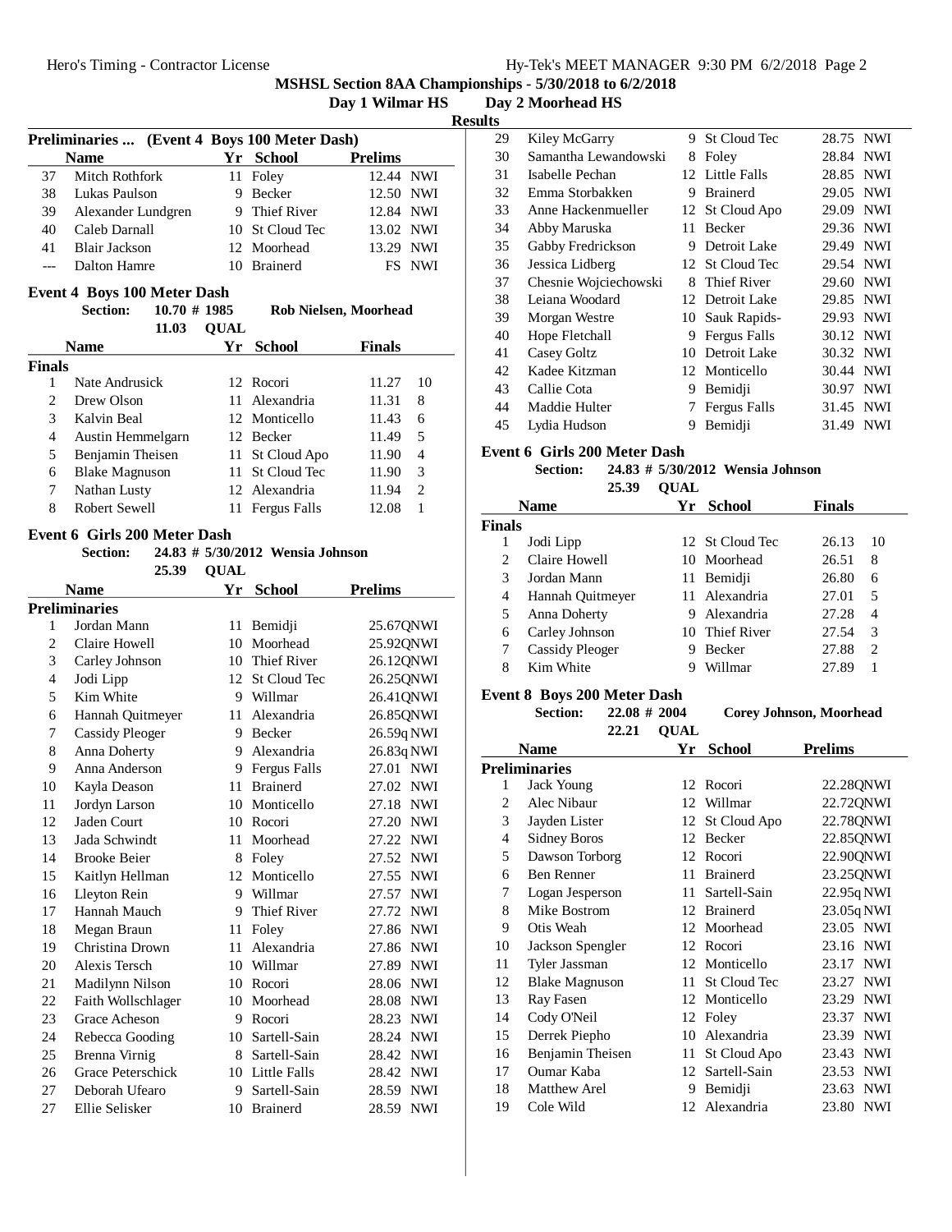## MSHSL Section 8AA Championships - 5/30/2018 to 6/2/2018

**Day 1 Wilmar HS Day 2 Moorhead HS**

**Results**

### Preliminaries ... (Event 4 Boys 100 Meter Dash)

| | Name | Yr | School | Prelims | |
|---|---|---|---|---|---|
| 37 | Mitch Rothfork | 11 | Foley | 12.44 | NWI |
| 38 | Lukas Paulson | 9 | Becker | 12.50 | NWI |
| 39 | Alexander Lundgren | 9 | Thief River | 12.84 | NWI |
| 40 | Caleb Darnall | 10 | St Cloud Tec | 13.02 | NWI |
| 41 | Blair Jackson | 12 | Moorhead | 13.29 | NWI |
| --- | Dalton Hamre | 10 | Brainerd | FS | NWI |

### Event 4 Boys 100 Meter Dash

**Section: 10.70 # 1985 Rob Nielsen, Moorhead**
**11.03 QUAL**

| | Name | Yr | School | Finals | |
|---|---|---|---|---|---|
| **Finals** | | | | | |
| 1 | Nate Andrusick | 12 | Rocori | 11.27 | 10 |
| 2 | Drew Olson | 11 | Alexandria | 11.31 | 8 |
| 3 | Kalvin Beal | 12 | Monticello | 11.43 | 6 |
| 4 | Austin Hemmelgarn | 12 | Becker | 11.49 | 5 |
| 5 | Benjamin Theisen | 11 | St Cloud Apo | 11.90 | 4 |
| 6 | Blake Magnuson | 11 | St Cloud Tec | 11.90 | 3 |
| 7 | Nathan Lusty | 12 | Alexandria | 11.94 | 2 |
| 8 | Robert Sewell | 11 | Fergus Falls | 12.08 | 1 |

### Event 6 Girls 200 Meter Dash

**Section: 24.83 # 5/30/2012 Wensia Johnson**
**25.39 QUAL**

| | Name | Yr | School | Prelims | |
|---|---|---|---|---|---|
| **Preliminaries** | | | | | |
| 1 | Jordan Mann | 11 | Bemidji | 25.67Q | NWI |
| 2 | Claire Howell | 10 | Moorhead | 25.92Q | NWI |
| 3 | Carley Johnson | 10 | Thief River | 26.12Q | NWI |
| 4 | Jodi Lipp | 12 | St Cloud Tec | 26.25Q | NWI |
| 5 | Kim White | 9 | Willmar | 26.41Q | NWI |
| 6 | Hannah Quitmeyer | 11 | Alexandria | 26.85Q | NWI |
| 7 | Cassidy Pleoger | 9 | Becker | 26.59q | NWI |
| 8 | Anna Doherty | 9 | Alexandria | 26.83q | NWI |
| 9 | Anna Anderson | 9 | Fergus Falls | 27.01 | NWI |
| 10 | Kayla Deason | 11 | Brainerd | 27.02 | NWI |
| 11 | Jordyn Larson | 10 | Monticello | 27.18 | NWI |
| 12 | Jaden Court | 10 | Rocori | 27.20 | NWI |
| 13 | Jada Schwindt | 11 | Moorhead | 27.22 | NWI |
| 14 | Brooke Beier | 8 | Foley | 27.52 | NWI |
| 15 | Kaitlyn Hellman | 12 | Monticello | 27.55 | NWI |
| 16 | Lleyton Rein | 9 | Willmar | 27.57 | NWI |
| 17 | Hannah Mauch | 9 | Thief River | 27.72 | NWI |
| 18 | Megan Braun | 11 | Foley | 27.86 | NWI |
| 19 | Christina Drown | 11 | Alexandria | 27.86 | NWI |
| 20 | Alexis Tersch | 10 | Willmar | 27.89 | NWI |
| 21 | Madilynn Nilson | 10 | Rocori | 28.06 | NWI |
| 22 | Faith Wollschlager | 10 | Moorhead | 28.08 | NWI |
| 23 | Grace Acheson | 9 | Rocori | 28.23 | NWI |
| 24 | Rebecca Gooding | 10 | Sartell-Sain | 28.24 | NWI |
| 25 | Brenna Virnig | 8 | Sartell-Sain | 28.42 | NWI |
| 26 | Grace Peterschick | 10 | Little Falls | 28.42 | NWI |
| 27 | Deborah Ufearo | 9 | Sartell-Sain | 28.59 | NWI |
| 27 | Ellie Selisker | 10 | Brainerd | 28.59 | NWI |
| 29 | Kiley McGarry | 9 | St Cloud Tec | 28.75 | NWI |
| 30 | Samantha Lewandowski | 8 | Foley | 28.84 | NWI |
| 31 | Isabelle Pechan | 12 | Little Falls | 28.85 | NWI |
| 32 | Emma Storbakken | 9 | Brainerd | 29.05 | NWI |
| 33 | Anne Hackenmueller | 12 | St Cloud Apo | 29.09 | NWI |
| 34 | Abby Maruska | 11 | Becker | 29.36 | NWI |
| 35 | Gabby Fredrickson | 9 | Detroit Lake | 29.49 | NWI |
| 36 | Jessica Lidberg | 12 | St Cloud Tec | 29.54 | NWI |
| 37 | Chesnie Wojciechowski | 8 | Thief River | 29.60 | NWI |
| 38 | Leiana Woodard | 12 | Detroit Lake | 29.85 | NWI |
| 39 | Morgan Westre | 10 | Sauk Rapids- | 29.93 | NWI |
| 40 | Hope Fletchall | 9 | Fergus Falls | 30.12 | NWI |
| 41 | Casey Goltz | 10 | Detroit Lake | 30.32 | NWI |
| 42 | Kadee Kitzman | 12 | Monticello | 30.44 | NWI |
| 43 | Callie Cota | 9 | Bemidji | 30.97 | NWI |
| 44 | Maddie Hulter | 7 | Fergus Falls | 31.45 | NWI |
| 45 | Lydia Hudson | 9 | Bemidji | 31.49 | NWI |

### Event 6 Girls 200 Meter Dash

**Section: 24.83 # 5/30/2012 Wensia Johnson**
**25.39 QUAL**

| | Name | Yr | School | Finals | |
|---|---|---|---|---|---|
| **Finals** | | | | | |
| 1 | Jodi Lipp | 12 | St Cloud Tec | 26.13 | 10 |
| 2 | Claire Howell | 10 | Moorhead | 26.51 | 8 |
| 3 | Jordan Mann | 11 | Bemidji | 26.80 | 6 |
| 4 | Hannah Quitmeyer | 11 | Alexandria | 27.01 | 5 |
| 5 | Anna Doherty | 9 | Alexandria | 27.28 | 4 |
| 6 | Carley Johnson | 10 | Thief River | 27.54 | 3 |
| 7 | Cassidy Pleoger | 9 | Becker | 27.88 | 2 |
| 8 | Kim White | 9 | Willmar | 27.89 | 1 |

### Event 8 Boys 200 Meter Dash

**Section: 22.08 # 2004 Corey Johnson, Moorhead**
**22.21 QUAL**

| | Name | Yr | School | Prelims | |
|---|---|---|---|---|---|
| **Preliminaries** | | | | | |
| 1 | Jack Young | 12 | Rocori | 22.28Q | NWI |
| 2 | Alec Nibaur | 12 | Willmar | 22.72Q | NWI |
| 3 | Jayden Lister | 12 | St Cloud Apo | 22.78Q | NWI |
| 4 | Sidney Boros | 12 | Becker | 22.85Q | NWI |
| 5 | Dawson Torborg | 12 | Rocori | 22.90Q | NWI |
| 6 | Ben Renner | 11 | Brainerd | 23.25Q | NWI |
| 7 | Logan Jesperson | 11 | Sartell-Sain | 22.95q | NWI |
| 8 | Mike Bostrom | 12 | Brainerd | 23.05q | NWI |
| 9 | Otis Weah | 12 | Moorhead | 23.05 | NWI |
| 10 | Jackson Spengler | 12 | Rocori | 23.16 | NWI |
| 11 | Tyler Jassman | 12 | Monticello | 23.17 | NWI |
| 12 | Blake Magnuson | 11 | St Cloud Tec | 23.27 | NWI |
| 13 | Ray Fasen | 12 | Monticello | 23.29 | NWI |
| 14 | Cody O'Neil | 12 | Foley | 23.37 | NWI |
| 15 | Derrek Piepho | 10 | Alexandria | 23.39 | NWI |
| 16 | Benjamin Theisen | 11 | St Cloud Apo | 23.43 | NWI |
| 17 | Oumar Kaba | 12 | Sartell-Sain | 23.53 | NWI |
| 18 | Matthew Arel | 9 | Bemidji | 23.63 | NWI |
| 19 | Cole Wild | 12 | Alexandria | 23.80 | NWI |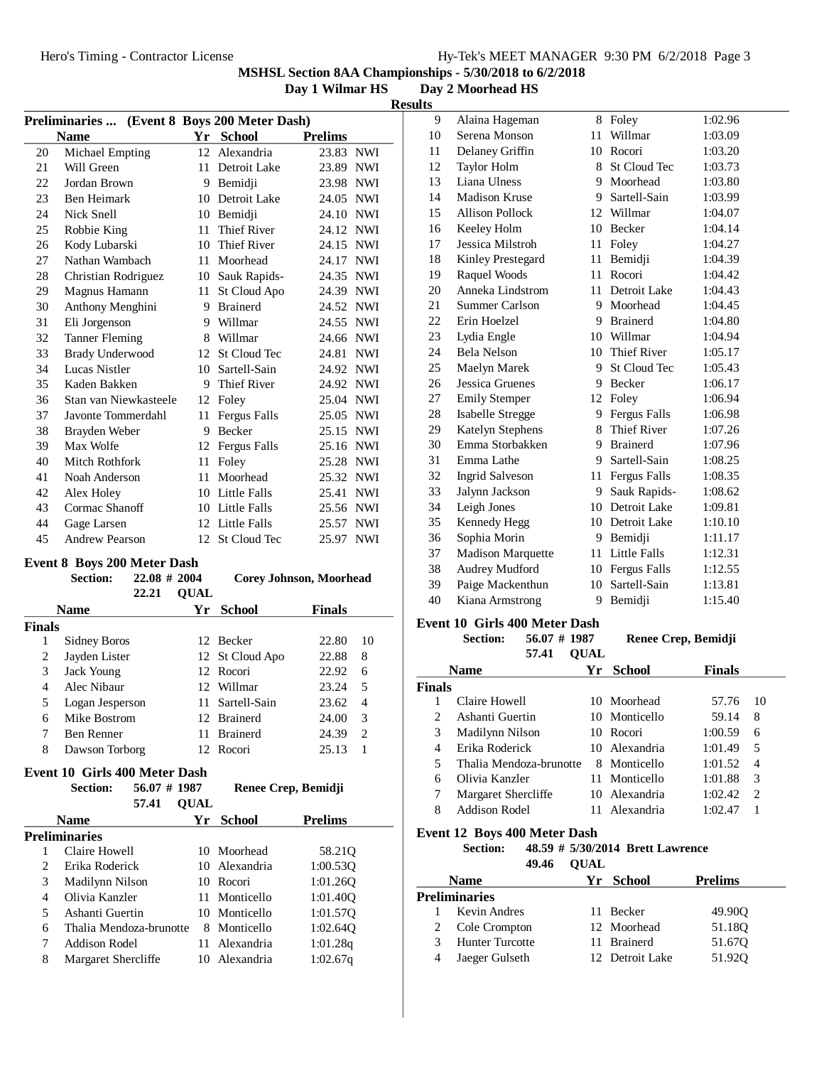MSHSL Section 8AA Championships - 5/30/2018 to 6/2/2018

Day 1 Wilmar HS Day 2 Moorhead HS

Results

### Preliminaries ... (Event 8 Boys 200 Meter Dash)

| | Name | Yr | School | Prelims | |
|---|---|---|---|---|---|
| 20 | Michael Empting | 12 | Alexandria | 23.83 | NWI |
| 21 | Will Green | 11 | Detroit Lake | 23.89 | NWI |
| 22 | Jordan Brown | 9 | Bemidji | 23.98 | NWI |
| 23 | Ben Heimark | 10 | Detroit Lake | 24.05 | NWI |
| 24 | Nick Snell | 10 | Bemidji | 24.10 | NWI |
| 25 | Robbie King | 11 | Thief River | 24.12 | NWI |
| 26 | Kody Lubarski | 10 | Thief River | 24.15 | NWI |
| 27 | Nathan Wambach | 11 | Moorhead | 24.17 | NWI |
| 28 | Christian Rodriguez | 10 | Sauk Rapids- | 24.35 | NWI |
| 29 | Magnus Hamann | 11 | St Cloud Apo | 24.39 | NWI |
| 30 | Anthony Menghini | 9 | Brainerd | 24.52 | NWI |
| 31 | Eli Jorgenson | 9 | Willmar | 24.55 | NWI |
| 32 | Tanner Fleming | 8 | Willmar | 24.66 | NWI |
| 33 | Brady Underwood | 12 | St Cloud Tec | 24.81 | NWI |
| 34 | Lucas Nistler | 10 | Sartell-Sain | 24.92 | NWI |
| 35 | Kaden Bakken | 9 | Thief River | 24.92 | NWI |
| 36 | Stan van Niewkasteele | 12 | Foley | 25.04 | NWI |
| 37 | Javonte Tommerdahl | 11 | Fergus Falls | 25.05 | NWI |
| 38 | Brayden Weber | 9 | Becker | 25.15 | NWI |
| 39 | Max Wolfe | 12 | Fergus Falls | 25.16 | NWI |
| 40 | Mitch Rothfork | 11 | Foley | 25.28 | NWI |
| 41 | Noah Anderson | 11 | Moorhead | 25.32 | NWI |
| 42 | Alex Holey | 10 | Little Falls | 25.41 | NWI |
| 43 | Cormac Shanoff | 10 | Little Falls | 25.56 | NWI |
| 44 | Gage Larsen | 12 | Little Falls | 25.57 | NWI |
| 45 | Andrew Pearson | 12 | St Cloud Tec | 25.97 | NWI |

### Event 8 Boys 200 Meter Dash

Section: 22.08 # 2004 Corey Johnson, Moorhead
22.21 QUAL

| | Name | Yr | School | Finals | |
|---|---|---|---|---|---|
| **Finals** | | | | | |
| 1 | Sidney Boros | 12 | Becker | 22.80 | 10 |
| 2 | Jayden Lister | 12 | St Cloud Apo | 22.88 | 8 |
| 3 | Jack Young | 12 | Rocori | 22.92 | 6 |
| 4 | Alec Nibaur | 12 | Willmar | 23.24 | 5 |
| 5 | Logan Jesperson | 11 | Sartell-Sain | 23.62 | 4 |
| 6 | Mike Bostrom | 12 | Brainerd | 24.00 | 3 |
| 7 | Ben Renner | 11 | Brainerd | 24.39 | 2 |
| 8 | Dawson Torborg | 12 | Rocori | 25.13 | 1 |

### Event 10 Girls 400 Meter Dash

Section: 56.07 # 1987 Renee Crep, Bemidji
57.41 QUAL

| | Name | Yr | School | Prelims |
|---|---|---|---|---|
| **Preliminaries** | | | | |
| 1 | Claire Howell | 10 | Moorhead | 58.21Q |
| 2 | Erika Roderick | 10 | Alexandria | 1:00.53Q |
| 3 | Madilynn Nilson | 10 | Rocori | 1:01.26Q |
| 4 | Olivia Kanzler | 11 | Monticello | 1:01.40Q |
| 5 | Ashanti Guertin | 10 | Monticello | 1:01.57Q |
| 6 | Thalia Mendoza-brunotte | 8 | Monticello | 1:02.64Q |
| 7 | Addison Rodel | 11 | Alexandria | 1:01.28q |
| 8 | Margaret Shercliffe | 10 | Alexandria | 1:02.67q |
| 9 | Alaina Hageman | 8 | Foley | 1:02.96 |
| 10 | Serena Monson | 11 | Willmar | 1:03.09 |
| 11 | Delaney Griffin | 10 | Rocori | 1:03.20 |
| 12 | Taylor Holm | 8 | St Cloud Tec | 1:03.73 |
| 13 | Liana Ulness | 9 | Moorhead | 1:03.80 |
| 14 | Madison Kruse | 9 | Sartell-Sain | 1:03.99 |
| 15 | Allison Pollock | 12 | Willmar | 1:04.07 |
| 16 | Keeley Holm | 10 | Becker | 1:04.14 |
| 17 | Jessica Milstroh | 11 | Foley | 1:04.27 |
| 18 | Kinley Prestegard | 11 | Bemidji | 1:04.39 |
| 19 | Raquel Woods | 11 | Rocori | 1:04.42 |
| 20 | Anneka Lindstrom | 11 | Detroit Lake | 1:04.43 |
| 21 | Summer Carlson | 9 | Moorhead | 1:04.45 |
| 22 | Erin Hoelzel | 9 | Brainerd | 1:04.80 |
| 23 | Lydia Engle | 10 | Willmar | 1:04.94 |
| 24 | Bela Nelson | 10 | Thief River | 1:05.17 |
| 25 | Maelyn Marek | 9 | St Cloud Tec | 1:05.43 |
| 26 | Jessica Gruenes | 9 | Becker | 1:06.17 |
| 27 | Emily Stemper | 12 | Foley | 1:06.94 |
| 28 | Isabelle Stregge | 9 | Fergus Falls | 1:06.98 |
| 29 | Katelyn Stephens | 8 | Thief River | 1:07.26 |
| 30 | Emma Storbakken | 9 | Brainerd | 1:07.96 |
| 31 | Emma Lathe | 9 | Sartell-Sain | 1:08.25 |
| 32 | Ingrid Salveson | 11 | Fergus Falls | 1:08.35 |
| 33 | Jalynn Jackson | 9 | Sauk Rapids- | 1:08.62 |
| 34 | Leigh Jones | 10 | Detroit Lake | 1:09.81 |
| 35 | Kennedy Hegg | 10 | Detroit Lake | 1:10.10 |
| 36 | Sophia Morin | 9 | Bemidji | 1:11.17 |
| 37 | Madison Marquette | 11 | Little Falls | 1:12.31 |
| 38 | Audrey Mudford | 10 | Fergus Falls | 1:12.55 |
| 39 | Paige Mackenthun | 10 | Sartell-Sain | 1:13.81 |
| 40 | Kiana Armstrong | 9 | Bemidji | 1:15.40 |

### Event 10 Girls 400 Meter Dash

Section: 56.07 # 1987 Renee Crep, Bemidji
57.41 QUAL

| | Name | Yr | School | Finals | |
|---|---|---|---|---|---|
| **Finals** | | | | | |
| 1 | Claire Howell | 10 | Moorhead | 57.76 | 10 |
| 2 | Ashanti Guertin | 10 | Monticello | 59.14 | 8 |
| 3 | Madilynn Nilson | 10 | Rocori | 1:00.59 | 6 |
| 4 | Erika Roderick | 10 | Alexandria | 1:01.49 | 5 |
| 5 | Thalia Mendoza-brunotte | 8 | Monticello | 1:01.52 | 4 |
| 6 | Olivia Kanzler | 11 | Monticello | 1:01.88 | 3 |
| 7 | Margaret Shercliffe | 10 | Alexandria | 1:02.42 | 2 |
| 8 | Addison Rodel | 11 | Alexandria | 1:02.47 | 1 |

### Event 12 Boys 400 Meter Dash

Section: 48.59 # 5/30/2014 Brett Lawrence
49.46 QUAL

| | Name | Yr | School | Prelims |
|---|---|---|---|---|
| **Preliminaries** | | | | |
| 1 | Kevin Andres | 11 | Becker | 49.90Q |
| 2 | Cole Crompton | 12 | Moorhead | 51.18Q |
| 3 | Hunter Turcotte | 11 | Brainerd | 51.67Q |
| 4 | Jaeger Gulseth | 12 | Detroit Lake | 51.92Q |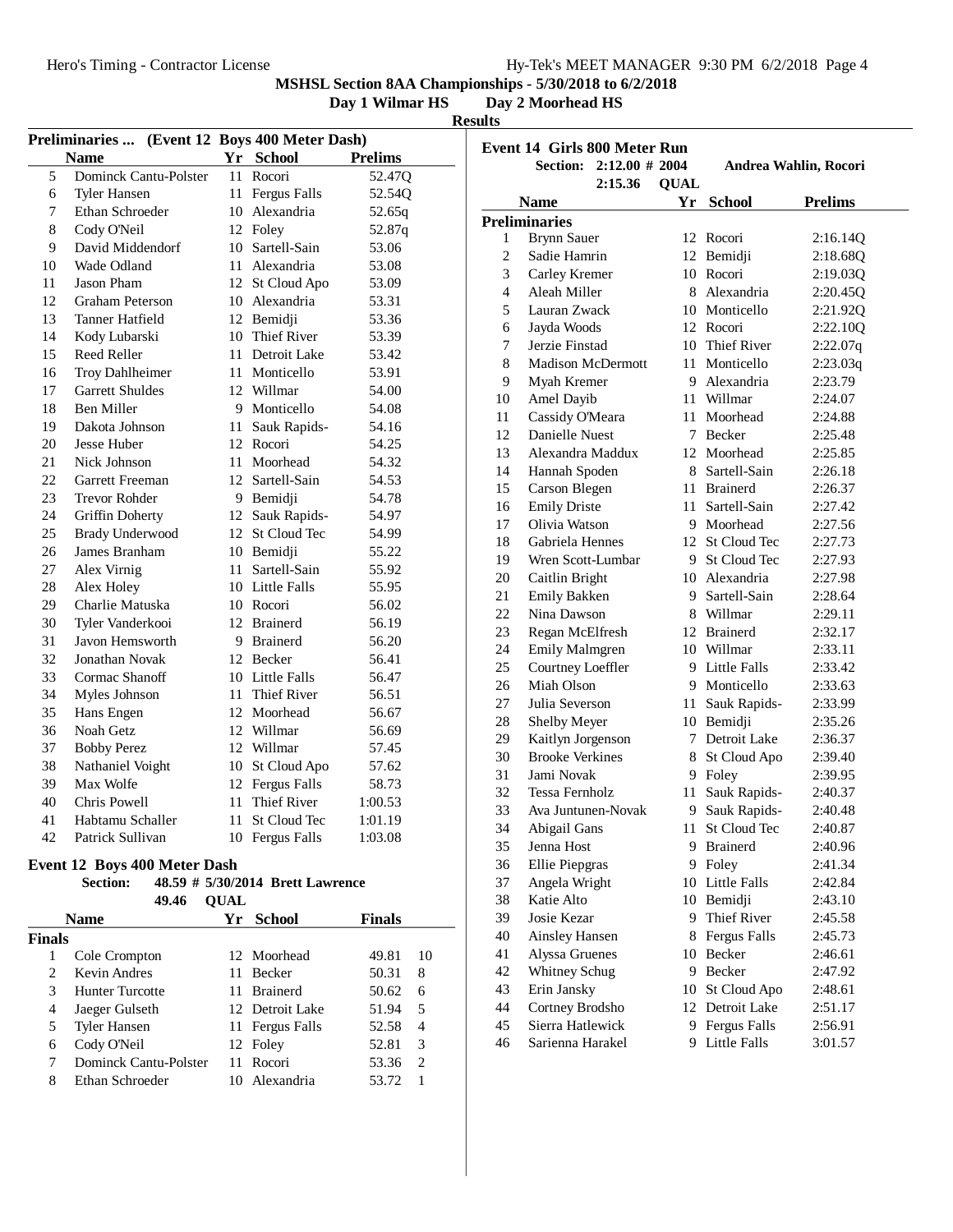## MSHSL Section 8AA Championships - 5/30/2018 to 6/2/2018

**Day 1 Wilmar HS Day 2 Moorhead HS**

**Results**

### Preliminaries ... (Event 12 Boys 400 Meter Dash)

| | Name | Yr | School | Prelims |
|---|---|---|---|---|
| 5 | Dominck Cantu-Polster | 11 | Rocori | 52.47Q |
| 6 | Tyler Hansen | 11 | Fergus Falls | 52.54Q |
| 7 | Ethan Schroeder | 10 | Alexandria | 52.65q |
| 8 | Cody O'Neil | 12 | Foley | 52.87q |
| 9 | David Middendorf | 10 | Sartell-Sain | 53.06 |
| 10 | Wade Odland | 11 | Alexandria | 53.08 |
| 11 | Jason Pham | 12 | St Cloud Apo | 53.09 |
| 12 | Graham Peterson | 10 | Alexandria | 53.31 |
| 13 | Tanner Hatfield | 12 | Bemidji | 53.36 |
| 14 | Kody Lubarski | 10 | Thief River | 53.39 |
| 15 | Reed Reller | 11 | Detroit Lake | 53.42 |
| 16 | Troy Dahlheimer | 11 | Monticello | 53.91 |
| 17 | Garrett Shuldes | 12 | Willmar | 54.00 |
| 18 | Ben Miller | 9 | Monticello | 54.08 |
| 19 | Dakota Johnson | 11 | Sauk Rapids- | 54.16 |
| 20 | Jesse Huber | 12 | Rocori | 54.25 |
| 21 | Nick Johnson | 11 | Moorhead | 54.32 |
| 22 | Garrett Freeman | 12 | Sartell-Sain | 54.53 |
| 23 | Trevor Rohder | 9 | Bemidji | 54.78 |
| 24 | Griffin Doherty | 12 | Sauk Rapids- | 54.97 |
| 25 | Brady Underwood | 12 | St Cloud Tec | 54.99 |
| 26 | James Branham | 10 | Bemidji | 55.22 |
| 27 | Alex Virnig | 11 | Sartell-Sain | 55.92 |
| 28 | Alex Holey | 10 | Little Falls | 55.95 |
| 29 | Charlie Matuska | 10 | Rocori | 56.02 |
| 30 | Tyler Vanderkooi | 12 | Brainerd | 56.19 |
| 31 | Javon Hemsworth | 9 | Brainerd | 56.20 |
| 32 | Jonathan Novak | 12 | Becker | 56.41 |
| 33 | Cormac Shanoff | 10 | Little Falls | 56.47 |
| 34 | Myles Johnson | 11 | Thief River | 56.51 |
| 35 | Hans Engen | 12 | Moorhead | 56.67 |
| 36 | Noah Getz | 12 | Willmar | 56.69 |
| 37 | Bobby Perez | 12 | Willmar | 57.45 |
| 38 | Nathaniel Voight | 10 | St Cloud Apo | 57.62 |
| 39 | Max Wolfe | 12 | Fergus Falls | 58.73 |
| 40 | Chris Powell | 11 | Thief River | 1:00.53 |
| 41 | Habtamu Schaller | 11 | St Cloud Tec | 1:01.19 |
| 42 | Patrick Sullivan | 10 | Fergus Falls | 1:03.08 |

### Event 12 Boys 400 Meter Dash

**Section: 48.59 # 5/30/2014 Brett Lawrence**
**49.46 QUAL**

| | Name | Yr | School | Finals | |
|---|---|---|---|---|---|
| **Finals** | | | | | |
| 1 | Cole Crompton | 12 | Moorhead | 49.81 | 10 |
| 2 | Kevin Andres | 11 | Becker | 50.31 | 8 |
| 3 | Hunter Turcotte | 11 | Brainerd | 50.62 | 6 |
| 4 | Jaeger Gulseth | 12 | Detroit Lake | 51.94 | 5 |
| 5 | Tyler Hansen | 11 | Fergus Falls | 52.58 | 4 |
| 6 | Cody O'Neil | 12 | Foley | 52.81 | 3 |
| 7 | Dominck Cantu-Polster | 11 | Rocori | 53.36 | 2 |
| 8 | Ethan Schroeder | 10 | Alexandria | 53.72 | 1 |

### Event 14 Girls 800 Meter Run

**Section: 2:12.00 # 2004 Andrea Wahlin, Rocori**
**2:15.36 QUAL**

| | Name | Yr | School | Prelims |
|---|---|---|---|---|
| **Preliminaries** | | | | |
| 1 | Brynn Sauer | 12 | Rocori | 2:16.14Q |
| 2 | Sadie Hamrin | 12 | Bemidji | 2:18.68Q |
| 3 | Carley Kremer | 10 | Rocori | 2:19.03Q |
| 4 | Aleah Miller | 8 | Alexandria | 2:20.45Q |
| 5 | Lauran Zwack | 10 | Monticello | 2:21.92Q |
| 6 | Jayda Woods | 12 | Rocori | 2:22.10Q |
| 7 | Jerzie Finstad | 10 | Thief River | 2:22.07q |
| 8 | Madison McDermott | 11 | Monticello | 2:23.03q |
| 9 | Myah Kremer | 9 | Alexandria | 2:23.79 |
| 10 | Amel Dayib | 11 | Willmar | 2:24.07 |
| 11 | Cassidy O'Meara | 11 | Moorhead | 2:24.88 |
| 12 | Danielle Nuest | 7 | Becker | 2:25.48 |
| 13 | Alexandra Maddux | 12 | Moorhead | 2:25.85 |
| 14 | Hannah Spoden | 8 | Sartell-Sain | 2:26.18 |
| 15 | Carson Blegen | 11 | Brainerd | 2:26.37 |
| 16 | Emily Driste | 11 | Sartell-Sain | 2:27.42 |
| 17 | Olivia Watson | 9 | Moorhead | 2:27.56 |
| 18 | Gabriela Hennes | 12 | St Cloud Tec | 2:27.73 |
| 19 | Wren Scott-Lumbar | 9 | St Cloud Tec | 2:27.93 |
| 20 | Caitlin Bright | 10 | Alexandria | 2:27.98 |
| 21 | Emily Bakken | 9 | Sartell-Sain | 2:28.64 |
| 22 | Nina Dawson | 8 | Willmar | 2:29.11 |
| 23 | Regan McElfresh | 12 | Brainerd | 2:32.17 |
| 24 | Emily Malmgren | 10 | Willmar | 2:33.11 |
| 25 | Courtney Loeffler | 9 | Little Falls | 2:33.42 |
| 26 | Miah Olson | 9 | Monticello | 2:33.63 |
| 27 | Julia Severson | 11 | Sauk Rapids- | 2:33.99 |
| 28 | Shelby Meyer | 10 | Bemidji | 2:35.26 |
| 29 | Kaitlyn Jorgenson | 7 | Detroit Lake | 2:36.37 |
| 30 | Brooke Verkines | 8 | St Cloud Apo | 2:39.40 |
| 31 | Jami Novak | 9 | Foley | 2:39.95 |
| 32 | Tessa Fernholz | 11 | Sauk Rapids- | 2:40.37 |
| 33 | Ava Juntunen-Novak | 9 | Sauk Rapids- | 2:40.48 |
| 34 | Abigail Gans | 11 | St Cloud Tec | 2:40.87 |
| 35 | Jenna Host | 9 | Brainerd | 2:40.96 |
| 36 | Ellie Piepgras | 9 | Foley | 2:41.34 |
| 37 | Angela Wright | 10 | Little Falls | 2:42.84 |
| 38 | Katie Alto | 10 | Bemidji | 2:43.10 |
| 39 | Josie Kezar | 9 | Thief River | 2:45.58 |
| 40 | Ainsley Hansen | 8 | Fergus Falls | 2:45.73 |
| 41 | Alyssa Gruenes | 10 | Becker | 2:46.61 |
| 42 | Whitney Schug | 9 | Becker | 2:47.92 |
| 43 | Erin Jansky | 10 | St Cloud Apo | 2:48.61 |
| 44 | Cortney Brodsho | 12 | Detroit Lake | 2:51.17 |
| 45 | Sierra Hatlewick | 9 | Fergus Falls | 2:56.91 |
| 46 | Sarienna Harakel | 9 | Little Falls | 3:01.57 |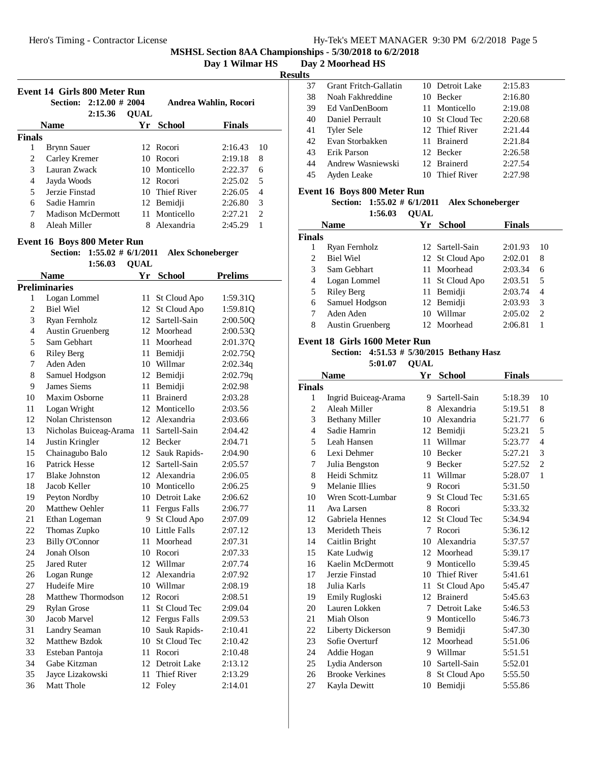**MSHSL Section 8AA Championships - 5/30/2018 to 6/2/2018**

**Day 1 Wilmar HS Day 2 Moorhead HS**

**Results**

### Event 14 Girls 800 Meter Run

**Section: 2:12.00 # 2004 Andrea Wahlin, Rocori**

**2:15.36 QUAL**

| | Name | Yr | School | Finals | |
|---|---|---|---|---|---|
| **Finals** | | | | | |
| 1 | Brynn Sauer | 12 | Rocori | 2:16.43 | 10 |
| 2 | Carley Kremer | 10 | Rocori | 2:19.18 | 8 |
| 3 | Lauran Zwack | 10 | Monticello | 2:22.37 | 6 |
| 4 | Jayda Woods | 12 | Rocori | 2:25.02 | 5 |
| 5 | Jerzie Finstad | 10 | Thief River | 2:26.05 | 4 |
| 6 | Sadie Hamrin | 12 | Bemidji | 2:26.80 | 3 |
| 7 | Madison McDermott | 11 | Monticello | 2:27.21 | 2 |
| 8 | Aleah Miller | 8 | Alexandria | 2:45.29 | 1 |

### Event 16 Boys 800 Meter Run

**Section: 1:55.02 # 6/1/2011 Alex Schoneberger**

**1:56.03 QUAL**

| | Name | Yr | School | Prelims |
|---|---|---|---|---|
| **Preliminaries** | | | | |
| 1 | Logan Lommel | 11 | St Cloud Apo | 1:59.31Q |
| 2 | Biel Wiel | 12 | St Cloud Apo | 1:59.81Q |
| 3 | Ryan Fernholz | 12 | Sartell-Sain | 2:00.50Q |
| 4 | Austin Gruenberg | 12 | Moorhead | 2:00.53Q |
| 5 | Sam Gebhart | 11 | Moorhead | 2:01.37Q |
| 6 | Riley Berg | 11 | Bemidji | 2:02.75Q |
| 7 | Aden Aden | 10 | Willmar | 2:02.34q |
| 8 | Samuel Hodgson | 12 | Bemidji | 2:02.79q |
| 9 | James Siems | 11 | Bemidji | 2:02.98 |
| 10 | Maxim Osborne | 11 | Brainerd | 2:03.28 |
| 11 | Logan Wright | 12 | Monticello | 2:03.56 |
| 12 | Nolan Christenson | 12 | Alexandria | 2:03.66 |
| 13 | Nicholas Buiceag-Arama | 11 | Sartell-Sain | 2:04.42 |
| 14 | Justin Kringler | 12 | Becker | 2:04.71 |
| 15 | Chainagubo Balo | 12 | Sauk Rapids- | 2:04.90 |
| 16 | Patrick Hesse | 12 | Sartell-Sain | 2:05.57 |
| 17 | Blake Johnston | 12 | Alexandria | 2:06.05 |
| 18 | Jacob Keller | 10 | Monticello | 2:06.25 |
| 19 | Peyton Nordby | 10 | Detroit Lake | 2:06.62 |
| 20 | Matthew Oehler | 11 | Fergus Falls | 2:06.77 |
| 21 | Ethan Logeman | 9 | St Cloud Apo | 2:07.09 |
| 22 | Thomas Zupko | 10 | Little Falls | 2:07.12 |
| 23 | Billy O'Connor | 11 | Moorhead | 2:07.31 |
| 24 | Jonah Olson | 10 | Rocori | 2:07.33 |
| 25 | Jared Ruter | 12 | Willmar | 2:07.74 |
| 26 | Logan Runge | 12 | Alexandria | 2:07.92 |
| 27 | Hudeife Mire | 10 | Willmar | 2:08.19 |
| 28 | Matthew Thormodson | 12 | Rocori | 2:08.51 |
| 29 | Rylan Grose | 11 | St Cloud Tec | 2:09.04 |
| 30 | Jacob Marvel | 12 | Fergus Falls | 2:09.53 |
| 31 | Landry Seaman | 10 | Sauk Rapids- | 2:10.41 |
| 32 | Matthew Bzdok | 10 | St Cloud Tec | 2:10.42 |
| 33 | Esteban Pantoja | 11 | Rocori | 2:10.48 |
| 34 | Gabe Kitzman | 12 | Detroit Lake | 2:13.12 |
| 35 | Jayce Lizakowski | 11 | Thief River | 2:13.29 |
| 36 | Matt Thole | 12 | Foley | 2:14.01 |
| 37 | Grant Fritch-Gallatin | 10 | Detroit Lake | 2:15.83 |
| 38 | Noah Fakhreddine | 10 | Becker | 2:16.80 |
| 39 | Ed VanDenBoom | 11 | Monticello | 2:19.08 |
| 40 | Daniel Perrault | 10 | St Cloud Tec | 2:20.68 |
| 41 | Tyler Sele | 12 | Thief River | 2:21.44 |
| 42 | Evan Storbakken | 11 | Brainerd | 2:21.84 |
| 43 | Erik Parson | 12 | Becker | 2:26.58 |
| 44 | Andrew Wasniewski | 12 | Brainerd | 2:27.54 |
| 45 | Ayden Leake | 10 | Thief River | 2:27.98 |

### Event 16 Boys 800 Meter Run

**Section: 1:55.02 # 6/1/2011 Alex Schoneberger**

**1:56.03 QUAL**

| | Name | Yr | School | Finals | |
|---|---|---|---|---|---|
| **Finals** | | | | | |
| 1 | Ryan Fernholz | 12 | Sartell-Sain | 2:01.93 | 10 |
| 2 | Biel Wiel | 12 | St Cloud Apo | 2:02.01 | 8 |
| 3 | Sam Gebhart | 11 | Moorhead | 2:03.34 | 6 |
| 4 | Logan Lommel | 11 | St Cloud Apo | 2:03.51 | 5 |
| 5 | Riley Berg | 11 | Bemidji | 2:03.74 | 4 |
| 6 | Samuel Hodgson | 12 | Bemidji | 2:03.93 | 3 |
| 7 | Aden Aden | 10 | Willmar | 2:05.02 | 2 |
| 8 | Austin Gruenberg | 12 | Moorhead | 2:06.81 | 1 |

### Event 18 Girls 1600 Meter Run

**Section: 4:51.53 # 5/30/2015 Bethany Hasz**

**5:01.07 QUAL**

| | Name | Yr | School | Finals | |
|---|---|---|---|---|---|
| **Finals** | | | | | |
| 1 | Ingrid Buiceag-Arama | 9 | Sartell-Sain | 5:18.39 | 10 |
| 2 | Aleah Miller | 8 | Alexandria | 5:19.51 | 8 |
| 3 | Bethany Miller | 10 | Alexandria | 5:21.77 | 6 |
| 4 | Sadie Hamrin | 12 | Bemidji | 5:23.21 | 5 |
| 5 | Leah Hansen | 11 | Willmar | 5:23.77 | 4 |
| 6 | Lexi Dehmer | 10 | Becker | 5:27.21 | 3 |
| 7 | Julia Bengston | 9 | Becker | 5:27.52 | 2 |
| 8 | Heidi Schmitz | 11 | Willmar | 5:28.07 | 1 |
| 9 | Melanie Illies | 9 | Rocori | 5:31.50 | |
| 10 | Wren Scott-Lumbar | 9 | St Cloud Tec | 5:31.65 | |
| 11 | Ava Larsen | 8 | Rocori | 5:33.32 | |
| 12 | Gabriela Hennes | 12 | St Cloud Tec | 5:34.94 | |
| 13 | Merideth Theis | 7 | Rocori | 5:36.12 | |
| 14 | Caitlin Bright | 10 | Alexandria | 5:37.57 | |
| 15 | Kate Ludwig | 12 | Moorhead | 5:39.17 | |
| 16 | Kaelin McDermott | 9 | Monticello | 5:39.45 | |
| 17 | Jerzie Finstad | 10 | Thief River | 5:41.61 | |
| 18 | Julia Karls | 11 | St Cloud Apo | 5:45.47 | |
| 19 | Emily Rugloski | 12 | Brainerd | 5:45.63 | |
| 20 | Lauren Lokken | 7 | Detroit Lake | 5:46.53 | |
| 21 | Miah Olson | 9 | Monticello | 5:46.73 | |
| 22 | Liberty Dickerson | 9 | Bemidji | 5:47.30 | |
| 23 | Sofie Overturf | 12 | Moorhead | 5:51.06 | |
| 24 | Addie Hogan | 9 | Willmar | 5:51.51 | |
| 25 | Lydia Anderson | 10 | Sartell-Sain | 5:52.01 | |
| 26 | Brooke Verkines | 8 | St Cloud Apo | 5:55.50 | |
| 27 | Kayla Dewitt | 10 | Bemidji | 5:55.86 | |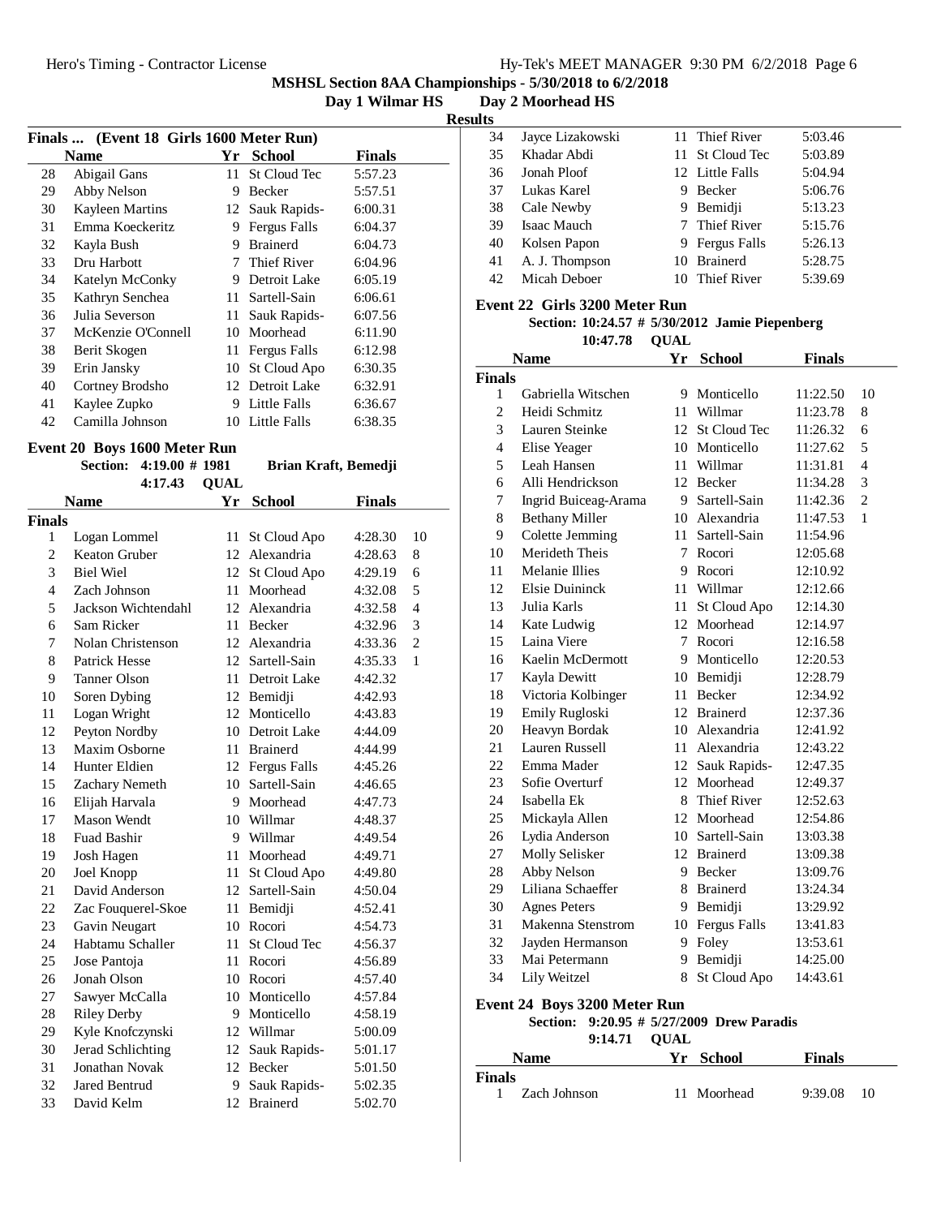## MSHSL Section 8AA Championships - 5/30/2018 to 6/2/2018

**Day 1 Wilmar HS  Day 2 Moorhead HS**

**Results**

### Finals ... (Event 18 Girls 1600 Meter Run)

| | Name | Yr | School | Finals |
|---|---|---|---|---|
| 28 | Abigail Gans | 11 | St Cloud Tec | 5:57.23 |
| 29 | Abby Nelson | 9 | Becker | 5:57.51 |
| 30 | Kayleen Martins | 12 | Sauk Rapids- | 6:00.31 |
| 31 | Emma Koeckeritz | 9 | Fergus Falls | 6:04.37 |
| 32 | Kayla Bush | 9 | Brainerd | 6:04.73 |
| 33 | Dru Harbott | 7 | Thief River | 6:04.96 |
| 34 | Katelyn McConky | 9 | Detroit Lake | 6:05.19 |
| 35 | Kathryn Senchea | 11 | Sartell-Sain | 6:06.61 |
| 36 | Julia Severson | 11 | Sauk Rapids- | 6:07.56 |
| 37 | McKenzie O'Connell | 10 | Moorhead | 6:11.90 |
| 38 | Berit Skogen | 11 | Fergus Falls | 6:12.98 |
| 39 | Erin Jansky | 10 | St Cloud Apo | 6:30.35 |
| 40 | Cortney Brodsho | 12 | Detroit Lake | 6:32.91 |
| 41 | Kaylee Zupko | 9 | Little Falls | 6:36.67 |
| 42 | Camilla Johnson | 10 | Little Falls | 6:38.35 |

### Event 20 Boys 1600 Meter Run

Section: 4:19.00 # 1981 Brian Kraft, Bemedji

4:17.43 QUAL

| | Name | Yr | School | Finals | |
|---|---|---|---|---|---|
| **Finals** | | | | | |
| 1 | Logan Lommel | 11 | St Cloud Apo | 4:28.30 | 10 |
| 2 | Keaton Gruber | 12 | Alexandria | 4:28.63 | 8 |
| 3 | Biel Wiel | 12 | St Cloud Apo | 4:29.19 | 6 |
| 4 | Zach Johnson | 11 | Moorhead | 4:32.08 | 5 |
| 5 | Jackson Wichtendahl | 12 | Alexandria | 4:32.58 | 4 |
| 6 | Sam Ricker | 11 | Becker | 4:32.96 | 3 |
| 7 | Nolan Christenson | 12 | Alexandria | 4:33.36 | 2 |
| 8 | Patrick Hesse | 12 | Sartell-Sain | 4:35.33 | 1 |
| 9 | Tanner Olson | 11 | Detroit Lake | 4:42.32 | |
| 10 | Soren Dybing | 12 | Bemidji | 4:42.93 | |
| 11 | Logan Wright | 12 | Monticello | 4:43.83 | |
| 12 | Peyton Nordby | 10 | Detroit Lake | 4:44.09 | |
| 13 | Maxim Osborne | 11 | Brainerd | 4:44.99 | |
| 14 | Hunter Eldien | 12 | Fergus Falls | 4:45.26 | |
| 15 | Zachary Nemeth | 10 | Sartell-Sain | 4:46.65 | |
| 16 | Elijah Harvala | 9 | Moorhead | 4:47.73 | |
| 17 | Mason Wendt | 10 | Willmar | 4:48.37 | |
| 18 | Fuad Bashir | 9 | Willmar | 4:49.54 | |
| 19 | Josh Hagen | 11 | Moorhead | 4:49.71 | |
| 20 | Joel Knopp | 11 | St Cloud Apo | 4:49.80 | |
| 21 | David Anderson | 12 | Sartell-Sain | 4:50.04 | |
| 22 | Zac Fouquerel-Skoe | 11 | Bemidji | 4:52.41 | |
| 23 | Gavin Neugart | 10 | Rocori | 4:54.73 | |
| 24 | Habtamu Schaller | 11 | St Cloud Tec | 4:56.37 | |
| 25 | Jose Pantoja | 11 | Rocori | 4:56.89 | |
| 26 | Jonah Olson | 10 | Rocori | 4:57.40 | |
| 27 | Sawyer McCalla | 10 | Monticello | 4:57.84 | |
| 28 | Riley Derby | 9 | Monticello | 4:58.19 | |
| 29 | Kyle Knofczynski | 12 | Willmar | 5:00.09 | |
| 30 | Jerad Schlichting | 12 | Sauk Rapids- | 5:01.17 | |
| 31 | Jonathan Novak | 12 | Becker | 5:01.50 | |
| 32 | Jared Bentrud | 9 | Sauk Rapids- | 5:02.35 | |
| 33 | David Kelm | 12 | Brainerd | 5:02.70 | |
| 34 | Jayce Lizakowski | 11 | Thief River | 5:03.46 | |
| 35 | Khadar Abdi | 11 | St Cloud Tec | 5:03.89 | |
| 36 | Jonah Ploof | 12 | Little Falls | 5:04.94 | |
| 37 | Lukas Karel | 9 | Becker | 5:06.76 | |
| 38 | Cale Newby | 9 | Bemidji | 5:13.23 | |
| 39 | Isaac Mauch | 7 | Thief River | 5:15.76 | |
| 40 | Kolsen Papon | 9 | Fergus Falls | 5:26.13 | |
| 41 | A. J. Thompson | 10 | Brainerd | 5:28.75 | |
| 42 | Micah Deboer | 10 | Thief River | 5:39.69 | |

### Event 22 Girls 3200 Meter Run

Section: 10:24.57 # 5/30/2012 Jamie Piepenberg

10:47.78 QUAL

| | Name | Yr | School | Finals | |
|---|---|---|---|---|---|
| **Finals** | | | | | |
| 1 | Gabriella Witschen | 9 | Monticello | 11:22.50 | 10 |
| 2 | Heidi Schmitz | 11 | Willmar | 11:23.78 | 8 |
| 3 | Lauren Steinke | 12 | St Cloud Tec | 11:26.32 | 6 |
| 4 | Elise Yeager | 10 | Monticello | 11:27.62 | 5 |
| 5 | Leah Hansen | 11 | Willmar | 11:31.81 | 4 |
| 6 | Alli Hendrickson | 12 | Becker | 11:34.28 | 3 |
| 7 | Ingrid Buiceag-Arama | 9 | Sartell-Sain | 11:42.36 | 2 |
| 8 | Bethany Miller | 10 | Alexandria | 11:47.53 | 1 |
| 9 | Colette Jemming | 11 | Sartell-Sain | 11:54.96 | |
| 10 | Merideth Theis | 7 | Rocori | 12:05.68 | |
| 11 | Melanie Illies | 9 | Rocori | 12:10.92 | |
| 12 | Elsie Duininck | 11 | Willmar | 12:12.66 | |
| 13 | Julia Karls | 11 | St Cloud Apo | 12:14.30 | |
| 14 | Kate Ludwig | 12 | Moorhead | 12:14.97 | |
| 15 | Laina Viere | 7 | Rocori | 12:16.58 | |
| 16 | Kaelin McDermott | 9 | Monticello | 12:20.53 | |
| 17 | Kayla Dewitt | 10 | Bemidji | 12:28.79 | |
| 18 | Victoria Kolbinger | 11 | Becker | 12:34.92 | |
| 19 | Emily Rugloski | 12 | Brainerd | 12:37.36 | |
| 20 | Heavyn Bordak | 10 | Alexandria | 12:41.92 | |
| 21 | Lauren Russell | 11 | Alexandria | 12:43.22 | |
| 22 | Emma Mader | 12 | Sauk Rapids- | 12:47.35 | |
| 23 | Sofie Overturf | 12 | Moorhead | 12:49.37 | |
| 24 | Isabella Ek | 8 | Thief River | 12:52.63 | |
| 25 | Mickayla Allen | 12 | Moorhead | 12:54.86 | |
| 26 | Lydia Anderson | 10 | Sartell-Sain | 13:03.38 | |
| 27 | Molly Selisker | 12 | Brainerd | 13:09.38 | |
| 28 | Abby Nelson | 9 | Becker | 13:09.76 | |
| 29 | Liliana Schaeffer | 8 | Brainerd | 13:24.34 | |
| 30 | Agnes Peters | 9 | Bemidji | 13:29.92 | |
| 31 | Makenna Stenstrom | 10 | Fergus Falls | 13:41.83 | |
| 32 | Jayden Hermanson | 9 | Foley | 13:53.61 | |
| 33 | Mai Petermann | 9 | Bemidji | 14:25.00 | |
| 34 | Lily Weitzel | 8 | St Cloud Apo | 14:43.61 | |

### Event 24 Boys 3200 Meter Run

Section: 9:20.95 # 5/27/2009 Drew Paradis

9:14.71 QUAL

| | Name | Yr | School | Finals | |
|---|---|---|---|---|---|
| **Finals** | | | | | |
| 1 | Zach Johnson | 11 | Moorhead | 9:39.08 | 10 |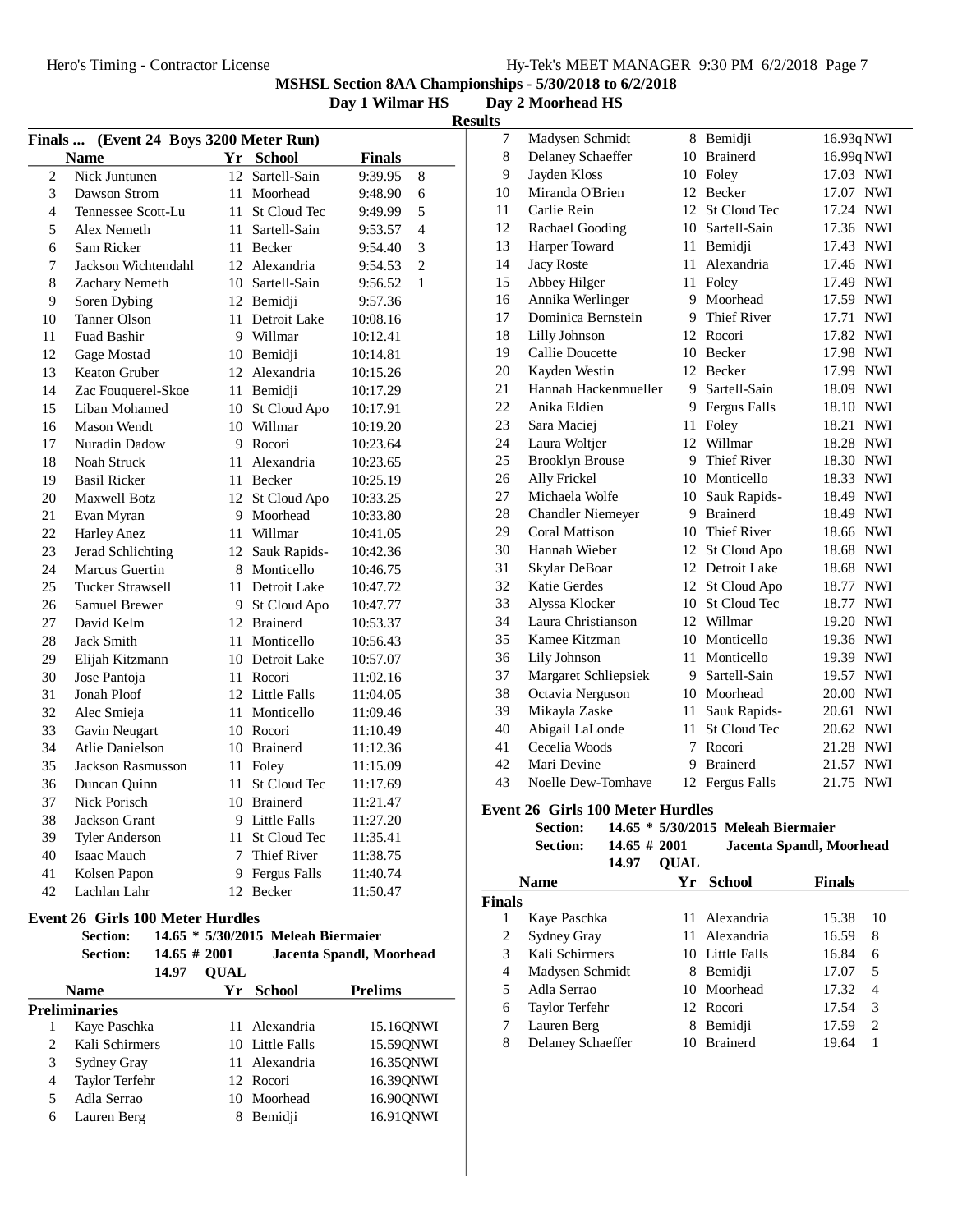MSHSL Section 8AA Championships - 5/30/2018 to 6/2/2018

Day 1 Wilmar HS Day 2 Moorhead HS

Results

## Finals ... (Event 24 Boys 3200 Meter Run)

| | Name | Yr | School | Finals | |
|---|---|---|---|---|---|
| 2 | Nick Juntunen | 12 | Sartell-Sain | 9:39.95 | 8 |
| 3 | Dawson Strom | 11 | Moorhead | 9:48.90 | 6 |
| 4 | Tennessee Scott-Lu | 11 | St Cloud Tec | 9:49.99 | 5 |
| 5 | Alex Nemeth | 11 | Sartell-Sain | 9:53.57 | 4 |
| 6 | Sam Ricker | 11 | Becker | 9:54.40 | 3 |
| 7 | Jackson Wichtendahl | 12 | Alexandria | 9:54.53 | 2 |
| 8 | Zachary Nemeth | 10 | Sartell-Sain | 9:56.52 | 1 |
| 9 | Soren Dybing | 12 | Bemidji | 9:57.36 | |
| 10 | Tanner Olson | 11 | Detroit Lake | 10:08.16 | |
| 11 | Fuad Bashir | 9 | Willmar | 10:12.41 | |
| 12 | Gage Mostad | 10 | Bemidji | 10:14.81 | |
| 13 | Keaton Gruber | 12 | Alexandria | 10:15.26 | |
| 14 | Zac Fouquerel-Skoe | 11 | Bemidji | 10:17.29 | |
| 15 | Liban Mohamed | 10 | St Cloud Apo | 10:17.91 | |
| 16 | Mason Wendt | 10 | Willmar | 10:19.20 | |
| 17 | Nuradin Dadow | 9 | Rocori | 10:23.64 | |
| 18 | Noah Struck | 11 | Alexandria | 10:23.65 | |
| 19 | Basil Ricker | 11 | Becker | 10:25.19 | |
| 20 | Maxwell Botz | 12 | St Cloud Apo | 10:33.25 | |
| 21 | Evan Myran | 9 | Moorhead | 10:33.80 | |
| 22 | Harley Anez | 11 | Willmar | 10:41.05 | |
| 23 | Jerad Schlichting | 12 | Sauk Rapids- | 10:42.36 | |
| 24 | Marcus Guertin | 8 | Monticello | 10:46.75 | |
| 25 | Tucker Strawsell | 11 | Detroit Lake | 10:47.72 | |
| 26 | Samuel Brewer | 9 | St Cloud Apo | 10:47.77 | |
| 27 | David Kelm | 12 | Brainerd | 10:53.37 | |
| 28 | Jack Smith | 11 | Monticello | 10:56.43 | |
| 29 | Elijah Kitzmann | 10 | Detroit Lake | 10:57.07 | |
| 30 | Jose Pantoja | 11 | Rocori | 11:02.16 | |
| 31 | Jonah Ploof | 12 | Little Falls | 11:04.05 | |
| 32 | Alec Smieja | 11 | Monticello | 11:09.46 | |
| 33 | Gavin Neugart | 10 | Rocori | 11:10.49 | |
| 34 | Atlie Danielson | 10 | Brainerd | 11:12.36 | |
| 35 | Jackson Rasmusson | 11 | Foley | 11:15.09 | |
| 36 | Duncan Quinn | 11 | St Cloud Tec | 11:17.69 | |
| 37 | Nick Porisch | 10 | Brainerd | 11:21.47 | |
| 38 | Jackson Grant | 9 | Little Falls | 11:27.20 | |
| 39 | Tyler Anderson | 11 | St Cloud Tec | 11:35.41 | |
| 40 | Isaac Mauch | 7 | Thief River | 11:38.75 | |
| 41 | Kolsen Papon | 9 | Fergus Falls | 11:40.74 | |
| 42 | Lachlan Lahr | 12 | Becker | 11:50.47 | |

## Event 26 Girls 100 Meter Hurdles

Section: 14.65 * 5/30/2015 Meleah Biermaier

Section: 14.65 # 2001 Jacenta Spandl, Moorhead

14.97 QUAL

### Preliminaries

| | Name | Yr | School | Prelims | |
|---|---|---|---|---|---|
| 1 | Kaye Paschka | 11 | Alexandria | 15.16Q | NWI |
| 2 | Kali Schirmers | 10 | Little Falls | 15.59Q | NWI |
| 3 | Sydney Gray | 11 | Alexandria | 16.35Q | NWI |
| 4 | Taylor Terfehr | 12 | Rocori | 16.39Q | NWI |
| 5 | Adla Serrao | 10 | Moorhead | 16.90Q | NWI |
| 6 | Lauren Berg | 8 | Bemidji | 16.91Q | NWI |
| 7 | Madysen Schmidt | 8 | Bemidji | 16.93q | NWI |
| 8 | Delaney Schaeffer | 10 | Brainerd | 16.99q | NWI |
| 9 | Jayden Kloss | 10 | Foley | 17.03 | NWI |
| 10 | Miranda O'Brien | 12 | Becker | 17.07 | NWI |
| 11 | Carlie Rein | 12 | St Cloud Tec | 17.24 | NWI |
| 12 | Rachael Gooding | 10 | Sartell-Sain | 17.36 | NWI |
| 13 | Harper Toward | 11 | Bemidji | 17.43 | NWI |
| 14 | Jacy Roste | 11 | Alexandria | 17.46 | NWI |
| 15 | Abbey Hilger | 11 | Foley | 17.49 | NWI |
| 16 | Annika Werlinger | 9 | Moorhead | 17.59 | NWI |
| 17 | Dominica Bernstein | 9 | Thief River | 17.71 | NWI |
| 18 | Lilly Johnson | 12 | Rocori | 17.82 | NWI |
| 19 | Callie Doucette | 10 | Becker | 17.98 | NWI |
| 20 | Kayden Westin | 12 | Becker | 17.99 | NWI |
| 21 | Hannah Hackenmueller | 9 | Sartell-Sain | 18.09 | NWI |
| 22 | Anika Eldien | 9 | Fergus Falls | 18.10 | NWI |
| 23 | Sara Maciej | 11 | Foley | 18.21 | NWI |
| 24 | Laura Woltjer | 12 | Willmar | 18.28 | NWI |
| 25 | Brooklyn Brouse | 9 | Thief River | 18.30 | NWI |
| 26 | Ally Frickel | 10 | Monticello | 18.33 | NWI |
| 27 | Michaela Wolfe | 10 | Sauk Rapids- | 18.49 | NWI |
| 28 | Chandler Niemeyer | 9 | Brainerd | 18.49 | NWI |
| 29 | Coral Mattison | 10 | Thief River | 18.66 | NWI |
| 30 | Hannah Wieber | 12 | St Cloud Apo | 18.68 | NWI |
| 31 | Skylar DeBoar | 12 | Detroit Lake | 18.68 | NWI |
| 32 | Katie Gerdes | 12 | St Cloud Apo | 18.77 | NWI |
| 33 | Alyssa Klocker | 10 | St Cloud Tec | 18.77 | NWI |
| 34 | Laura Christianson | 12 | Willmar | 19.20 | NWI |
| 35 | Kamee Kitzman | 10 | Monticello | 19.36 | NWI |
| 36 | Lily Johnson | 11 | Monticello | 19.39 | NWI |
| 37 | Margaret Schliepsiek | 9 | Sartell-Sain | 19.57 | NWI |
| 38 | Octavia Nerguson | 10 | Moorhead | 20.00 | NWI |
| 39 | Mikayla Zaske | 11 | Sauk Rapids- | 20.61 | NWI |
| 40 | Abigail LaLonde | 11 | St Cloud Tec | 20.62 | NWI |
| 41 | Cecelia Woods | 7 | Rocori | 21.28 | NWI |
| 42 | Mari Devine | 9 | Brainerd | 21.57 | NWI |
| 43 | Noelle Dew-Tomhave | 12 | Fergus Falls | 21.75 | NWI |

## Event 26 Girls 100 Meter Hurdles

Section: 14.65 * 5/30/2015 Meleah Biermaier

Section: 14.65 # 2001 Jacenta Spandl, Moorhead

14.97 QUAL

### Finals

| | Name | Yr | School | Finals | |
|---|---|---|---|---|---|
| 1 | Kaye Paschka | 11 | Alexandria | 15.38 | 10 |
| 2 | Sydney Gray | 11 | Alexandria | 16.59 | 8 |
| 3 | Kali Schirmers | 10 | Little Falls | 16.84 | 6 |
| 4 | Madysen Schmidt | 8 | Bemidji | 17.07 | 5 |
| 5 | Adla Serrao | 10 | Moorhead | 17.32 | 4 |
| 6 | Taylor Terfehr | 12 | Rocori | 17.54 | 3 |
| 7 | Lauren Berg | 8 | Bemidji | 17.59 | 2 |
| 8 | Delaney Schaeffer | 10 | Brainerd | 19.64 | 1 |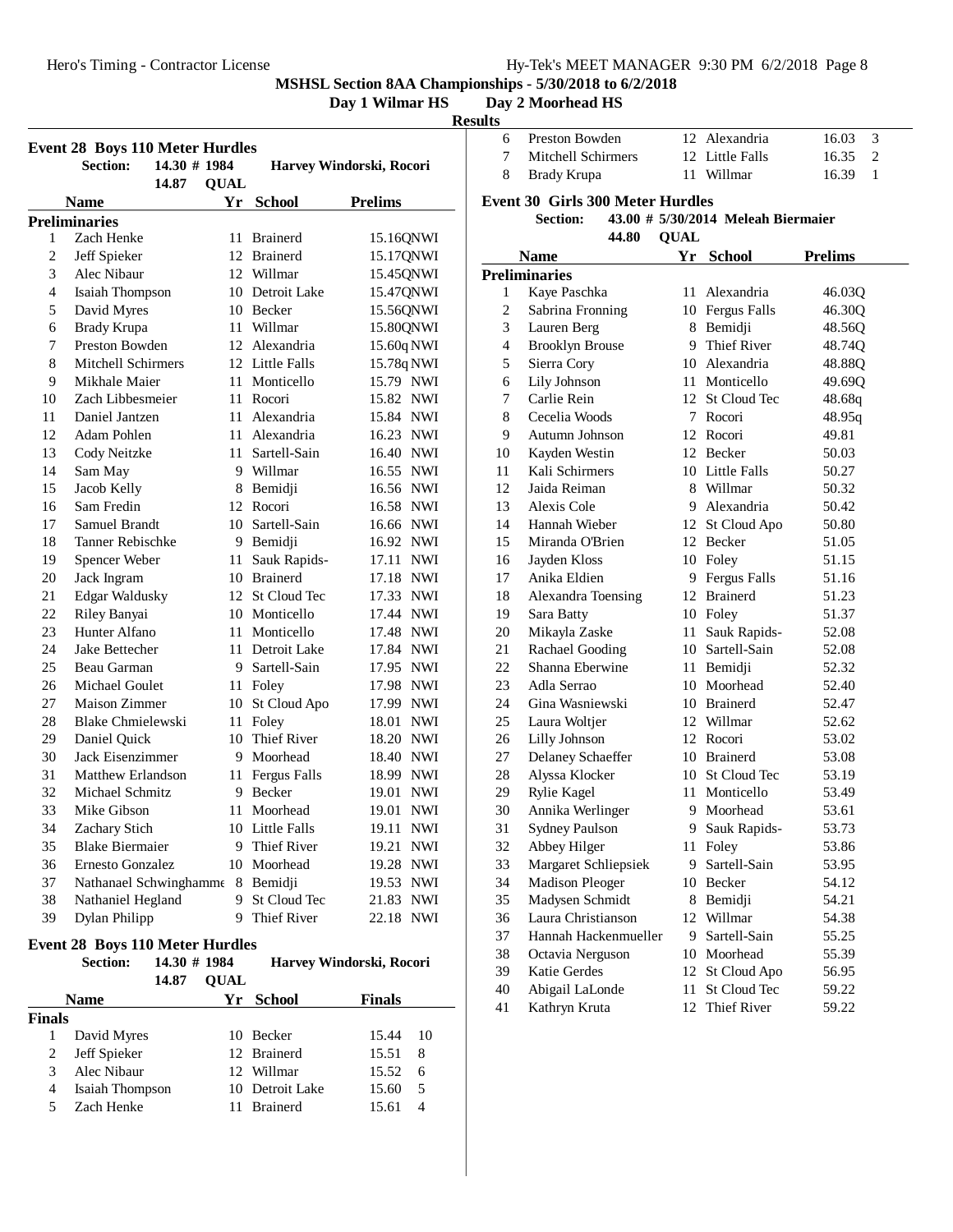MSHSL Section 8AA Championships - 5/30/2018 to 6/2/2018

Day 1 Wilmar HS    Day 2 Moorhead HS

**Results**

### Event 28 Boys 110 Meter Hurdles

Section: 14.30 # 1984 Harvey Windorski, Rocori

14.87 QUAL

**Preliminaries**

| | Name | Yr | School | Prelims | |
|---|---|---|---|---|---|
| 1 | Zach Henke | 11 | Brainerd | 15.16Q | NWI |
| 2 | Jeff Spieker | 12 | Brainerd | 15.17Q | NWI |
| 3 | Alec Nibaur | 12 | Willmar | 15.45Q | NWI |
| 4 | Isaiah Thompson | 10 | Detroit Lake | 15.47Q | NWI |
| 5 | David Myres | 10 | Becker | 15.56Q | NWI |
| 6 | Brady Krupa | 11 | Willmar | 15.80Q | NWI |
| 7 | Preston Bowden | 12 | Alexandria | 15.60q | NWI |
| 8 | Mitchell Schirmers | 12 | Little Falls | 15.78q | NWI |
| 9 | Mikhale Maier | 11 | Monticello | 15.79 | NWI |
| 10 | Zach Libbesmeier | 11 | Rocori | 15.82 | NWI |
| 11 | Daniel Jantzen | 11 | Alexandria | 15.84 | NWI |
| 12 | Adam Pohlen | 11 | Alexandria | 16.23 | NWI |
| 13 | Cody Neitzke | 11 | Sartell-Sain | 16.40 | NWI |
| 14 | Sam May | 9 | Willmar | 16.55 | NWI |
| 15 | Jacob Kelly | 8 | Bemidji | 16.56 | NWI |
| 16 | Sam Fredin | 12 | Rocori | 16.58 | NWI |
| 17 | Samuel Brandt | 10 | Sartell-Sain | 16.66 | NWI |
| 18 | Tanner Rebischke | 9 | Bemidji | 16.92 | NWI |
| 19 | Spencer Weber | 11 | Sauk Rapids- | 17.11 | NWI |
| 20 | Jack Ingram | 10 | Brainerd | 17.18 | NWI |
| 21 | Edgar Waldusky | 12 | St Cloud Tec | 17.33 | NWI |
| 22 | Riley Banyai | 10 | Monticello | 17.44 | NWI |
| 23 | Hunter Alfano | 11 | Monticello | 17.48 | NWI |
| 24 | Jake Bettecher | 11 | Detroit Lake | 17.84 | NWI |
| 25 | Beau Garman | 9 | Sartell-Sain | 17.95 | NWI |
| 26 | Michael Goulet | 11 | Foley | 17.98 | NWI |
| 27 | Maison Zimmer | 10 | St Cloud Apo | 17.99 | NWI |
| 28 | Blake Chmielewski | 11 | Foley | 18.01 | NWI |
| 29 | Daniel Quick | 10 | Thief River | 18.20 | NWI |
| 30 | Jack Eisenzimmer | 9 | Moorhead | 18.40 | NWI |
| 31 | Matthew Erlandson | 11 | Fergus Falls | 18.99 | NWI |
| 32 | Michael Schmitz | 9 | Becker | 19.01 | NWI |
| 33 | Mike Gibson | 11 | Moorhead | 19.01 | NWI |
| 34 | Zachary Stich | 10 | Little Falls | 19.11 | NWI |
| 35 | Blake Biermaier | 9 | Thief River | 19.21 | NWI |
| 36 | Ernesto Gonzalez | 10 | Moorhead | 19.28 | NWI |
| 37 | Nathanael Schwinghamme | 8 | Bemidji | 19.53 | NWI |
| 38 | Nathaniel Hegland | 9 | St Cloud Tec | 21.83 | NWI |
| 39 | Dylan Philipp | 9 | Thief River | 22.18 | NWI |

### Event 28 Boys 110 Meter Hurdles

Section: 14.30 # 1984 Harvey Windorski, Rocori

14.87 QUAL

**Finals**

| | Name | Yr | School | Finals | |
|---|---|---|---|---|---|
| 1 | David Myres | 10 | Becker | 15.44 | 10 |
| 2 | Jeff Spieker | 12 | Brainerd | 15.51 | 8 |
| 3 | Alec Nibaur | 12 | Willmar | 15.52 | 6 |
| 4 | Isaiah Thompson | 10 | Detroit Lake | 15.60 | 5 |
| 5 | Zach Henke | 11 | Brainerd | 15.61 | 4 |
| 6 | Preston Bowden | 12 | Alexandria | 16.03 | 3 |
| 7 | Mitchell Schirmers | 12 | Little Falls | 16.35 | 2 |
| 8 | Brady Krupa | 11 | Willmar | 16.39 | 1 |

### Event 30 Girls 300 Meter Hurdles

Section: 43.00 # 5/30/2014 Meleah Biermaier

44.80 QUAL

**Preliminaries**

| | Name | Yr | School | Prelims |
|---|---|---|---|---|
| 1 | Kaye Paschka | 11 | Alexandria | 46.03Q |
| 2 | Sabrina Fronning | 10 | Fergus Falls | 46.30Q |
| 3 | Lauren Berg | 8 | Bemidji | 48.56Q |
| 4 | Brooklyn Brouse | 9 | Thief River | 48.74Q |
| 5 | Sierra Cory | 10 | Alexandria | 48.88Q |
| 6 | Lily Johnson | 11 | Monticello | 49.69Q |
| 7 | Carlie Rein | 12 | St Cloud Tec | 48.68q |
| 8 | Cecelia Woods | 7 | Rocori | 48.95q |
| 9 | Autumn Johnson | 12 | Rocori | 49.81 |
| 10 | Kayden Westin | 12 | Becker | 50.03 |
| 11 | Kali Schirmers | 10 | Little Falls | 50.27 |
| 12 | Jaida Reiman | 8 | Willmar | 50.32 |
| 13 | Alexis Cole | 9 | Alexandria | 50.42 |
| 14 | Hannah Wieber | 12 | St Cloud Apo | 50.80 |
| 15 | Miranda O'Brien | 12 | Becker | 51.05 |
| 16 | Jayden Kloss | 10 | Foley | 51.15 |
| 17 | Anika Eldien | 9 | Fergus Falls | 51.16 |
| 18 | Alexandra Toensing | 12 | Brainerd | 51.23 |
| 19 | Sara Batty | 10 | Foley | 51.37 |
| 20 | Mikayla Zaske | 11 | Sauk Rapids- | 52.08 |
| 21 | Rachael Gooding | 10 | Sartell-Sain | 52.08 |
| 22 | Shanna Eberwine | 11 | Bemidji | 52.32 |
| 23 | Adla Serrao | 10 | Moorhead | 52.40 |
| 24 | Gina Wasniewski | 10 | Brainerd | 52.47 |
| 25 | Laura Woltjer | 12 | Willmar | 52.62 |
| 26 | Lilly Johnson | 12 | Rocori | 53.02 |
| 27 | Delaney Schaeffer | 10 | Brainerd | 53.08 |
| 28 | Alyssa Klocker | 10 | St Cloud Tec | 53.19 |
| 29 | Rylie Kagel | 11 | Monticello | 53.49 |
| 30 | Annika Werlinger | 9 | Moorhead | 53.61 |
| 31 | Sydney Paulson | 9 | Sauk Rapids- | 53.73 |
| 32 | Abbey Hilger | 11 | Foley | 53.86 |
| 33 | Margaret Schliepsiek | 9 | Sartell-Sain | 53.95 |
| 34 | Madison Pleoger | 10 | Becker | 54.12 |
| 35 | Madysen Schmidt | 8 | Bemidji | 54.21 |
| 36 | Laura Christianson | 12 | Willmar | 54.38 |
| 37 | Hannah Hackenmueller | 9 | Sartell-Sain | 55.25 |
| 38 | Octavia Nerguson | 10 | Moorhead | 55.39 |
| 39 | Katie Gerdes | 12 | St Cloud Apo | 56.95 |
| 40 | Abigail LaLonde | 11 | St Cloud Tec | 59.22 |
| 41 | Kathryn Kruta | 12 | Thief River | 59.22 |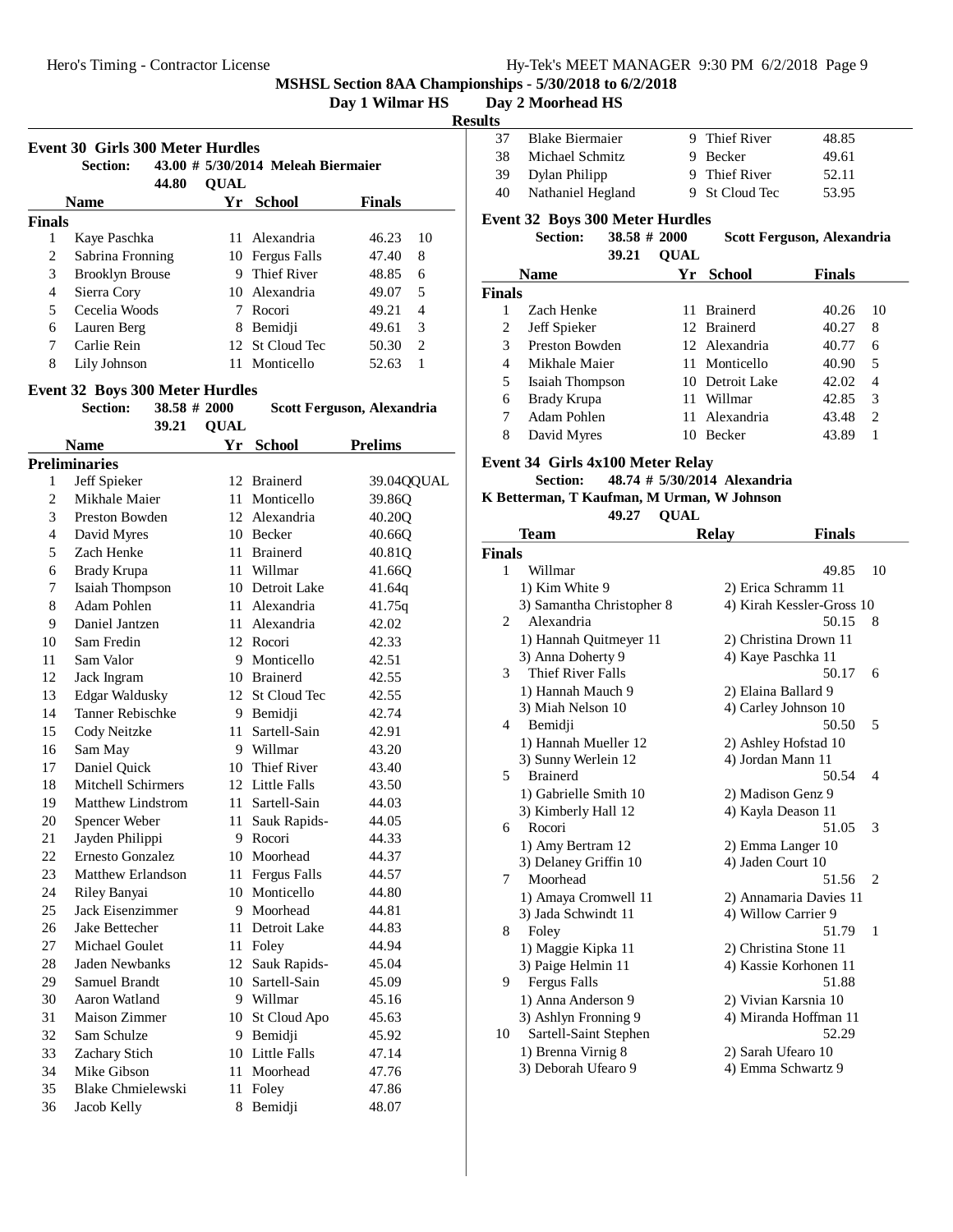MSHSL Section 8AA Championships - 5/30/2018 to 6/2/2018

Day 1 Wilmar HS Day 2 Moorhead HS

**Results**

### Event 30 Girls 300 Meter Hurdles

Section: 43.00 # 5/30/2014 Meleah Biermaier

44.80 QUAL

| | Name | Yr | School | Finals | |
|---|---|---|---|---|---|
| **Finals** | | | | | |
| 1 | Kaye Paschka | 11 | Alexandria | 46.23 | 10 |
| 2 | Sabrina Fronning | 10 | Fergus Falls | 47.40 | 8 |
| 3 | Brooklyn Brouse | 9 | Thief River | 48.85 | 6 |
| 4 | Sierra Cory | 10 | Alexandria | 49.07 | 5 |
| 5 | Cecelia Woods | 7 | Rocori | 49.21 | 4 |
| 6 | Lauren Berg | 8 | Bemidji | 49.61 | 3 |
| 7 | Carlie Rein | 12 | St Cloud Tec | 50.30 | 2 |
| 8 | Lily Johnson | 11 | Monticello | 52.63 | 1 |

### Event 32 Boys 300 Meter Hurdles

Section: 38.58 # 2000 Scott Ferguson, Alexandria

39.21 QUAL

| | Name | Yr | School | Prelims |
|---|---|---|---|---|
| **Preliminaries** | | | | |
| 1 | Jeff Spieker | 12 | Brainerd | 39.04QQUAL |
| 2 | Mikhale Maier | 11 | Monticello | 39.86Q |
| 3 | Preston Bowden | 12 | Alexandria | 40.20Q |
| 4 | David Myres | 10 | Becker | 40.66Q |
| 5 | Zach Henke | 11 | Brainerd | 40.81Q |
| 6 | Brady Krupa | 11 | Willmar | 41.66Q |
| 7 | Isaiah Thompson | 10 | Detroit Lake | 41.64q |
| 8 | Adam Pohlen | 11 | Alexandria | 41.75q |
| 9 | Daniel Jantzen | 11 | Alexandria | 42.02 |
| 10 | Sam Fredin | 12 | Rocori | 42.33 |
| 11 | Sam Valor | 9 | Monticello | 42.51 |
| 12 | Jack Ingram | 10 | Brainerd | 42.55 |
| 13 | Edgar Waldusky | 12 | St Cloud Tec | 42.55 |
| 14 | Tanner Rebischke | 9 | Bemidji | 42.74 |
| 15 | Cody Neitzke | 11 | Sartell-Sain | 42.91 |
| 16 | Sam May | 9 | Willmar | 43.20 |
| 17 | Daniel Quick | 10 | Thief River | 43.40 |
| 18 | Mitchell Schirmers | 12 | Little Falls | 43.50 |
| 19 | Matthew Lindstrom | 11 | Sartell-Sain | 44.03 |
| 20 | Spencer Weber | 11 | Sauk Rapids- | 44.05 |
| 21 | Jayden Philippi | 9 | Rocori | 44.33 |
| 22 | Ernesto Gonzalez | 10 | Moorhead | 44.37 |
| 23 | Matthew Erlandson | 11 | Fergus Falls | 44.57 |
| 24 | Riley Banyai | 10 | Monticello | 44.80 |
| 25 | Jack Eisenzimmer | 9 | Moorhead | 44.81 |
| 26 | Jake Bettecher | 11 | Detroit Lake | 44.83 |
| 27 | Michael Goulet | 11 | Foley | 44.94 |
| 28 | Jaden Newbanks | 12 | Sauk Rapids- | 45.04 |
| 29 | Samuel Brandt | 10 | Sartell-Sain | 45.09 |
| 30 | Aaron Watland | 9 | Willmar | 45.16 |
| 31 | Maison Zimmer | 10 | St Cloud Apo | 45.63 |
| 32 | Sam Schulze | 9 | Bemidji | 45.92 |
| 33 | Zachary Stich | 10 | Little Falls | 47.14 |
| 34 | Mike Gibson | 11 | Moorhead | 47.76 |
| 35 | Blake Chmielewski | 11 | Foley | 47.86 |
| 36 | Jacob Kelly | 8 | Bemidji | 48.07 |
| 37 | Blake Biermaier | 9 | Thief River | 48.85 |
| 38 | Michael Schmitz | 9 | Becker | 49.61 |
| 39 | Dylan Philipp | 9 | Thief River | 52.11 |
| 40 | Nathaniel Hegland | 9 | St Cloud Tec | 53.95 |

### Event 32 Boys 300 Meter Hurdles

Section: 38.58 # 2000 Scott Ferguson, Alexandria

39.21 QUAL

| | Name | Yr | School | Finals | |
|---|---|---|---|---|---|
| **Finals** | | | | | |
| 1 | Zach Henke | 11 | Brainerd | 40.26 | 10 |
| 2 | Jeff Spieker | 12 | Brainerd | 40.27 | 8 |
| 3 | Preston Bowden | 12 | Alexandria | 40.77 | 6 |
| 4 | Mikhale Maier | 11 | Monticello | 40.90 | 5 |
| 5 | Isaiah Thompson | 10 | Detroit Lake | 42.02 | 4 |
| 6 | Brady Krupa | 11 | Willmar | 42.85 | 3 |
| 7 | Adam Pohlen | 11 | Alexandria | 43.48 | 2 |
| 8 | David Myres | 10 | Becker | 43.89 | 1 |

### Event 34 Girls 4x100 Meter Relay

Section: 48.74 # 5/30/2014 Alexandria

K Betterman, T Kaufman, M Urman, W Johnson

49.27 QUAL

| | Team | Relay | Finals | |
|---|---|---|---|---|
| **Finals** | | | | |
| 1 | Willmar | | 49.85 | 10 |
| | 1) Kim White 9 | 2) Erica Schramm 11 | | |
| | 3) Samantha Christopher 8 | 4) Kirah Kessler-Gross 10 | | |
| 2 | Alexandria | | 50.15 | 8 |
| | 1) Hannah Quitmeyer 11 | 2) Christina Drown 11 | | |
| | 3) Anna Doherty 9 | 4) Kaye Paschka 11 | | |
| 3 | Thief River Falls | | 50.17 | 6 |
| | 1) Hannah Mauch 9 | 2) Elaina Ballard 9 | | |
| | 3) Miah Nelson 10 | 4) Carley Johnson 10 | | |
| 4 | Bemidji | | 50.50 | 5 |
| | 1) Hannah Mueller 12 | 2) Ashley Hofstad 10 | | |
| | 3) Sunny Werlein 12 | 4) Jordan Mann 11 | | |
| 5 | Brainerd | | 50.54 | 4 |
| | 1) Gabrielle Smith 10 | 2) Madison Genz 9 | | |
| | 3) Kimberly Hall 12 | 4) Kayla Deason 11 | | |
| 6 | Rocori | | 51.05 | 3 |
| | 1) Amy Bertram 12 | 2) Emma Langer 10 | | |
| | 3) Delaney Griffin 10 | 4) Jaden Court 10 | | |
| 7 | Moorhead | | 51.56 | 2 |
| | 1) Amaya Cromwell 11 | 2) Annamaria Davies 11 | | |
| | 3) Jada Schwindt 11 | 4) Willow Carrier 9 | | |
| 8 | Foley | | 51.79 | 1 |
| | 1) Maggie Kipka 11 | 2) Christina Stone 11 | | |
| | 3) Paige Helmin 11 | 4) Kassie Korhonen 11 | | |
| 9 | Fergus Falls | | 51.88 | |
| | 1) Anna Anderson 9 | 2) Vivian Karsnia 10 | | |
| | 3) Ashlyn Fronning 9 | 4) Miranda Hoffman 11 | | |
| 10 | Sartell-Saint Stephen | | 52.29 | |
| | 1) Brenna Virnig 8 | 2) Sarah Ufearo 10 | | |
| | 3) Deborah Ufearo 9 | 4) Emma Schwartz 9 | | |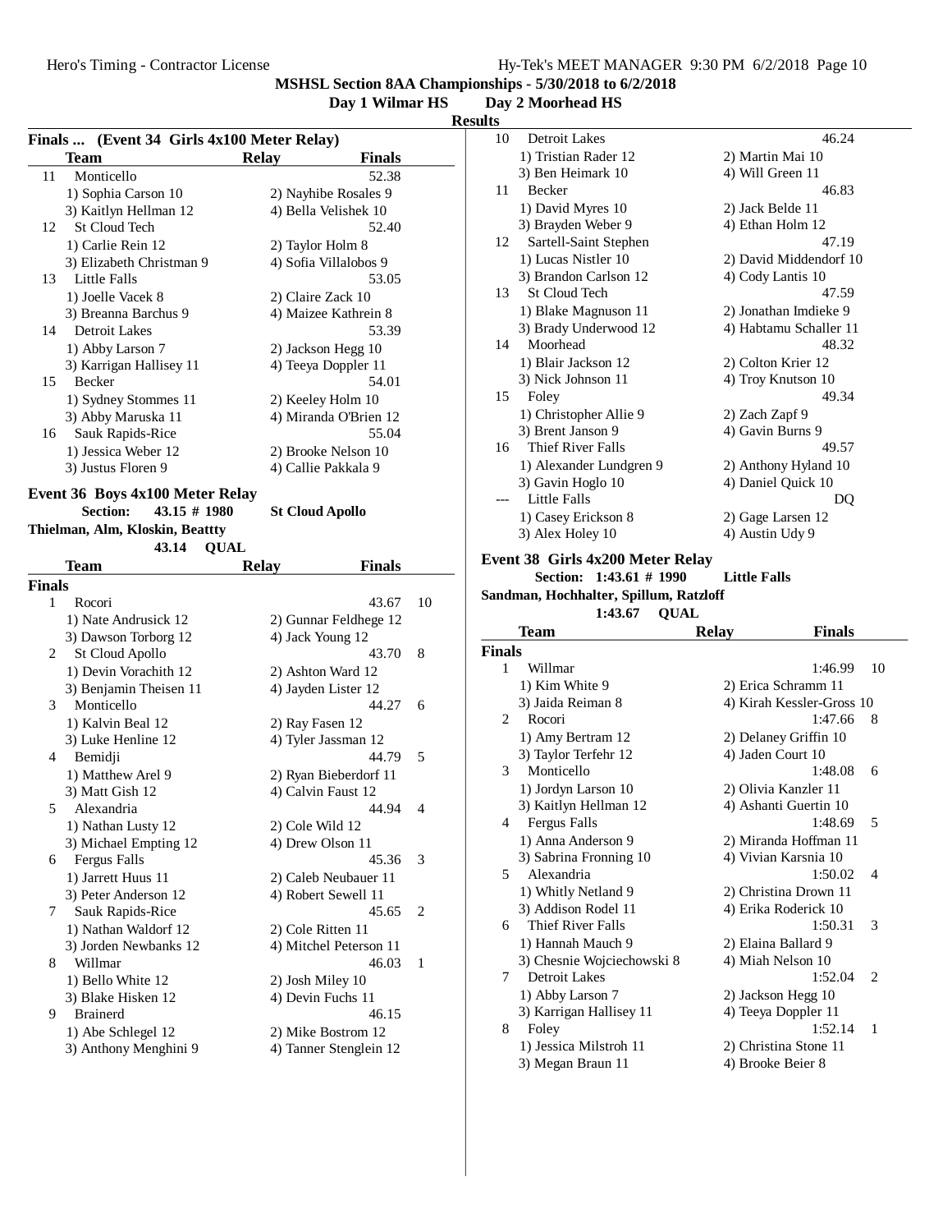# MSHSL Section 8AA Championships - 5/30/2018 to 6/2/2018

**Day 1 Wilmar HS Day 2 Moorhead HS**

## Results

### Finals ... (Event 34 Girls 4x100 Meter Relay)

| | Team | Relay | Finals | |
|---|---|---|---|---|
| 11 | Monticello | | 52.38 | |
| | 1) Sophia Carson 10 | 2) Nayhibe Rosales 9 | | |
| | 3) Kaitlyn Hellman 12 | 4) Bella Velishek 10 | | |
| 12 | St Cloud Tech | | 52.40 | |
| | 1) Carlie Rein 12 | 2) Taylor Holm 8 | | |
| | 3) Elizabeth Christman 9 | 4) Sofia Villalobos 9 | | |
| 13 | Little Falls | | 53.05 | |
| | 1) Joelle Vacek 8 | 2) Claire Zack 10 | | |
| | 3) Breanna Barchus 9 | 4) Maizee Kathrein 8 | | |
| 14 | Detroit Lakes | | 53.39 | |
| | 1) Abby Larson 7 | 2) Jackson Hegg 10 | | |
| | 3) Karrigan Hallisey 11 | 4) Teeya Doppler 11 | | |
| 15 | Becker | | 54.01 | |
| | 1) Sydney Stommes 11 | 2) Keeley Holm 10 | | |
| | 3) Abby Maruska 11 | 4) Miranda O'Brien 12 | | |
| 16 | Sauk Rapids-Rice | | 55.04 | |
| | 1) Jessica Weber 12 | 2) Brooke Nelson 10 | | |
| | 3) Justus Floren 9 | 4) Callie Pakkala 9 | | |

### Event 36 Boys 4x100 Meter Relay

**Section: 43.15 # 1980 St Cloud Apollo**

**Thielman, Alm, Kloskin, Beattty**

**43.14 QUAL**

| | Team | Relay | Finals | |
|---|---|---|---|---|
| **Finals** | | | | |
| 1 | Rocori | | 43.67 | 10 |
| | 1) Nate Andrusick 12 | 2) Gunnar Feldhege 12 | | |
| | 3) Dawson Torborg 12 | 4) Jack Young 12 | | |
| 2 | St Cloud Apollo | | 43.70 | 8 |
| | 1) Devin Vorachith 12 | 2) Ashton Ward 12 | | |
| | 3) Benjamin Theisen 11 | 4) Jayden Lister 12 | | |
| 3 | Monticello | | 44.27 | 6 |
| | 1) Kalvin Beal 12 | 2) Ray Fasen 12 | | |
| | 3) Luke Henline 12 | 4) Tyler Jassman 12 | | |
| 4 | Bemidji | | 44.79 | 5 |
| | 1) Matthew Arel 9 | 2) Ryan Bieberdorf 11 | | |
| | 3) Matt Gish 12 | 4) Calvin Faust 12 | | |
| 5 | Alexandria | | 44.94 | 4 |
| | 1) Nathan Lusty 12 | 2) Cole Wild 12 | | |
| | 3) Michael Empting 12 | 4) Drew Olson 11 | | |
| 6 | Fergus Falls | | 45.36 | 3 |
| | 1) Jarrett Huus 11 | 2) Caleb Neubauer 11 | | |
| | 3) Peter Anderson 12 | 4) Robert Sewell 11 | | |
| 7 | Sauk Rapids-Rice | | 45.65 | 2 |
| | 1) Nathan Waldorf 12 | 2) Cole Ritten 11 | | |
| | 3) Jorden Newbanks 12 | 4) Mitchel Peterson 11 | | |
| 8 | Willmar | | 46.03 | 1 |
| | 1) Bello White 12 | 2) Josh Miley 10 | | |
| | 3) Blake Hisken 12 | 4) Devin Fuchs 11 | | |
| 9 | Brainerd | | 46.15 | |
| | 1) Abe Schlegel 12 | 2) Mike Bostrom 12 | | |
| | 3) Anthony Menghini 9 | 4) Tanner Stenglein 12 | | |
| 10 | Detroit Lakes | | 46.24 | |
| | 1) Tristian Rader 12 | 2) Martin Mai 10 | | |
| | 3) Ben Heimark 10 | 4) Will Green 11 | | |
| 11 | Becker | | 46.83 | |
| | 1) David Myres 10 | 2) Jack Belde 11 | | |
| | 3) Brayden Weber 9 | 4) Ethan Holm 12 | | |
| 12 | Sartell-Saint Stephen | | 47.19 | |
| | 1) Lucas Nistler 10 | 2) David Middendorf 10 | | |
| | 3) Brandon Carlson 12 | 4) Cody Lantis 10 | | |
| 13 | St Cloud Tech | | 47.59 | |
| | 1) Blake Magnuson 11 | 2) Jonathan Imdieke 9 | | |
| | 3) Brady Underwood 12 | 4) Habtamu Schaller 11 | | |
| 14 | Moorhead | | 48.32 | |
| | 1) Blair Jackson 12 | 2) Colton Krier 12 | | |
| | 3) Nick Johnson 11 | 4) Troy Knutson 10 | | |
| 15 | Foley | | 49.34 | |
| | 1) Christopher Allie 9 | 2) Zach Zapf 9 | | |
| | 3) Brent Janson 9 | 4) Gavin Burns 9 | | |
| 16 | Thief River Falls | | 49.57 | |
| | 1) Alexander Lundgren 9 | 2) Anthony Hyland 10 | | |
| | 3) Gavin Hoglo 10 | 4) Daniel Quick 10 | | |
| --- | Little Falls | | DQ | |
| | 1) Casey Erickson 8 | 2) Gage Larsen 12 | | |
| | 3) Alex Holey 10 | 4) Austin Udy 9 | | |

### Event 38 Girls 4x200 Meter Relay

**Section: 1:43.61 # 1990 Little Falls**

**Sandman, Hochhalter, Spillum, Ratzloff**

**1:43.67 QUAL**

| | Team | Relay | Finals | |
|---|---|---|---|---|
| **Finals** | | | | |
| 1 | Willmar | | 1:46.99 | 10 |
| | 1) Kim White 9 | 2) Erica Schramm 11 | | |
| | 3) Jaida Reiman 8 | 4) Kirah Kessler-Gross 10 | | |
| 2 | Rocori | | 1:47.66 | 8 |
| | 1) Amy Bertram 12 | 2) Delaney Griffin 10 | | |
| | 3) Taylor Terfehr 12 | 4) Jaden Court 10 | | |
| 3 | Monticello | | 1:48.08 | 6 |
| | 1) Jordyn Larson 10 | 2) Olivia Kanzler 11 | | |
| | 3) Kaitlyn Hellman 12 | 4) Ashanti Guertin 10 | | |
| 4 | Fergus Falls | | 1:48.69 | 5 |
| | 1) Anna Anderson 9 | 2) Miranda Hoffman 11 | | |
| | 3) Sabrina Fronning 10 | 4) Vivian Karsnia 10 | | |
| 5 | Alexandria | | 1:50.02 | 4 |
| | 1) Whitly Netland 9 | 2) Christina Drown 11 | | |
| | 3) Addison Rodel 11 | 4) Erika Roderick 10 | | |
| 6 | Thief River Falls | | 1:50.31 | 3 |
| | 1) Hannah Mauch 9 | 2) Elaina Ballard 9 | | |
| | 3) Chesnie Wojciechowski 8 | 4) Miah Nelson 10 | | |
| 7 | Detroit Lakes | | 1:52.04 | 2 |
| | 1) Abby Larson 7 | 2) Jackson Hegg 10 | | |
| | 3) Karrigan Hallisey 11 | 4) Teeya Doppler 11 | | |
| 8 | Foley | | 1:52.14 | 1 |
| | 1) Jessica Milstroh 11 | 2) Christina Stone 11 | | |
| | 3) Megan Braun 11 | 4) Brooke Beier 8 | | |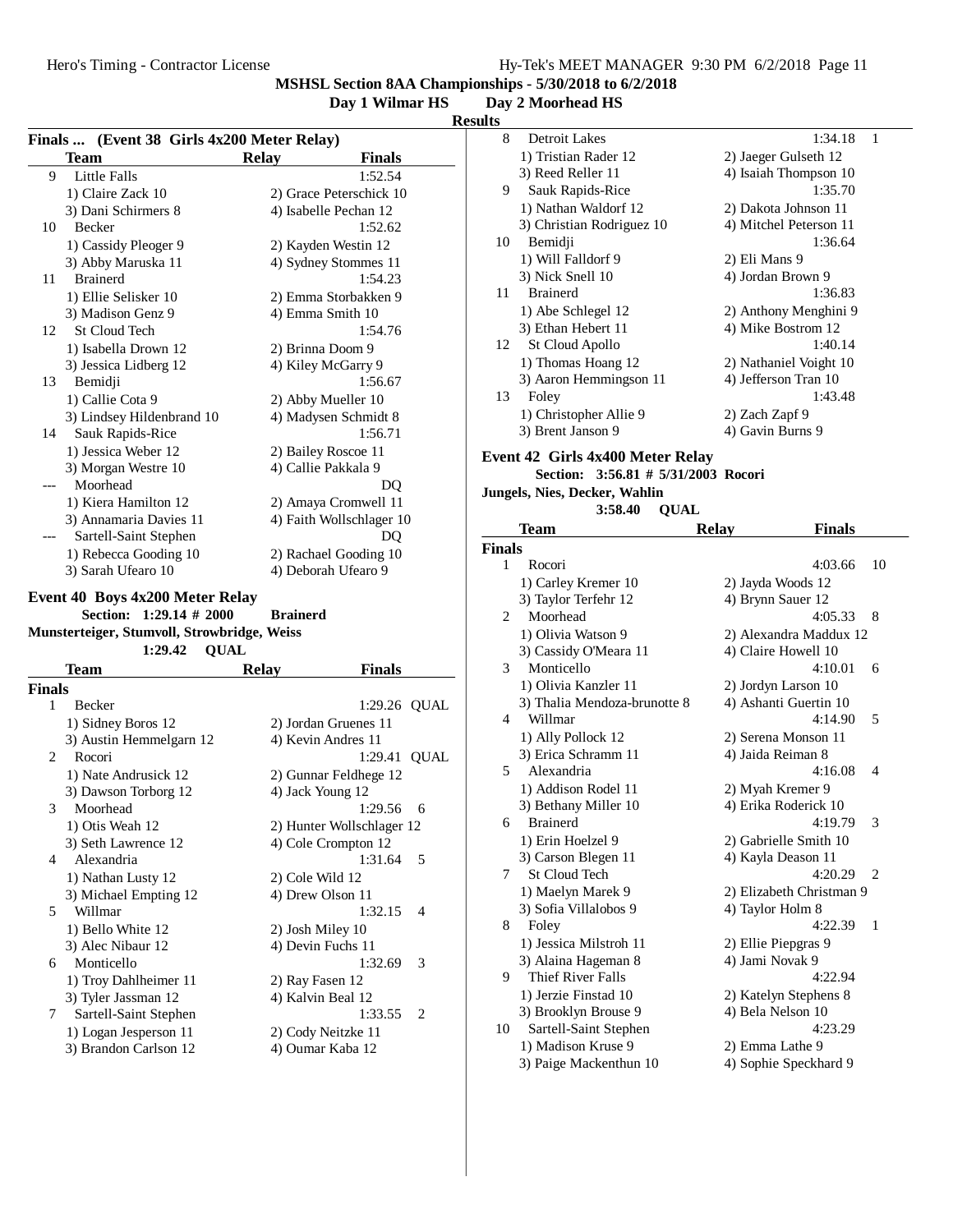MSHSL Section 8AA Championships - 5/30/2018 to 6/2/2018

Day 1 Wilmar HS Day 2 Moorhead HS

Results

### Finals ... (Event 38 Girls 4x200 Meter Relay)

| | Team | Relay | Finals | |
|---|---|---|---|---|
| 9 | Little Falls | | 1:52.54 | |
| | 1) Claire Zack 10 | 2) Grace Peterschick 10 | | |
| | 3) Dani Schirmers 8 | 4) Isabelle Pechan 12 | | |
| 10 | Becker | | 1:52.62 | |
| | 1) Cassidy Pleoger 9 | 2) Kayden Westin 12 | | |
| | 3) Abby Maruska 11 | 4) Sydney Stommes 11 | | |
| 11 | Brainerd | | 1:54.23 | |
| | 1) Ellie Selisker 10 | 2) Emma Storbakken 9 | | |
| | 3) Madison Genz 9 | 4) Emma Smith 10 | | |
| 12 | St Cloud Tech | | 1:54.76 | |
| | 1) Isabella Drown 12 | 2) Brinna Doom 9 | | |
| | 3) Jessica Lidberg 12 | 4) Kiley McGarry 9 | | |
| 13 | Bemidji | | 1:56.67 | |
| | 1) Callie Cota 9 | 2) Abby Mueller 10 | | |
| | 3) Lindsey Hildenbrand 10 | 4) Madysen Schmidt 8 | | |
| 14 | Sauk Rapids-Rice | | 1:56.71 | |
| | 1) Jessica Weber 12 | 2) Bailey Roscoe 11 | | |
| | 3) Morgan Westre 10 | 4) Callie Pakkala 9 | | |
| --- | Moorhead | | DQ | |
| | 1) Kiera Hamilton 12 | 2) Amaya Cromwell 11 | | |
| | 3) Annamaria Davies 11 | 4) Faith Wollschlager 10 | | |
| --- | Sartell-Saint Stephen | | DQ | |
| | 1) Rebecca Gooding 10 | 2) Rachael Gooding 10 | | |
| | 3) Sarah Ufearo 10 | 4) Deborah Ufearo 9 | | |

### Event 40 Boys 4x200 Meter Relay

Section: 1:29.14 # 2000 Brainerd

Munsterteiger, Stumvoll, Strowbridge, Weiss

1:29.42 QUAL

| | Team | Relay | Finals | |
|---|---|---|---|---|
| **Finals** | | | | |
| 1 | Becker | | 1:29.26 | QUAL |
| | 1) Sidney Boros 12 | 2) Jordan Gruenes 11 | | |
| | 3) Austin Hemmelgarn 12 | 4) Kevin Andres 11 | | |
| 2 | Rocori | | 1:29.41 | QUAL |
| | 1) Nate Andrusick 12 | 2) Gunnar Feldhege 12 | | |
| | 3) Dawson Torborg 12 | 4) Jack Young 12 | | |
| 3 | Moorhead | | 1:29.56 | 6 |
| | 1) Otis Weah 12 | 2) Hunter Wollschlager 12 | | |
| | 3) Seth Lawrence 12 | 4) Cole Crompton 12 | | |
| 4 | Alexandria | | 1:31.64 | 5 |
| | 1) Nathan Lusty 12 | 2) Cole Wild 12 | | |
| | 3) Michael Empting 12 | 4) Drew Olson 11 | | |
| 5 | Willmar | | 1:32.15 | 4 |
| | 1) Bello White 12 | 2) Josh Miley 10 | | |
| | 3) Alec Nibaur 12 | 4) Devin Fuchs 11 | | |
| 6 | Monticello | | 1:32.69 | 3 |
| | 1) Troy Dahlheimer 11 | 2) Ray Fasen 12 | | |
| | 3) Tyler Jassman 12 | 4) Kalvin Beal 12 | | |
| 7 | Sartell-Saint Stephen | | 1:33.55 | 2 |
| | 1) Logan Jesperson 11 | 2) Cody Neitzke 11 | | |
| | 3) Brandon Carlson 12 | 4) Oumar Kaba 12 | | |
| 8 | Detroit Lakes | | 1:34.18 | 1 |
| | 1) Tristian Rader 12 | 2) Jaeger Gulseth 12 | | |
| | 3) Reed Reller 11 | 4) Isaiah Thompson 10 | | |
| 9 | Sauk Rapids-Rice | | 1:35.70 | |
| | 1) Nathan Waldorf 12 | 2) Dakota Johnson 11 | | |
| | 3) Christian Rodriguez 10 | 4) Mitchel Peterson 11 | | |
| 10 | Bemidji | | 1:36.64 | |
| | 1) Will Falldorf 9 | 2) Eli Mans 9 | | |
| | 3) Nick Snell 10 | 4) Jordan Brown 9 | | |
| 11 | Brainerd | | 1:36.83 | |
| | 1) Abe Schlegel 12 | 2) Anthony Menghini 9 | | |
| | 3) Ethan Hebert 11 | 4) Mike Bostrom 12 | | |
| 12 | St Cloud Apollo | | 1:40.14 | |
| | 1) Thomas Hoang 12 | 2) Nathaniel Voight 10 | | |
| | 3) Aaron Hemmingson 11 | 4) Jefferson Tran 10 | | |
| 13 | Foley | | 1:43.48 | |
| | 1) Christopher Allie 9 | 2) Zach Zapf 9 | | |
| | 3) Brent Janson 9 | 4) Gavin Burns 9 | | |

### Event 42 Girls 4x400 Meter Relay

Section: 3:56.81 # 5/31/2003 Rocori

Jungels, Nies, Decker, Wahlin

3:58.40 QUAL

| | Team | Relay | Finals | |
|---|---|---|---|---|
| **Finals** | | | | |
| 1 | Rocori | | 4:03.66 | 10 |
| | 1) Carley Kremer 10 | 2) Jayda Woods 12 | | |
| | 3) Taylor Terfehr 12 | 4) Brynn Sauer 12 | | |
| 2 | Moorhead | | 4:05.33 | 8 |
| | 1) Olivia Watson 9 | 2) Alexandra Maddux 12 | | |
| | 3) Cassidy O'Meara 11 | 4) Claire Howell 10 | | |
| 3 | Monticello | | 4:10.01 | 6 |
| | 1) Olivia Kanzler 11 | 2) Jordyn Larson 10 | | |
| | 3) Thalia Mendoza-brunotte 8 | 4) Ashanti Guertin 10 | | |
| 4 | Willmar | | 4:14.90 | 5 |
| | 1) Ally Pollock 12 | 2) Serena Monson 11 | | |
| | 3) Erica Schramm 11 | 4) Jaida Reiman 8 | | |
| 5 | Alexandria | | 4:16.08 | 4 |
| | 1) Addison Rodel 11 | 2) Myah Kremer 9 | | |
| | 3) Bethany Miller 10 | 4) Erika Roderick 10 | | |
| 6 | Brainerd | | 4:19.79 | 3 |
| | 1) Erin Hoelzel 9 | 2) Gabrielle Smith 10 | | |
| | 3) Carson Blegen 11 | 4) Kayla Deason 11 | | |
| 7 | St Cloud Tech | | 4:20.29 | 2 |
| | 1) Maelyn Marek 9 | 2) Elizabeth Christman 9 | | |
| | 3) Sofia Villalobos 9 | 4) Taylor Holm 8 | | |
| 8 | Foley | | 4:22.39 | 1 |
| | 1) Jessica Milstroh 11 | 2) Ellie Piepgras 9 | | |
| | 3) Alaina Hageman 8 | 4) Jami Novak 9 | | |
| 9 | Thief River Falls | | 4:22.94 | |
| | 1) Jerzie Finstad 10 | 2) Katelyn Stephens 8 | | |
| | 3) Brooklyn Brouse 9 | 4) Bela Nelson 10 | | |
| 10 | Sartell-Saint Stephen | | 4:23.29 | |
| | 1) Madison Kruse 9 | 2) Emma Lathe 9 | | |
| | 3) Paige Mackenthun 10 | 4) Sophie Speckhard 9 | | |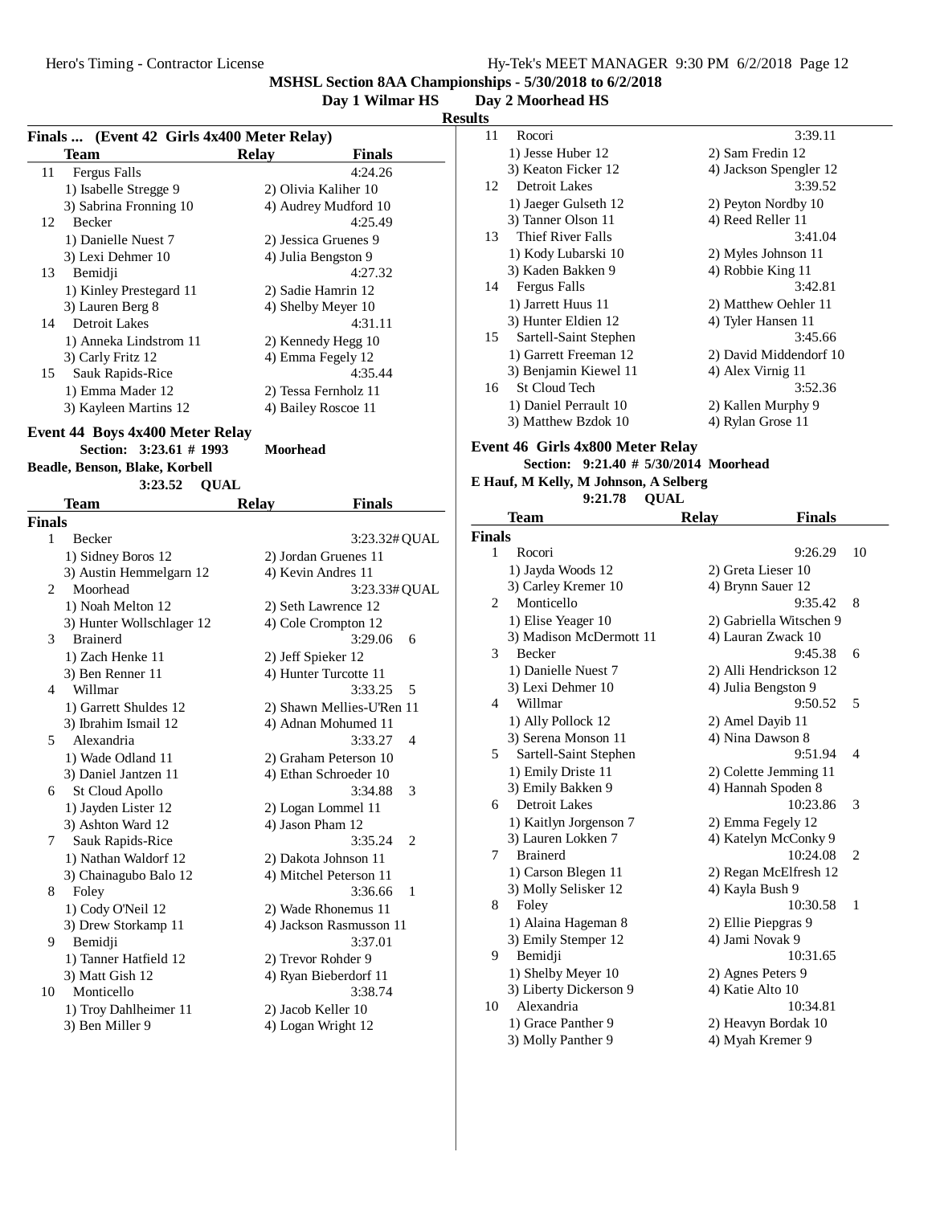## MSHSL Section 8AA Championships - 5/30/2018 to 6/2/2018

**Day 1 Wilmar HS　　Day 2 Moorhead HS**

**Results**

### Finals ... (Event 42 Girls 4x400 Meter Relay)

| Team | Relay | Finals |
|---|---|---|
| 11 Fergus Falls | | 4:24.26 |
| 1) Isabelle Stregge 9 | 2) Olivia Kaliher 10 | |
| 3) Sabrina Fronning 10 | 4) Audrey Mudford 10 | |
| 12 Becker | | 4:25.49 |
| 1) Danielle Nuest 7 | 2) Jessica Gruenes 9 | |
| 3) Lexi Dehmer 10 | 4) Julia Bengston 9 | |
| 13 Bemidji | | 4:27.32 |
| 1) Kinley Prestegard 11 | 2) Sadie Hamrin 12 | |
| 3) Lauren Berg 8 | 4) Shelby Meyer 10 | |
| 14 Detroit Lakes | | 4:31.11 |
| 1) Anneka Lindstrom 11 | 2) Kennedy Hegg 10 | |
| 3) Carly Fritz 12 | 4) Emma Fegely 12 | |
| 15 Sauk Rapids-Rice | | 4:35.44 |
| 1) Emma Mader 12 | 2) Tessa Fernholz 11 | |
| 3) Kayleen Martins 12 | 4) Bailey Roscoe 11 | |

### Event 44 Boys 4x400 Meter Relay

**Section: 3:23.61 # 1993 Moorhead**

**Beadle, Benson, Blake, Korbell**

**3:23.52 QUAL**

| Team | Relay | Finals | Points |
|---|---|---|---|
| **Finals** | | | |
| 1 Becker | | 3:23.32# QUAL | |
| 1) Sidney Boros 12 | 2) Jordan Gruenes 11 | | |
| 3) Austin Hemmelgarn 12 | 4) Kevin Andres 11 | | |
| 2 Moorhead | | 3:23.33# QUAL | |
| 1) Noah Melton 12 | 2) Seth Lawrence 12 | | |
| 3) Hunter Wollschlager 12 | 4) Cole Crompton 12 | | |
| 3 Brainerd | | 3:29.06 | 6 |
| 1) Zach Henke 11 | 2) Jeff Spieker 12 | | |
| 3) Ben Renner 11 | 4) Hunter Turcotte 11 | | |
| 4 Willmar | | 3:33.25 | 5 |
| 1) Garrett Shuldes 12 | 2) Shawn Mellies-U'Ren 11 | | |
| 3) Ibrahim Ismail 12 | 4) Adnan Mohumed 11 | | |
| 5 Alexandria | | 3:33.27 | 4 |
| 1) Wade Odland 11 | 2) Graham Peterson 10 | | |
| 3) Daniel Jantzen 11 | 4) Ethan Schroeder 10 | | |
| 6 St Cloud Apollo | | 3:34.88 | 3 |
| 1) Jayden Lister 12 | 2) Logan Lommel 11 | | |
| 3) Ashton Ward 12 | 4) Jason Pham 12 | | |
| 7 Sauk Rapids-Rice | | 3:35.24 | 2 |
| 1) Nathan Waldorf 12 | 2) Dakota Johnson 11 | | |
| 3) Chainagubo Balo 12 | 4) Mitchel Peterson 11 | | |
| 8 Foley | | 3:36.66 | 1 |
| 1) Cody O'Neil 12 | 2) Wade Rhonemus 11 | | |
| 3) Drew Storkamp 11 | 4) Jackson Rasmusson 11 | | |
| 9 Bemidji | | 3:37.01 | |
| 1) Tanner Hatfield 12 | 2) Trevor Rohder 9 | | |
| 3) Matt Gish 12 | 4) Ryan Bieberdorf 11 | | |
| 10 Monticello | | 3:38.74 | |
| 1) Troy Dahlheimer 11 | 2) Jacob Keller 10 | | |
| 3) Ben Miller 9 | 4) Logan Wright 12 | | |
| 11 Rocori | | 3:39.11 | |
| 1) Jesse Huber 12 | 2) Sam Fredin 12 | | |
| 3) Keaton Ficker 12 | 4) Jackson Spengler 12 | | |
| 12 Detroit Lakes | | 3:39.52 | |
| 1) Jaeger Gulseth 12 | 2) Peyton Nordby 10 | | |
| 3) Tanner Olson 11 | 4) Reed Reller 11 | | |
| 13 Thief River Falls | | 3:41.04 | |
| 1) Kody Lubarski 10 | 2) Myles Johnson 11 | | |
| 3) Kaden Bakken 9 | 4) Robbie King 11 | | |
| 14 Fergus Falls | | 3:42.81 | |
| 1) Jarrett Huus 11 | 2) Matthew Oehler 11 | | |
| 3) Hunter Eldien 12 | 4) Tyler Hansen 11 | | |
| 15 Sartell-Saint Stephen | | 3:45.66 | |
| 1) Garrett Freeman 12 | 2) David Middendorf 10 | | |
| 3) Benjamin Kiewel 11 | 4) Alex Virnig 11 | | |
| 16 St Cloud Tech | | 3:52.36 | |
| 1) Daniel Perrault 10 | 2) Kallen Murphy 9 | | |
| 3) Matthew Bzdok 10 | 4) Rylan Grose 11 | | |

### Event 46 Girls 4x800 Meter Relay

**Section: 9:21.40 # 5/30/2014 Moorhead**

**E Hauf, M Kelly, M Johnson, A Selberg**

**9:21.78 QUAL**

| Team | Relay | Finals | Points |
|---|---|---|---|
| **Finals** | | | |
| 1 Rocori | | 9:26.29 | 10 |
| 1) Jayda Woods 12 | 2) Greta Lieser 10 | | |
| 3) Carley Kremer 10 | 4) Brynn Sauer 12 | | |
| 2 Monticello | | 9:35.42 | 8 |
| 1) Elise Yeager 10 | 2) Gabriella Witschen 9 | | |
| 3) Madison McDermott 11 | 4) Lauran Zwack 10 | | |
| 3 Becker | | 9:45.38 | 6 |
| 1) Danielle Nuest 7 | 2) Alli Hendrickson 12 | | |
| 3) Lexi Dehmer 10 | 4) Julia Bengston 9 | | |
| 4 Willmar | | 9:50.52 | 5 |
| 1) Ally Pollock 12 | 2) Amel Dayib 11 | | |
| 3) Serena Monson 11 | 4) Nina Dawson 8 | | |
| 5 Sartell-Saint Stephen | | 9:51.94 | 4 |
| 1) Emily Driste 11 | 2) Colette Jemming 11 | | |
| 3) Emily Bakken 9 | 4) Hannah Spoden 8 | | |
| 6 Detroit Lakes | | 10:23.86 | 3 |
| 1) Kaitlyn Jorgenson 7 | 2) Emma Fegely 12 | | |
| 3) Lauren Lokken 7 | 4) Katelyn McConky 9 | | |
| 7 Brainerd | | 10:24.08 | 2 |
| 1) Carson Blegen 11 | 2) Regan McElfresh 12 | | |
| 3) Molly Selisker 12 | 4) Kayla Bush 9 | | |
| 8 Foley | | 10:30.58 | 1 |
| 1) Alaina Hageman 8 | 2) Ellie Piepgras 9 | | |
| 3) Emily Stemper 12 | 4) Jami Novak 9 | | |
| 9 Bemidji | | 10:31.65 | |
| 1) Shelby Meyer 10 | 2) Agnes Peters 9 | | |
| 3) Liberty Dickerson 9 | 4) Katie Alto 10 | | |
| 10 Alexandria | | 10:34.81 | |
| 1) Grace Panther 9 | 2) Heavyn Bordak 10 | | |
| 3) Molly Panther 9 | 4) Myah Kremer 9 | | |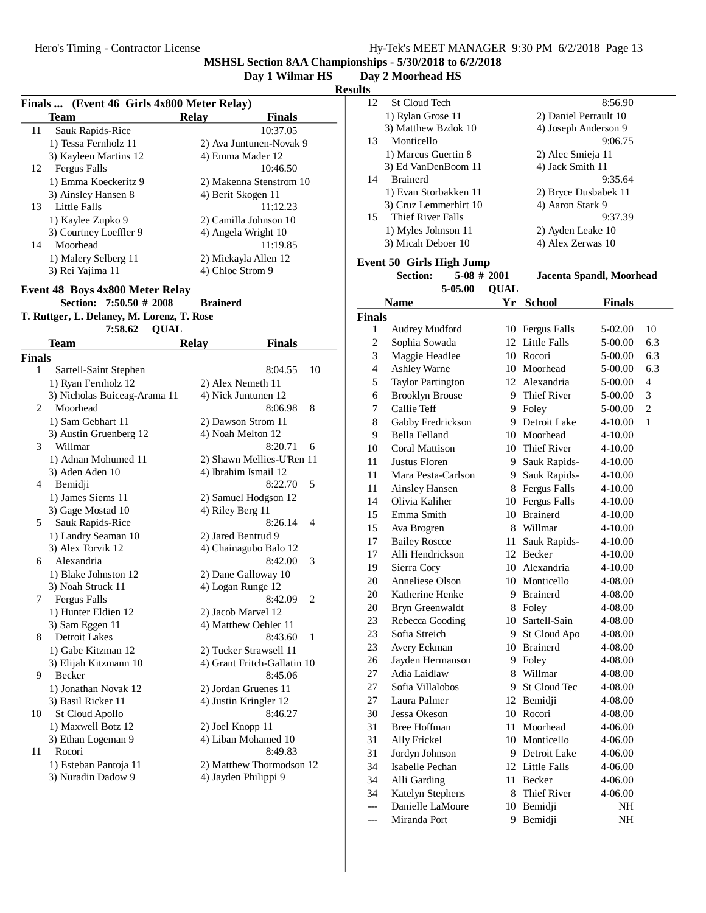## MSHSL Section 8AA Championships - 5/30/2018 to 6/2/2018

**Day 1 Wilmar HS Day 2 Moorhead HS**

**Results**

### Finals ... (Event 46 Girls 4x800 Meter Relay)

| | Team | Relay | Finals |
|---|---|---|---|
| 11 | Sauk Rapids-Rice | | 10:37.05 |
| | 1) Tessa Fernholz 11 | 2) Ava Juntunen-Novak 9 | |
| | 3) Kayleen Martins 12 | 4) Emma Mader 12 | |
| 12 | Fergus Falls | | 10:46.50 |
| | 1) Emma Koeckeritz 9 | 2) Makenna Stenstrom 10 | |
| | 3) Ainsley Hansen 8 | 4) Berit Skogen 11 | |
| 13 | Little Falls | | 11:12.23 |
| | 1) Kaylee Zupko 9 | 2) Camilla Johnson 10 | |
| | 3) Courtney Loeffler 9 | 4) Angela Wright 10 | |
| 14 | Moorhead | | 11:19.85 |
| | 1) Malery Selberg 11 | 2) Mickayla Allen 12 | |
| | 3) Rei Yajima 11 | 4) Chloe Strom 9 | |

### Event 48 Boys 4x800 Meter Relay

**Section: 7:50.58 # 2008 Brainerd**

**T. Ruttger, L. Delaney, M. Lorenz, T. Rose**

**7:58.62 QUAL**

| | Team | Relay | Finals | |
|---|---|---|---|---|
| **Finals** | | | | |
| 1 | Sartell-Saint Stephen | | 8:04.55 | 10 |
| | 1) Ryan Fernholz 12 | 2) Alex Nemeth 11 | | |
| | 3) Nicholas Buiceag-Arama 11 | 4) Nick Juntunen 12 | | |
| 2 | Moorhead | | 8:06.98 | 8 |
| | 1) Sam Gebhart 11 | 2) Dawson Strom 11 | | |
| | 3) Austin Gruenberg 12 | 4) Noah Melton 12 | | |
| 3 | Willmar | | 8:20.71 | 6 |
| | 1) Adnan Mohumed 11 | 2) Shawn Mellies-U'Ren 11 | | |
| | 3) Aden Aden 10 | 4) Ibrahim Ismail 12 | | |
| 4 | Bemidji | | 8:22.70 | 5 |
| | 1) James Siems 11 | 2) Samuel Hodgson 12 | | |
| | 3) Gage Mostad 10 | 4) Riley Berg 11 | | |
| 5 | Sauk Rapids-Rice | | 8:26.14 | 4 |
| | 1) Landry Seaman 10 | 2) Jared Bentrud 9 | | |
| | 3) Alex Torvik 12 | 4) Chainagubo Balo 12 | | |
| 6 | Alexandria | | 8:42.00 | 3 |
| | 1) Blake Johnston 12 | 2) Dane Galloway 10 | | |
| | 3) Noah Struck 11 | 4) Logan Runge 12 | | |
| 7 | Fergus Falls | | 8:42.09 | 2 |
| | 1) Hunter Eldien 12 | 2) Jacob Marvel 12 | | |
| | 3) Sam Eggen 11 | 4) Matthew Oehler 11 | | |
| 8 | Detroit Lakes | | 8:43.60 | 1 |
| | 1) Gabe Kitzman 12 | 2) Tucker Strawsell 11 | | |
| | 3) Elijah Kitzmann 10 | 4) Grant Fritch-Gallatin 10 | | |
| 9 | Becker | | 8:45.06 | |
| | 1) Jonathan Novak 12 | 2) Jordan Gruenes 11 | | |
| | 3) Basil Ricker 11 | 4) Justin Kringler 12 | | |
| 10 | St Cloud Apollo | | 8:46.27 | |
| | 1) Maxwell Botz 12 | 2) Joel Knopp 11 | | |
| | 3) Ethan Logeman 9 | 4) Liban Mohamed 10 | | |
| 11 | Rocori | | 8:49.83 | |
| | 1) Esteban Pantoja 11 | 2) Matthew Thormodson 12 | | |
| | 3) Nuradin Dadow 9 | 4) Jayden Philippi 9 | | |
| 12 | St Cloud Tech | | 8:56.90 | |
| | 1) Rylan Grose 11 | 2) Daniel Perrault 10 | | |
| | 3) Matthew Bzdok 10 | 4) Joseph Anderson 9 | | |
| 13 | Monticello | | 9:06.75 | |
| | 1) Marcus Guertin 8 | 2) Alec Smieja 11 | | |
| | 3) Ed VanDenBoom 11 | 4) Jack Smith 11 | | |
| 14 | Brainerd | | 9:35.64 | |
| | 1) Evan Storbakken 11 | 2) Bryce Dusbabek 11 | | |
| | 3) Cruz Lemmerhirt 10 | 4) Aaron Stark 9 | | |
| 15 | Thief River Falls | | 9:37.39 | |
| | 1) Myles Johnson 11 | 2) Ayden Leake 10 | | |
| | 3) Micah Deboer 10 | 4) Alex Zerwas 10 | | |

### Event 50 Girls High Jump

**Section: 5-08 # 2001 Jacenta Spandl, Moorhead**

**5-05.00 QUAL**

| | Name | Yr | School | Finals | |
|---|---|---|---|---|---|
| **Finals** | | | | | |
| 1 | Audrey Mudford | 10 | Fergus Falls | 5-02.00 | 10 |
| 2 | Sophia Sowada | 12 | Little Falls | 5-00.00 | 6.3 |
| 3 | Maggie Headlee | 10 | Rocori | 5-00.00 | 6.3 |
| 4 | Ashley Warne | 10 | Moorhead | 5-00.00 | 6.3 |
| 5 | Taylor Partington | 12 | Alexandria | 5-00.00 | 4 |
| 6 | Brooklyn Brouse | 9 | Thief River | 5-00.00 | 3 |
| 7 | Callie Teff | 9 | Foley | 5-00.00 | 2 |
| 8 | Gabby Fredrickson | 9 | Detroit Lake | 4-10.00 | 1 |
| 9 | Bella Felland | 10 | Moorhead | 4-10.00 | |
| 10 | Coral Mattison | 10 | Thief River | 4-10.00 | |
| 11 | Justus Floren | 9 | Sauk Rapids- | 4-10.00 | |
| 11 | Mara Pesta-Carlson | 9 | Sauk Rapids- | 4-10.00 | |
| 11 | Ainsley Hansen | 8 | Fergus Falls | 4-10.00 | |
| 14 | Olivia Kaliher | 10 | Fergus Falls | 4-10.00 | |
| 15 | Emma Smith | 10 | Brainerd | 4-10.00 | |
| 15 | Ava Brogren | 8 | Willmar | 4-10.00 | |
| 17 | Bailey Roscoe | 11 | Sauk Rapids- | 4-10.00 | |
| 17 | Alli Hendrickson | 12 | Becker | 4-10.00 | |
| 19 | Sierra Cory | 10 | Alexandria | 4-10.00 | |
| 20 | Anneliese Olson | 10 | Monticello | 4-08.00 | |
| 20 | Katherine Henke | 9 | Brainerd | 4-08.00 | |
| 20 | Bryn Greenwaldt | 8 | Foley | 4-08.00 | |
| 23 | Rebecca Gooding | 10 | Sartell-Sain | 4-08.00 | |
| 23 | Sofia Streich | 9 | St Cloud Apo | 4-08.00 | |
| 23 | Avery Eckman | 10 | Brainerd | 4-08.00 | |
| 26 | Jayden Hermanson | 9 | Foley | 4-08.00 | |
| 27 | Adia Laidlaw | 8 | Willmar | 4-08.00 | |
| 27 | Sofia Villalobos | 9 | St Cloud Tec | 4-08.00 | |
| 27 | Laura Palmer | 12 | Bemidji | 4-08.00 | |
| 30 | Jessa Okeson | 10 | Rocori | 4-08.00 | |
| 31 | Bree Hoffman | 11 | Moorhead | 4-06.00 | |
| 31 | Ally Frickel | 10 | Monticello | 4-06.00 | |
| 31 | Jordyn Johnson | 9 | Detroit Lake | 4-06.00 | |
| 34 | Isabelle Pechan | 12 | Little Falls | 4-06.00 | |
| 34 | Alli Garding | 11 | Becker | 4-06.00 | |
| 34 | Katelyn Stephens | 8 | Thief River | 4-06.00 | |
| --- | Danielle LaMoure | 10 | Bemidji | NH | |
| --- | Miranda Port | 9 | Bemidji | NH | |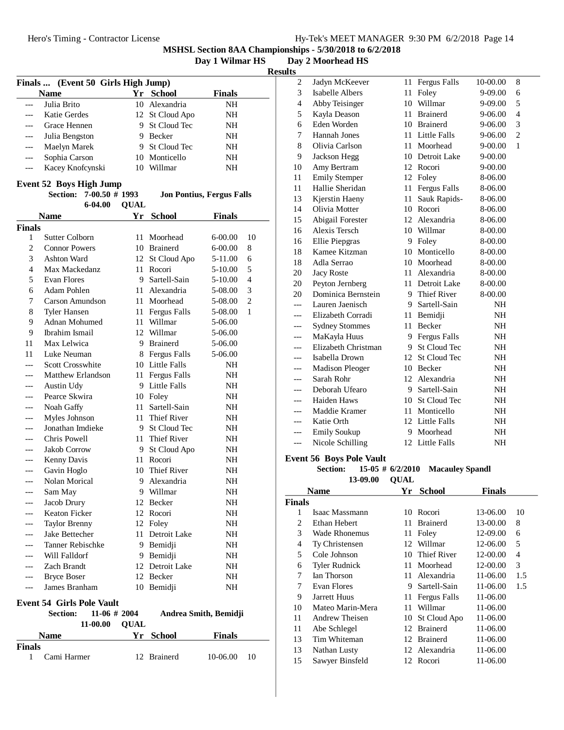## MSHSL Section 8AA Championships - 5/30/2018 to 6/2/2018

**Day 1 Wilmar HS Day 2 Moorhead HS**

**Results**

### Finals ... (Event 50 Girls High Jump)

| | Name | Yr | School | Finals | |
|---|---|---|---|---|---|
| --- | Julia Brito | 10 | Alexandria | NH | |
| --- | Katie Gerdes | 12 | St Cloud Apo | NH | |
| --- | Grace Hennen | 9 | St Cloud Tec | NH | |
| --- | Julia Bengston | 9 | Becker | NH | |
| --- | Maelyn Marek | 9 | St Cloud Tec | NH | |
| --- | Sophia Carson | 10 | Monticello | NH | |
| --- | Kacey Knofcynski | 10 | Willmar | NH | |

### Event 52 Boys High Jump

**Section: 7-00.50 # 1993 Jon Pontius, Fergus Falls**

**6-04.00 QUAL**

| | Name | Yr | School | Finals | |
|---|---|---|---|---|---|
| **Finals** | | | | | |
| 1 | Sutter Colborn | 11 | Moorhead | 6-00.00 | 10 |
| 2 | Connor Powers | 10 | Brainerd | 6-00.00 | 8 |
| 3 | Ashton Ward | 12 | St Cloud Apo | 5-11.00 | 6 |
| 4 | Max Mackedanz | 11 | Rocori | 5-10.00 | 5 |
| 5 | Evan Flores | 9 | Sartell-Sain | 5-10.00 | 4 |
| 6 | Adam Pohlen | 11 | Alexandria | 5-08.00 | 3 |
| 7 | Carson Amundson | 11 | Moorhead | 5-08.00 | 2 |
| 8 | Tyler Hansen | 11 | Fergus Falls | 5-08.00 | 1 |
| 9 | Adnan Mohumed | 11 | Willmar | 5-06.00 | |
| 9 | Ibrahim Ismail | 12 | Willmar | 5-06.00 | |
| 11 | Max Lelwica | 9 | Brainerd | 5-06.00 | |
| 11 | Luke Neuman | 8 | Fergus Falls | 5-06.00 | |
| --- | Scott Crosswhite | 10 | Little Falls | NH | |
| --- | Matthew Erlandson | 11 | Fergus Falls | NH | |
| --- | Austin Udy | 9 | Little Falls | NH | |
| --- | Pearce Skwira | 10 | Foley | NH | |
| --- | Noah Gaffy | 11 | Sartell-Sain | NH | |
| --- | Myles Johnson | 11 | Thief River | NH | |
| --- | Jonathan Imdieke | 9 | St Cloud Tec | NH | |
| --- | Chris Powell | 11 | Thief River | NH | |
| --- | Jakob Corrow | 9 | St Cloud Apo | NH | |
| --- | Kenny Davis | 11 | Rocori | NH | |
| --- | Gavin Hoglo | 10 | Thief River | NH | |
| --- | Nolan Morical | 9 | Alexandria | NH | |
| --- | Sam May | 9 | Willmar | NH | |
| --- | Jacob Drury | 12 | Becker | NH | |
| --- | Keaton Ficker | 12 | Rocori | NH | |
| --- | Taylor Brenny | 12 | Foley | NH | |
| --- | Jake Bettecher | 11 | Detroit Lake | NH | |
| --- | Tanner Rebischke | 9 | Bemidji | NH | |
| --- | Will Falldorf | 9 | Bemidji | NH | |
| --- | Zach Brandt | 12 | Detroit Lake | NH | |
| --- | Bryce Boser | 12 | Becker | NH | |
| --- | James Branham | 10 | Bemidji | NH | |

### Event 54 Girls Pole Vault

**Section: 11-06 # 2004 Andrea Smith, Bemidji**

**11-00.00 QUAL**

| | Name | Yr | School | Finals | |
|---|---|---|---|---|---|
| **Finals** | | | | | |
| 1 | Cami Harmer | 12 | Brainerd | 10-06.00 | 10 |
| 2 | Jadyn McKeever | 11 | Fergus Falls | 10-00.00 | 8 |
| 3 | Isabelle Albers | 11 | Foley | 9-09.00 | 6 |
| 4 | Abby Teisinger | 10 | Willmar | 9-09.00 | 5 |
| 5 | Kayla Deason | 11 | Brainerd | 9-06.00 | 4 |
| 6 | Eden Worden | 10 | Brainerd | 9-06.00 | 3 |
| 7 | Hannah Jones | 11 | Little Falls | 9-06.00 | 2 |
| 8 | Olivia Carlson | 11 | Moorhead | 9-00.00 | 1 |
| 9 | Jackson Hegg | 10 | Detroit Lake | 9-00.00 | |
| 10 | Amy Bertram | 12 | Rocori | 9-00.00 | |
| 11 | Emily Stemper | 12 | Foley | 8-06.00 | |
| 11 | Hallie Sheridan | 11 | Fergus Falls | 8-06.00 | |
| 13 | Kjerstin Haeny | 11 | Sauk Rapids- | 8-06.00 | |
| 14 | Olivia Motter | 10 | Rocori | 8-06.00 | |
| 15 | Abigail Forester | 12 | Alexandria | 8-06.00 | |
| 16 | Alexis Tersch | 10 | Willmar | 8-00.00 | |
| 16 | Ellie Piepgras | 9 | Foley | 8-00.00 | |
| 18 | Kamee Kitzman | 10 | Monticello | 8-00.00 | |
| 18 | Adla Serrao | 10 | Moorhead | 8-00.00 | |
| 20 | Jacy Roste | 11 | Alexandria | 8-00.00 | |
| 20 | Peyton Jernberg | 11 | Detroit Lake | 8-00.00 | |
| 20 | Dominica Bernstein | 9 | Thief River | 8-00.00 | |
| --- | Lauren Jaenisch | 9 | Sartell-Sain | NH | |
| --- | Elizabeth Corradi | 11 | Bemidji | NH | |
| --- | Sydney Stommes | 11 | Becker | NH | |
| --- | MaKayla Huus | 9 | Fergus Falls | NH | |
| --- | Elizabeth Christman | 9 | St Cloud Tec | NH | |
| --- | Isabella Drown | 12 | St Cloud Tec | NH | |
| --- | Madison Pleoger | 10 | Becker | NH | |
| --- | Sarah Rohr | 12 | Alexandria | NH | |
| --- | Deborah Ufearo | 9 | Sartell-Sain | NH | |
| --- | Haiden Haws | 10 | St Cloud Tec | NH | |
| --- | Maddie Kramer | 11 | Monticello | NH | |
| --- | Katie Orth | 12 | Little Falls | NH | |
| --- | Emily Soukup | 9 | Moorhead | NH | |
| --- | Nicole Schilling | 12 | Little Falls | NH | |

### Event 56 Boys Pole Vault

**Section: 15-05 # 6/2/2010 Macauley Spandl**

**13-09.00 QUAL**

| | Name | Yr | School | Finals | |
|---|---|---|---|---|---|
| **Finals** | | | | | |
| 1 | Isaac Massmann | 10 | Rocori | 13-06.00 | 10 |
| 2 | Ethan Hebert | 11 | Brainerd | 13-00.00 | 8 |
| 3 | Wade Rhonemus | 11 | Foley | 12-09.00 | 6 |
| 4 | Ty Christensen | 12 | Willmar | 12-06.00 | 5 |
| 5 | Cole Johnson | 10 | Thief River | 12-00.00 | 4 |
| 6 | Tyler Rudnick | 11 | Moorhead | 12-00.00 | 3 |
| 7 | Ian Thorson | 11 | Alexandria | 11-06.00 | 1.5 |
| 7 | Evan Flores | 9 | Sartell-Sain | 11-06.00 | 1.5 |
| 9 | Jarrett Huus | 11 | Fergus Falls | 11-06.00 | |
| 10 | Mateo Marin-Mera | 11 | Willmar | 11-06.00 | |
| 11 | Andrew Theisen | 10 | St Cloud Apo | 11-06.00 | |
| 11 | Abe Schlegel | 12 | Brainerd | 11-06.00 | |
| 13 | Tim Whiteman | 12 | Brainerd | 11-06.00 | |
| 13 | Nathan Lusty | 12 | Alexandria | 11-06.00 | |
| 15 | Sawyer Binsfeld | 12 | Rocori | 11-06.00 | |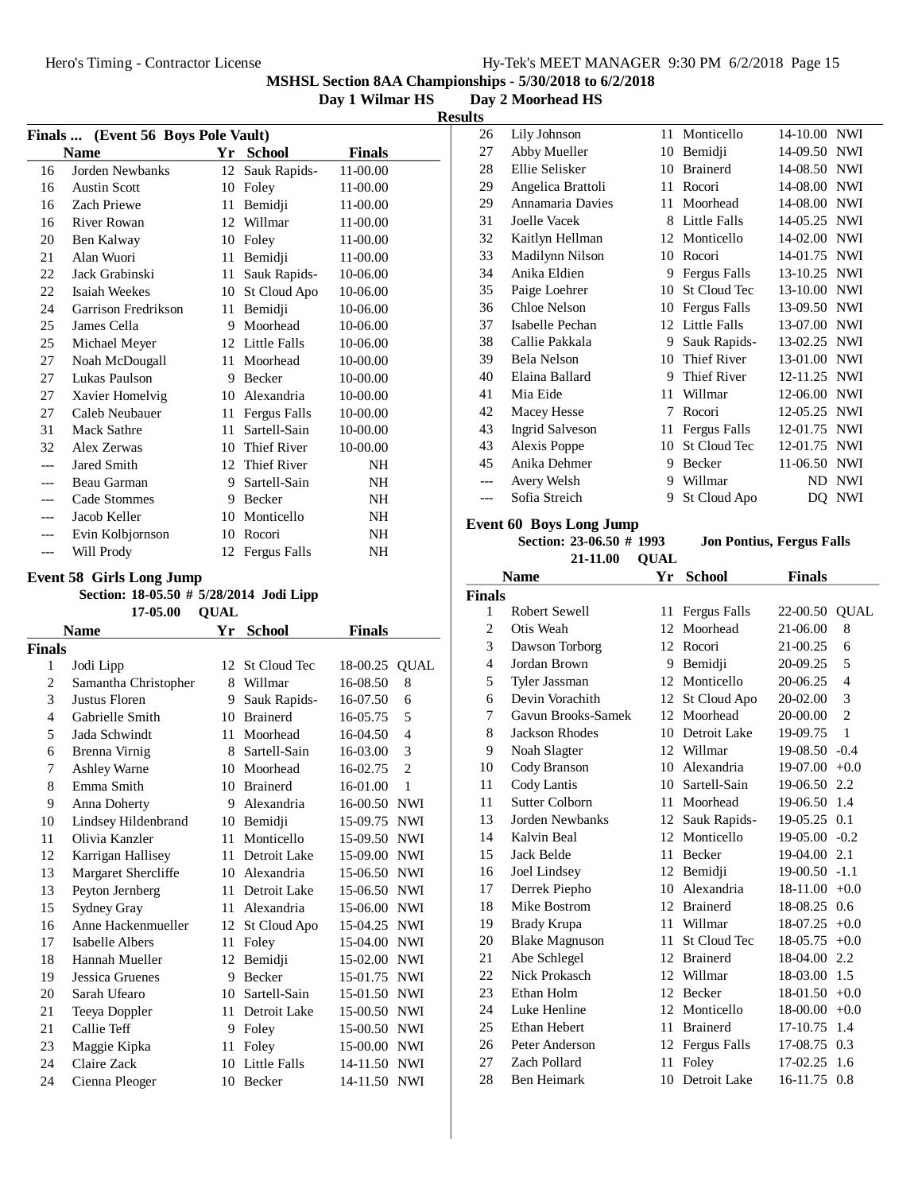## MSHSL Section 8AA Championships - 5/30/2018 to 6/2/2018

Day 1 Wilmar HS    Day 2 Moorhead HS

**Results**

### Finals ... (Event 56 Boys Pole Vault)

| | Name | Yr | School | Finals |
|---|---|---|---|---|
| 16 | Jorden Newbanks | 12 | Sauk Rapids- | 11-00.00 |
| 16 | Austin Scott | 10 | Foley | 11-00.00 |
| 16 | Zach Priewe | 11 | Bemidji | 11-00.00 |
| 16 | River Rowan | 12 | Willmar | 11-00.00 |
| 20 | Ben Kalway | 10 | Foley | 11-00.00 |
| 21 | Alan Wuori | 11 | Bemidji | 11-00.00 |
| 22 | Jack Grabinski | 11 | Sauk Rapids- | 10-06.00 |
| 22 | Isaiah Weekes | 10 | St Cloud Apo | 10-06.00 |
| 24 | Garrison Fredrikson | 11 | Bemidji | 10-06.00 |
| 25 | James Cella | 9 | Moorhead | 10-06.00 |
| 25 | Michael Meyer | 12 | Little Falls | 10-06.00 |
| 27 | Noah McDougall | 11 | Moorhead | 10-00.00 |
| 27 | Lukas Paulson | 9 | Becker | 10-00.00 |
| 27 | Xavier Homelvig | 10 | Alexandria | 10-00.00 |
| 27 | Caleb Neubauer | 11 | Fergus Falls | 10-00.00 |
| 31 | Mack Sathre | 11 | Sartell-Sain | 10-00.00 |
| 32 | Alex Zerwas | 10 | Thief River | 10-00.00 |
| --- | Jared Smith | 12 | Thief River | NH |
| --- | Beau Garman | 9 | Sartell-Sain | NH |
| --- | Cade Stommes | 9 | Becker | NH |
| --- | Jacob Keller | 10 | Monticello | NH |
| --- | Evin Kolbjornson | 10 | Rocori | NH |
| --- | Will Prody | 12 | Fergus Falls | NH |

### Event 58 Girls Long Jump

Section: 18-05.50 # 5/28/2014 Jodi Lipp

17-05.00 QUAL

**Finals**

| | Name | Yr | School | Finals | |
|---|---|---|---|---|---|
| 1 | Jodi Lipp | 12 | St Cloud Tec | 18-00.25 | QUAL |
| 2 | Samantha Christopher | 8 | Willmar | 16-08.50 | 8 |
| 3 | Justus Floren | 9 | Sauk Rapids- | 16-07.50 | 6 |
| 4 | Gabrielle Smith | 10 | Brainerd | 16-05.75 | 5 |
| 5 | Jada Schwindt | 11 | Moorhead | 16-04.50 | 4 |
| 6 | Brenna Virnig | 8 | Sartell-Sain | 16-03.00 | 3 |
| 7 | Ashley Warne | 10 | Moorhead | 16-02.75 | 2 |
| 8 | Emma Smith | 10 | Brainerd | 16-01.00 | 1 |
| 9 | Anna Doherty | 9 | Alexandria | 16-00.50 | NWI |
| 10 | Lindsey Hildenbrand | 10 | Bemidji | 15-09.75 | NWI |
| 11 | Olivia Kanzler | 11 | Monticello | 15-09.50 | NWI |
| 12 | Karrigan Hallisey | 11 | Detroit Lake | 15-09.00 | NWI |
| 13 | Margaret Shercliffe | 10 | Alexandria | 15-06.50 | NWI |
| 13 | Peyton Jernberg | 11 | Detroit Lake | 15-06.50 | NWI |
| 15 | Sydney Gray | 11 | Alexandria | 15-06.00 | NWI |
| 16 | Anne Hackenmueller | 12 | St Cloud Apo | 15-04.25 | NWI |
| 17 | Isabelle Albers | 11 | Foley | 15-04.00 | NWI |
| 18 | Hannah Mueller | 12 | Bemidji | 15-02.00 | NWI |
| 19 | Jessica Gruenes | 9 | Becker | 15-01.75 | NWI |
| 20 | Sarah Ufearo | 10 | Sartell-Sain | 15-01.50 | NWI |
| 21 | Teeya Doppler | 11 | Detroit Lake | 15-00.50 | NWI |
| 21 | Callie Teff | 9 | Foley | 15-00.50 | NWI |
| 23 | Maggie Kipka | 11 | Foley | 15-00.00 | NWI |
| 24 | Claire Zack | 10 | Little Falls | 14-11.50 | NWI |
| 24 | Cienna Pleoger | 10 | Becker | 14-11.50 | NWI |
| 26 | Lily Johnson | 11 | Monticello | 14-10.00 | NWI |
| 27 | Abby Mueller | 10 | Bemidji | 14-09.50 | NWI |
| 28 | Ellie Selisker | 10 | Brainerd | 14-08.50 | NWI |
| 29 | Angelica Brattoli | 11 | Rocori | 14-08.00 | NWI |
| 29 | Annamaria Davies | 11 | Moorhead | 14-08.00 | NWI |
| 31 | Joelle Vacek | 8 | Little Falls | 14-05.25 | NWI |
| 32 | Kaitlyn Hellman | 12 | Monticello | 14-02.00 | NWI |
| 33 | Madilynn Nilson | 10 | Rocori | 14-01.75 | NWI |
| 34 | Anika Eldien | 9 | Fergus Falls | 13-10.25 | NWI |
| 35 | Paige Loehrer | 10 | St Cloud Tec | 13-10.00 | NWI |
| 36 | Chloe Nelson | 10 | Fergus Falls | 13-09.50 | NWI |
| 37 | Isabelle Pechan | 12 | Little Falls | 13-07.00 | NWI |
| 38 | Callie Pakkala | 9 | Sauk Rapids- | 13-02.25 | NWI |
| 39 | Bela Nelson | 10 | Thief River | 13-01.00 | NWI |
| 40 | Elaina Ballard | 9 | Thief River | 12-11.25 | NWI |
| 41 | Mia Eide | 11 | Willmar | 12-06.00 | NWI |
| 42 | Macey Hesse | 7 | Rocori | 12-05.25 | NWI |
| 43 | Ingrid Salveson | 11 | Fergus Falls | 12-01.75 | NWI |
| 43 | Alexis Poppe | 10 | St Cloud Tec | 12-01.75 | NWI |
| 45 | Anika Dehmer | 9 | Becker | 11-06.50 | NWI |
| --- | Avery Welsh | 9 | Willmar | ND | NWI |
| --- | Sofia Streich | 9 | St Cloud Apo | DQ | NWI |

### Event 60 Boys Long Jump

Section: 23-06.50 # 1993 Jon Pontius, Fergus Falls

21-11.00 QUAL

**Finals**

| | Name | Yr | School | Finals | |
|---|---|---|---|---|---|
| 1 | Robert Sewell | 11 | Fergus Falls | 22-00.50 | QUAL |
| 2 | Otis Weah | 12 | Moorhead | 21-06.00 | 8 |
| 3 | Dawson Torborg | 12 | Rocori | 21-00.25 | 6 |
| 4 | Jordan Brown | 9 | Bemidji | 20-09.25 | 5 |
| 5 | Tyler Jassman | 12 | Monticello | 20-06.25 | 4 |
| 6 | Devin Vorachith | 12 | St Cloud Apo | 20-02.00 | 3 |
| 7 | Gavun Brooks-Samek | 12 | Moorhead | 20-00.00 | 2 |
| 8 | Jackson Rhodes | 10 | Detroit Lake | 19-09.75 | 1 |
| 9 | Noah Slagter | 12 | Willmar | 19-08.50 | -0.4 |
| 10 | Cody Branson | 10 | Alexandria | 19-07.00 | +0.0 |
| 11 | Cody Lantis | 10 | Sartell-Sain | 19-06.50 | 2.2 |
| 11 | Sutter Colborn | 11 | Moorhead | 19-06.50 | 1.4 |
| 13 | Jorden Newbanks | 12 | Sauk Rapids- | 19-05.25 | 0.1 |
| 14 | Kalvin Beal | 12 | Monticello | 19-05.00 | -0.2 |
| 15 | Jack Belde | 11 | Becker | 19-04.00 | 2.1 |
| 16 | Joel Lindsey | 12 | Bemidji | 19-00.50 | -1.1 |
| 17 | Derrek Piepho | 10 | Alexandria | 18-11.00 | +0.0 |
| 18 | Mike Bostrom | 12 | Brainerd | 18-08.25 | 0.6 |
| 19 | Brady Krupa | 11 | Willmar | 18-07.25 | +0.0 |
| 20 | Blake Magnuson | 11 | St Cloud Tec | 18-05.75 | +0.0 |
| 21 | Abe Schlegel | 12 | Brainerd | 18-04.00 | 2.2 |
| 22 | Nick Prokasch | 12 | Willmar | 18-03.00 | 1.5 |
| 23 | Ethan Holm | 12 | Becker | 18-01.50 | +0.0 |
| 24 | Luke Henline | 12 | Monticello | 18-00.00 | +0.0 |
| 25 | Ethan Hebert | 11 | Brainerd | 17-10.75 | 1.4 |
| 26 | Peter Anderson | 12 | Fergus Falls | 17-08.75 | 0.3 |
| 27 | Zach Pollard | 11 | Foley | 17-02.25 | 1.6 |
| 28 | Ben Heimark | 10 | Detroit Lake | 16-11.75 | 0.8 |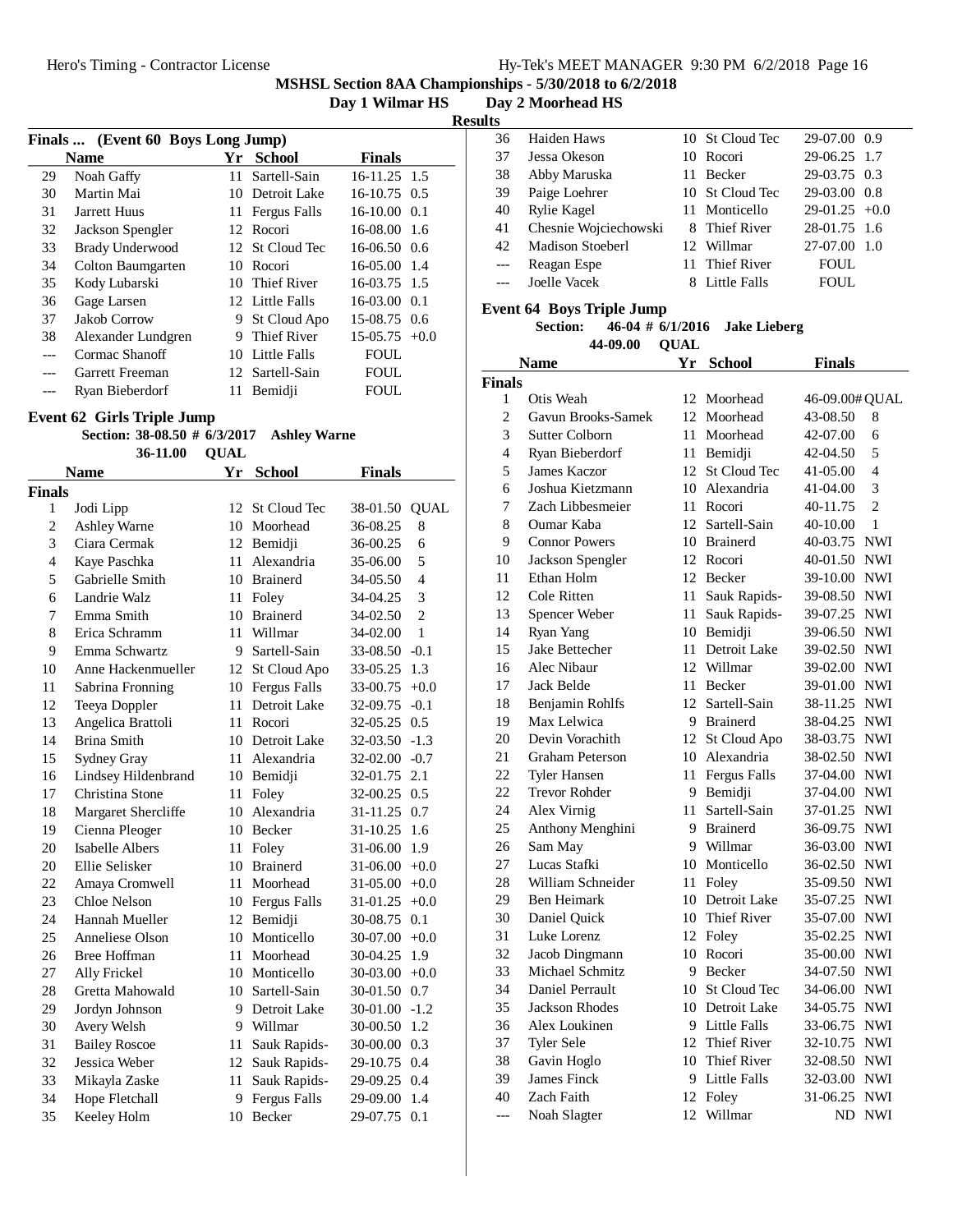MSHSL Section 8AA Championships - 5/30/2018 to 6/2/2018

Day 1 Wilmar HS Day 2 Moorhead HS

Results

### Finals ... (Event 60 Boys Long Jump)

| | Name | Yr | School | Finals | |
|---|---|---|---|---|---|
| 29 | Noah Gaffy | 11 | Sartell-Sain | 16-11.25 | 1.5 |
| 30 | Martin Mai | 10 | Detroit Lake | 16-10.75 | 0.5 |
| 31 | Jarrett Huus | 11 | Fergus Falls | 16-10.00 | 0.1 |
| 32 | Jackson Spengler | 12 | Rocori | 16-08.00 | 1.6 |
| 33 | Brady Underwood | 12 | St Cloud Tec | 16-06.50 | 0.6 |
| 34 | Colton Baumgarten | 10 | Rocori | 16-05.00 | 1.4 |
| 35 | Kody Lubarski | 10 | Thief River | 16-03.75 | 1.5 |
| 36 | Gage Larsen | 12 | Little Falls | 16-03.00 | 0.1 |
| 37 | Jakob Corrow | 9 | St Cloud Apo | 15-08.75 | 0.6 |
| 38 | Alexander Lundgren | 9 | Thief River | 15-05.75 | +0.0 |
| --- | Cormac Shanoff | 10 | Little Falls | FOUL | |
| --- | Garrett Freeman | 12 | Sartell-Sain | FOUL | |
| --- | Ryan Bieberdorf | 11 | Bemidji | FOUL | |

### Event 62 Girls Triple Jump

Section: 38-08.50 # 6/3/2017 Ashley Warne

36-11.00 QUAL

| | Name | Yr | School | Finals | |
|---|---|---|---|---|---|
| **Finals** | | | | | |
| 1 | Jodi Lipp | 12 | St Cloud Tec | 38-01.50 | QUAL |
| 2 | Ashley Warne | 10 | Moorhead | 36-08.25 | 8 |
| 3 | Ciara Cermak | 12 | Bemidji | 36-00.25 | 6 |
| 4 | Kaye Paschka | 11 | Alexandria | 35-06.00 | 5 |
| 5 | Gabrielle Smith | 10 | Brainerd | 34-05.50 | 4 |
| 6 | Landrie Walz | 11 | Foley | 34-04.25 | 3 |
| 7 | Emma Smith | 10 | Brainerd | 34-02.50 | 2 |
| 8 | Erica Schramm | 11 | Willmar | 34-02.00 | 1 |
| 9 | Emma Schwartz | 9 | Sartell-Sain | 33-08.50 | -0.1 |
| 10 | Anne Hackenmueller | 12 | St Cloud Apo | 33-05.25 | 1.3 |
| 11 | Sabrina Fronning | 10 | Fergus Falls | 33-00.75 | +0.0 |
| 12 | Teeya Doppler | 11 | Detroit Lake | 32-09.75 | -0.1 |
| 13 | Angelica Brattoli | 11 | Rocori | 32-05.25 | 0.5 |
| 14 | Brina Smith | 10 | Detroit Lake | 32-03.50 | -1.3 |
| 15 | Sydney Gray | 11 | Alexandria | 32-02.00 | -0.7 |
| 16 | Lindsey Hildenbrand | 10 | Bemidji | 32-01.75 | 2.1 |
| 17 | Christina Stone | 11 | Foley | 32-00.25 | 0.5 |
| 18 | Margaret Shercliffe | 10 | Alexandria | 31-11.25 | 0.7 |
| 19 | Cienna Pleoger | 10 | Becker | 31-10.25 | 1.6 |
| 20 | Isabelle Albers | 11 | Foley | 31-06.00 | 1.9 |
| 20 | Ellie Selisker | 10 | Brainerd | 31-06.00 | +0.0 |
| 22 | Amaya Cromwell | 11 | Moorhead | 31-05.00 | +0.0 |
| 23 | Chloe Nelson | 10 | Fergus Falls | 31-01.25 | +0.0 |
| 24 | Hannah Mueller | 12 | Bemidji | 30-08.75 | 0.1 |
| 25 | Anneliese Olson | 10 | Monticello | 30-07.00 | +0.0 |
| 26 | Bree Hoffman | 11 | Moorhead | 30-04.25 | 1.9 |
| 27 | Ally Frickel | 10 | Monticello | 30-03.00 | +0.0 |
| 28 | Gretta Mahowald | 10 | Sartell-Sain | 30-01.50 | 0.7 |
| 29 | Jordyn Johnson | 9 | Detroit Lake | 30-01.00 | -1.2 |
| 30 | Avery Welsh | 9 | Willmar | 30-00.50 | 1.2 |
| 31 | Bailey Roscoe | 11 | Sauk Rapids- | 30-00.00 | 0.3 |
| 32 | Jessica Weber | 12 | Sauk Rapids- | 29-10.75 | 0.4 |
| 33 | Mikayla Zaske | 11 | Sauk Rapids- | 29-09.25 | 0.4 |
| 34 | Hope Fletchall | 9 | Fergus Falls | 29-09.00 | 1.4 |
| 35 | Keeley Holm | 10 | Becker | 29-07.75 | 0.1 |
| 36 | Haiden Haws | 10 | St Cloud Tec | 29-07.00 | 0.9 |
| 37 | Jessa Okeson | 10 | Rocori | 29-06.25 | 1.7 |
| 38 | Abby Maruska | 11 | Becker | 29-03.75 | 0.3 |
| 39 | Paige Loehrer | 10 | St Cloud Tec | 29-03.00 | 0.8 |
| 40 | Rylie Kagel | 11 | Monticello | 29-01.25 | +0.0 |
| 41 | Chesnie Wojciechowski | 8 | Thief River | 28-01.75 | 1.6 |
| 42 | Madison Stoeberl | 12 | Willmar | 27-07.00 | 1.0 |
| --- | Reagan Espe | 11 | Thief River | FOUL | |
| --- | Joelle Vacek | 8 | Little Falls | FOUL | |

### Event 64 Boys Triple Jump

Section: 46-04 # 6/1/2016 Jake Lieberg

44-09.00 QUAL

| | Name | Yr | School | Finals | |
|---|---|---|---|---|---|
| **Finals** | | | | | |
| 1 | Otis Weah | 12 | Moorhead | 46-09.00# | QUAL |
| 2 | Gavun Brooks-Samek | 12 | Moorhead | 43-08.50 | 8 |
| 3 | Sutter Colborn | 11 | Moorhead | 42-07.00 | 6 |
| 4 | Ryan Bieberdorf | 11 | Bemidji | 42-04.50 | 5 |
| 5 | James Kaczor | 12 | St Cloud Tec | 41-05.00 | 4 |
| 6 | Joshua Kietzmann | 10 | Alexandria | 41-04.00 | 3 |
| 7 | Zach Libbesmeier | 11 | Rocori | 40-11.75 | 2 |
| 8 | Oumar Kaba | 12 | Sartell-Sain | 40-10.00 | 1 |
| 9 | Connor Powers | 10 | Brainerd | 40-03.75 | NWI |
| 10 | Jackson Spengler | 12 | Rocori | 40-01.50 | NWI |
| 11 | Ethan Holm | 12 | Becker | 39-10.00 | NWI |
| 12 | Cole Ritten | 11 | Sauk Rapids- | 39-08.50 | NWI |
| 13 | Spencer Weber | 11 | Sauk Rapids- | 39-07.25 | NWI |
| 14 | Ryan Yang | 10 | Bemidji | 39-06.50 | NWI |
| 15 | Jake Bettecher | 11 | Detroit Lake | 39-02.50 | NWI |
| 16 | Alec Nibaur | 12 | Willmar | 39-02.00 | NWI |
| 17 | Jack Belde | 11 | Becker | 39-01.00 | NWI |
| 18 | Benjamin Rohlfs | 12 | Sartell-Sain | 38-11.25 | NWI |
| 19 | Max Lelwica | 9 | Brainerd | 38-04.25 | NWI |
| 20 | Devin Vorachith | 12 | St Cloud Apo | 38-03.75 | NWI |
| 21 | Graham Peterson | 10 | Alexandria | 38-02.50 | NWI |
| 22 | Tyler Hansen | 11 | Fergus Falls | 37-04.00 | NWI |
| 22 | Trevor Rohder | 9 | Bemidji | 37-04.00 | NWI |
| 24 | Alex Virnig | 11 | Sartell-Sain | 37-01.25 | NWI |
| 25 | Anthony Menghini | 9 | Brainerd | 36-09.75 | NWI |
| 26 | Sam May | 9 | Willmar | 36-03.00 | NWI |
| 27 | Lucas Stafki | 10 | Monticello | 36-02.50 | NWI |
| 28 | William Schneider | 11 | Foley | 35-09.50 | NWI |
| 29 | Ben Heimark | 10 | Detroit Lake | 35-07.25 | NWI |
| 30 | Daniel Quick | 10 | Thief River | 35-07.00 | NWI |
| 31 | Luke Lorenz | 12 | Foley | 35-02.25 | NWI |
| 32 | Jacob Dingmann | 10 | Rocori | 35-00.00 | NWI |
| 33 | Michael Schmitz | 9 | Becker | 34-07.50 | NWI |
| 34 | Daniel Perrault | 10 | St Cloud Tec | 34-06.00 | NWI |
| 35 | Jackson Rhodes | 10 | Detroit Lake | 34-05.75 | NWI |
| 36 | Alex Loukinen | 9 | Little Falls | 33-06.75 | NWI |
| 37 | Tyler Sele | 12 | Thief River | 32-10.75 | NWI |
| 38 | Gavin Hoglo | 10 | Thief River | 32-08.50 | NWI |
| 39 | James Finck | 9 | Little Falls | 32-03.00 | NWI |
| 40 | Zach Faith | 12 | Foley | 31-06.25 | NWI |
| --- | Noah Slagter | 12 | Willmar | ND | NWI |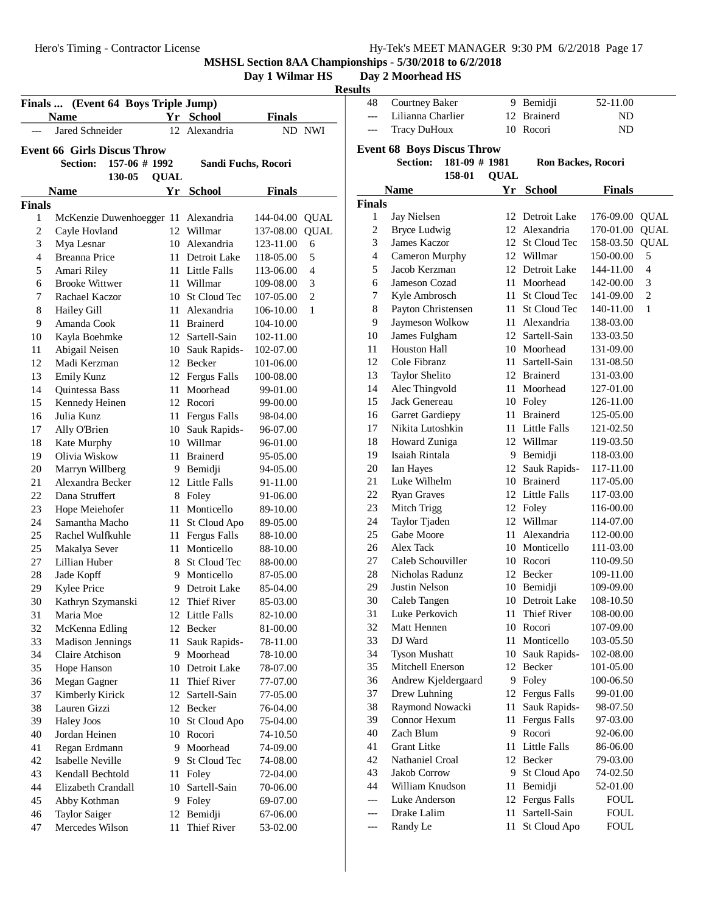**MSHSL Section 8AA Championships - 5/30/2018 to 6/2/2018**

**Day 1 Wilmar HS Day 2 Moorhead HS**

**Results**

### Finals ... (Event 64 Boys Triple Jump)

| Place | Name | Yr | School | Finals | |
|---|---|---|---|---|---|
| --- | Jared Schneider | 12 | Alexandria | ND | NWI |

### Event 66 Girls Discus Throw

Section: 157-06 # 1992 Sandi Fuchs, Rocori

130-05 QUAL

**Finals**

| Place | Name | Yr | School | Finals | |
|---|---|---|---|---|---|
| 1 | McKenzie Duwenhoegger | 11 | Alexandria | 144-04.00 | QUAL |
| 2 | Cayle Hovland | 12 | Willmar | 137-08.00 | QUAL |
| 3 | Mya Lesnar | 10 | Alexandria | 123-11.00 | 6 |
| 4 | Breanna Price | 11 | Detroit Lake | 118-05.00 | 5 |
| 5 | Amari Riley | 11 | Little Falls | 113-06.00 | 4 |
| 6 | Brooke Wittwer | 11 | Willmar | 109-08.00 | 3 |
| 7 | Rachael Kaczor | 10 | St Cloud Tec | 107-05.00 | 2 |
| 8 | Hailey Gill | 11 | Alexandria | 106-10.00 | 1 |
| 9 | Amanda Cook | 11 | Brainerd | 104-10.00 | |
| 10 | Kayla Boehmke | 12 | Sartell-Sain | 102-11.00 | |
| 11 | Abigail Neisen | 10 | Sauk Rapids- | 102-07.00 | |
| 12 | Madi Kerzman | 12 | Becker | 101-06.00 | |
| 13 | Emily Kunz | 12 | Fergus Falls | 100-08.00 | |
| 14 | Quintessa Bass | 11 | Moorhead | 99-01.00 | |
| 15 | Kennedy Heinen | 12 | Rocori | 99-00.00 | |
| 16 | Julia Kunz | 11 | Fergus Falls | 98-04.00 | |
| 17 | Ally O'Brien | 10 | Sauk Rapids- | 96-07.00 | |
| 18 | Kate Murphy | 10 | Willmar | 96-01.00 | |
| 19 | Olivia Wiskow | 11 | Brainerd | 95-05.00 | |
| 20 | Marryn Willberg | 9 | Bemidji | 94-05.00 | |
| 21 | Alexandra Becker | 12 | Little Falls | 91-11.00 | |
| 22 | Dana Struffert | 8 | Foley | 91-06.00 | |
| 23 | Hope Meiehofer | 11 | Monticello | 89-10.00 | |
| 24 | Samantha Macho | 11 | St Cloud Apo | 89-05.00 | |
| 25 | Rachel Wulfkuhle | 11 | Fergus Falls | 88-10.00 | |
| 25 | Makalya Sever | 11 | Monticello | 88-10.00 | |
| 27 | Lillian Huber | 8 | St Cloud Tec | 88-00.00 | |
| 28 | Jade Kopff | 9 | Monticello | 87-05.00 | |
| 29 | Kylee Price | 9 | Detroit Lake | 85-04.00 | |
| 30 | Kathryn Szymanski | 12 | Thief River | 85-03.00 | |
| 31 | Maria Moe | 12 | Little Falls | 82-10.00 | |
| 32 | McKenna Edling | 12 | Becker | 81-00.00 | |
| 33 | Madison Jennings | 11 | Sauk Rapids- | 78-11.00 | |
| 34 | Claire Atchison | 9 | Moorhead | 78-10.00 | |
| 35 | Hope Hanson | 10 | Detroit Lake | 78-07.00 | |
| 36 | Megan Gagner | 11 | Thief River | 77-07.00 | |
| 37 | Kimberly Kirick | 12 | Sartell-Sain | 77-05.00 | |
| 38 | Lauren Gizzi | 12 | Becker | 76-04.00 | |
| 39 | Haley Joos | 10 | St Cloud Apo | 75-04.00 | |
| 40 | Jordan Heinen | 10 | Rocori | 74-10.50 | |
| 41 | Regan Erdmann | 9 | Moorhead | 74-09.00 | |
| 42 | Isabelle Neville | 9 | St Cloud Tec | 74-08.00 | |
| 43 | Kendall Bechtold | 11 | Foley | 72-04.00 | |
| 44 | Elizabeth Crandall | 10 | Sartell-Sain | 70-06.00 | |
| 45 | Abby Kothman | 9 | Foley | 69-07.00 | |
| 46 | Taylor Saiger | 12 | Bemidji | 67-06.00 | |
| 47 | Mercedes Wilson | 11 | Thief River | 53-02.00 | |
| 48 | Courtney Baker | 9 | Bemidji | 52-11.00 | |
| --- | Lilianna Charlier | 12 | Brainerd | ND | |
| --- | Tracy DuHoux | 10 | Rocori | ND | |

### Event 68 Boys Discus Throw

Section: 181-09 # 1981 Ron Backes, Rocori

158-01 QUAL

**Finals**

| Place | Name | Yr | School | Finals | |
|---|---|---|---|---|---|
| 1 | Jay Nielsen | 12 | Detroit Lake | 176-09.00 | QUAL |
| 2 | Bryce Ludwig | 12 | Alexandria | 170-01.00 | QUAL |
| 3 | James Kaczor | 12 | St Cloud Tec | 158-03.50 | QUAL |
| 4 | Cameron Murphy | 12 | Willmar | 150-00.00 | 5 |
| 5 | Jacob Kerzman | 12 | Detroit Lake | 144-11.00 | 4 |
| 6 | Jameson Cozad | 11 | Moorhead | 142-00.00 | 3 |
| 7 | Kyle Ambrosch | 11 | St Cloud Tec | 141-09.00 | 2 |
| 8 | Payton Christensen | 11 | St Cloud Tec | 140-11.00 | 1 |
| 9 | Jaymeson Wolkow | 11 | Alexandria | 138-03.00 | |
| 10 | James Fulgham | 12 | Sartell-Sain | 133-03.50 | |
| 11 | Houston Hall | 10 | Moorhead | 131-09.00 | |
| 12 | Cole Fibranz | 11 | Sartell-Sain | 131-08.50 | |
| 13 | Taylor Shelito | 12 | Brainerd | 131-03.00 | |
| 14 | Alec Thingvold | 11 | Moorhead | 127-01.00 | |
| 15 | Jack Genereau | 10 | Foley | 126-11.00 | |
| 16 | Garret Gardiepy | 11 | Brainerd | 125-05.00 | |
| 17 | Nikita Lutoshkin | 11 | Little Falls | 121-02.50 | |
| 18 | Howard Zuniga | 12 | Willmar | 119-03.50 | |
| 19 | Isaiah Rintala | 9 | Bemidji | 118-03.00 | |
| 20 | Ian Hayes | 12 | Sauk Rapids- | 117-11.00 | |
| 21 | Luke Wilhelm | 10 | Brainerd | 117-05.00 | |
| 22 | Ryan Graves | 12 | Little Falls | 117-03.00 | |
| 23 | Mitch Trigg | 12 | Foley | 116-00.00 | |
| 24 | Taylor Tjaden | 12 | Willmar | 114-07.00 | |
| 25 | Gabe Moore | 11 | Alexandria | 112-00.00 | |
| 26 | Alex Tack | 10 | Monticello | 111-03.00 | |
| 27 | Caleb Schouviller | 10 | Rocori | 110-09.50 | |
| 28 | Nicholas Radunz | 12 | Becker | 109-11.00 | |
| 29 | Justin Nelson | 10 | Bemidji | 109-09.00 | |
| 30 | Caleb Tangen | 10 | Detroit Lake | 108-10.50 | |
| 31 | Luke Perkovich | 11 | Thief River | 108-00.00 | |
| 32 | Matt Hennen | 10 | Rocori | 107-09.00 | |
| 33 | DJ Ward | 11 | Monticello | 103-05.50 | |
| 34 | Tyson Mushatt | 10 | Sauk Rapids- | 102-08.00 | |
| 35 | Mitchell Enerson | 12 | Becker | 101-05.00 | |
| 36 | Andrew Kjeldergaard | 9 | Foley | 100-06.50 | |
| 37 | Drew Luhning | 12 | Fergus Falls | 99-01.00 | |
| 38 | Raymond Nowacki | 11 | Sauk Rapids- | 98-07.50 | |
| 39 | Connor Hexum | 11 | Fergus Falls | 97-03.00 | |
| 40 | Zach Blum | 9 | Rocori | 92-06.00 | |
| 41 | Grant Litke | 11 | Little Falls | 86-06.00 | |
| 42 | Nathaniel Croal | 12 | Becker | 79-03.00 | |
| 43 | Jakob Corrow | 9 | St Cloud Apo | 74-02.50 | |
| 44 | William Knudson | 11 | Bemidji | 52-01.00 | |
| --- | Luke Anderson | 12 | Fergus Falls | FOUL | |
| --- | Drake Lalim | 11 | Sartell-Sain | FOUL | |
| --- | Randy Le | 11 | St Cloud Apo | FOUL | |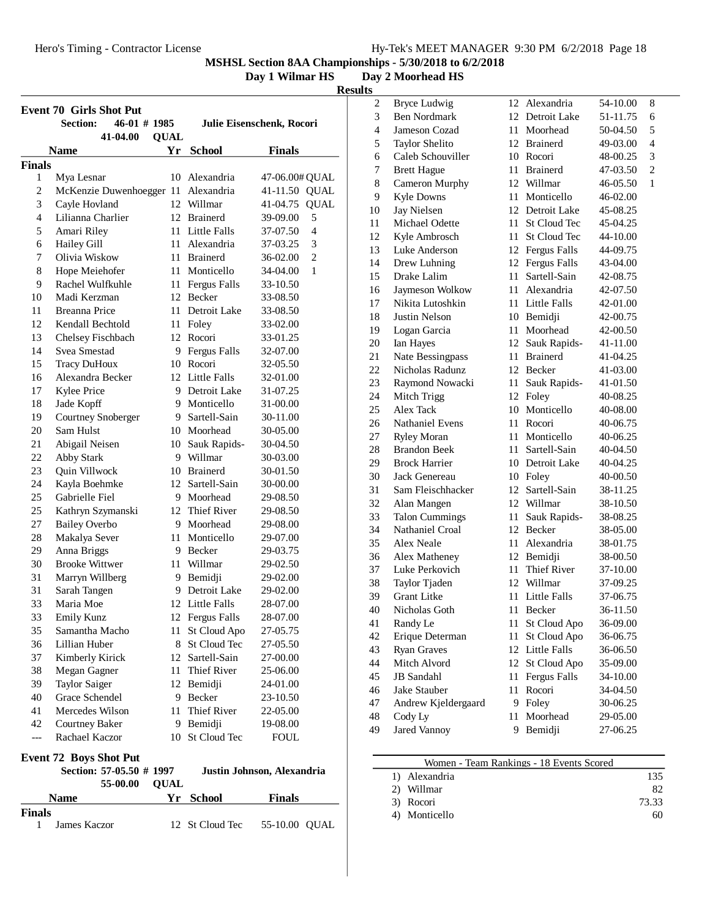## MSHSL Section 8AA Championships - 5/30/2018 to 6/2/2018

**Day 1 Wilmar HS Day 2 Moorhead HS**

**Results**

### Event 70 Girls Shot Put

**Section: 46-01 # 1985 Julie Eisenschenk, Rocori**

**41-04.00 QUAL**

**Finals**

| | Name | Yr | School | Finals | |
|---|---|---|---|---|---|
| 1 | Mya Lesnar | 10 | Alexandria | 47-06.00# | QUAL |
| 2 | McKenzie Duwenhoegger | 11 | Alexandria | 41-11.50 | QUAL |
| 3 | Cayle Hovland | 12 | Willmar | 41-04.75 | QUAL |
| 4 | Lilianna Charlier | 12 | Brainerd | 39-09.00 | 5 |
| 5 | Amari Riley | 11 | Little Falls | 37-07.50 | 4 |
| 6 | Hailey Gill | 11 | Alexandria | 37-03.25 | 3 |
| 7 | Olivia Wiskow | 11 | Brainerd | 36-02.00 | 2 |
| 8 | Hope Meiehofer | 11 | Monticello | 34-04.00 | 1 |
| 9 | Rachel Wulfkuhle | 11 | Fergus Falls | 33-10.50 | |
| 10 | Madi Kerzman | 12 | Becker | 33-08.50 | |
| 11 | Breanna Price | 11 | Detroit Lake | 33-08.50 | |
| 12 | Kendall Bechtold | 11 | Foley | 33-02.00 | |
| 13 | Chelsey Fischbach | 12 | Rocori | 33-01.25 | |
| 14 | Svea Smestad | 9 | Fergus Falls | 32-07.00 | |
| 15 | Tracy DuHoux | 10 | Rocori | 32-05.50 | |
| 16 | Alexandra Becker | 12 | Little Falls | 32-01.00 | |
| 17 | Kylee Price | 9 | Detroit Lake | 31-07.25 | |
| 18 | Jade Kopff | 9 | Monticello | 31-00.00 | |
| 19 | Courtney Snoberger | 9 | Sartell-Sain | 30-11.00 | |
| 20 | Sam Hulst | 10 | Moorhead | 30-05.00 | |
| 21 | Abigail Neisen | 10 | Sauk Rapids- | 30-04.50 | |
| 22 | Abby Stark | 9 | Willmar | 30-03.00 | |
| 23 | Quin Villwock | 10 | Brainerd | 30-01.50 | |
| 24 | Kayla Boehmke | 12 | Sartell-Sain | 30-00.00 | |
| 25 | Gabrielle Fiel | 9 | Moorhead | 29-08.50 | |
| 25 | Kathryn Szymanski | 12 | Thief River | 29-08.50 | |
| 27 | Bailey Overbo | 9 | Moorhead | 29-08.00 | |
| 28 | Makalya Sever | 11 | Monticello | 29-07.00 | |
| 29 | Anna Briggs | 9 | Becker | 29-03.75 | |
| 30 | Brooke Wittwer | 11 | Willmar | 29-02.50 | |
| 31 | Marryn Willberg | 9 | Bemidji | 29-02.00 | |
| 31 | Sarah Tangen | 9 | Detroit Lake | 29-02.00 | |
| 33 | Maria Moe | 12 | Little Falls | 28-07.00 | |
| 33 | Emily Kunz | 12 | Fergus Falls | 28-07.00 | |
| 35 | Samantha Macho | 11 | St Cloud Apo | 27-05.75 | |
| 36 | Lillian Huber | 8 | St Cloud Tec | 27-05.50 | |
| 37 | Kimberly Kirick | 12 | Sartell-Sain | 27-00.00 | |
| 38 | Megan Gagner | 11 | Thief River | 25-06.00 | |
| 39 | Taylor Saiger | 12 | Bemidji | 24-01.00 | |
| 40 | Grace Schendel | 9 | Becker | 23-10.50 | |
| 41 | Mercedes Wilson | 11 | Thief River | 22-05.00 | |
| 42 | Courtney Baker | 9 | Bemidji | 19-08.00 | |
| --- | Rachael Kaczor | 10 | St Cloud Tec | FOUL | |

### Event 72 Boys Shot Put

**Section: 57-05.50 # 1997 Justin Johnson, Alexandria**

**55-00.00 QUAL**

**Finals**

| | Name | Yr | School | Finals | |
|---|---|---|---|---|---|
| 1 | James Kaczor | 12 | St Cloud Tec | 55-10.00 | QUAL |
| 2 | Bryce Ludwig | 12 | Alexandria | 54-10.00 | 8 |
| 3 | Ben Nordmark | 12 | Detroit Lake | 51-11.75 | 6 |
| 4 | Jameson Cozad | 11 | Moorhead | 50-04.50 | 5 |
| 5 | Taylor Shelito | 12 | Brainerd | 49-03.00 | 4 |
| 6 | Caleb Schouviller | 10 | Rocori | 48-00.25 | 3 |
| 7 | Brett Hague | 11 | Brainerd | 47-03.50 | 2 |
| 8 | Cameron Murphy | 12 | Willmar | 46-05.50 | 1 |
| 9 | Kyle Downs | 11 | Monticello | 46-02.00 | |
| 10 | Jay Nielsen | 12 | Detroit Lake | 45-08.25 | |
| 11 | Michael Odette | 11 | St Cloud Tec | 45-04.25 | |
| 12 | Kyle Ambrosch | 11 | St Cloud Tec | 44-10.00 | |
| 13 | Luke Anderson | 12 | Fergus Falls | 44-09.75 | |
| 14 | Drew Luhning | 12 | Fergus Falls | 43-04.00 | |
| 15 | Drake Lalim | 11 | Sartell-Sain | 42-08.75 | |
| 16 | Jaymeson Wolkow | 11 | Alexandria | 42-07.50 | |
| 17 | Nikita Lutoshkin | 11 | Little Falls | 42-01.00 | |
| 18 | Justin Nelson | 10 | Bemidji | 42-00.75 | |
| 19 | Logan Garcia | 11 | Moorhead | 42-00.50 | |
| 20 | Ian Hayes | 12 | Sauk Rapids- | 41-11.00 | |
| 21 | Nate Bessingpass | 11 | Brainerd | 41-04.25 | |
| 22 | Nicholas Radunz | 12 | Becker | 41-03.00 | |
| 23 | Raymond Nowacki | 11 | Sauk Rapids- | 41-01.50 | |
| 24 | Mitch Trigg | 12 | Foley | 40-08.25 | |
| 25 | Alex Tack | 10 | Monticello | 40-08.00 | |
| 26 | Nathaniel Evens | 11 | Rocori | 40-06.75 | |
| 27 | Ryley Moran | 11 | Monticello | 40-06.25 | |
| 28 | Brandon Beek | 11 | Sartell-Sain | 40-04.50 | |
| 29 | Brock Harrier | 10 | Detroit Lake | 40-04.25 | |
| 30 | Jack Genereau | 10 | Foley | 40-00.50 | |
| 31 | Sam Fleischhacker | 12 | Sartell-Sain | 38-11.25 | |
| 32 | Alan Mangen | 12 | Willmar | 38-10.50 | |
| 33 | Talon Cummings | 11 | Sauk Rapids- | 38-08.25 | |
| 34 | Nathaniel Croal | 12 | Becker | 38-05.00 | |
| 35 | Alex Neale | 11 | Alexandria | 38-01.75 | |
| 36 | Alex Matheney | 12 | Bemidji | 38-00.50 | |
| 37 | Luke Perkovich | 11 | Thief River | 37-10.00 | |
| 38 | Taylor Tjaden | 12 | Willmar | 37-09.25 | |
| 39 | Grant Litke | 11 | Little Falls | 37-06.75 | |
| 40 | Nicholas Goth | 11 | Becker | 36-11.50 | |
| 41 | Randy Le | 11 | St Cloud Apo | 36-09.00 | |
| 42 | Erique Determan | 11 | St Cloud Apo | 36-06.75 | |
| 43 | Ryan Graves | 12 | Little Falls | 36-06.50 | |
| 44 | Mitch Alvord | 12 | St Cloud Apo | 35-09.00 | |
| 45 | JB Sandahl | 11 | Fergus Falls | 34-10.00 | |
| 46 | Jake Stauber | 11 | Rocori | 34-04.50 | |
| 47 | Andrew Kjeldergaard | 9 | Foley | 30-06.25 | |
| 48 | Cody Ly | 11 | Moorhead | 29-05.00 | |
| 49 | Jared Vannoy | 9 | Bemidji | 27-06.25 | |

### Women - Team Rankings - 18 Events Scored

| | | |
|---|---|---|
| 1) | Alexandria | 135 |
| 2) | Willmar | 82 |
| 3) | Rocori | 73.33 |
| 4) | Monticello | 60 |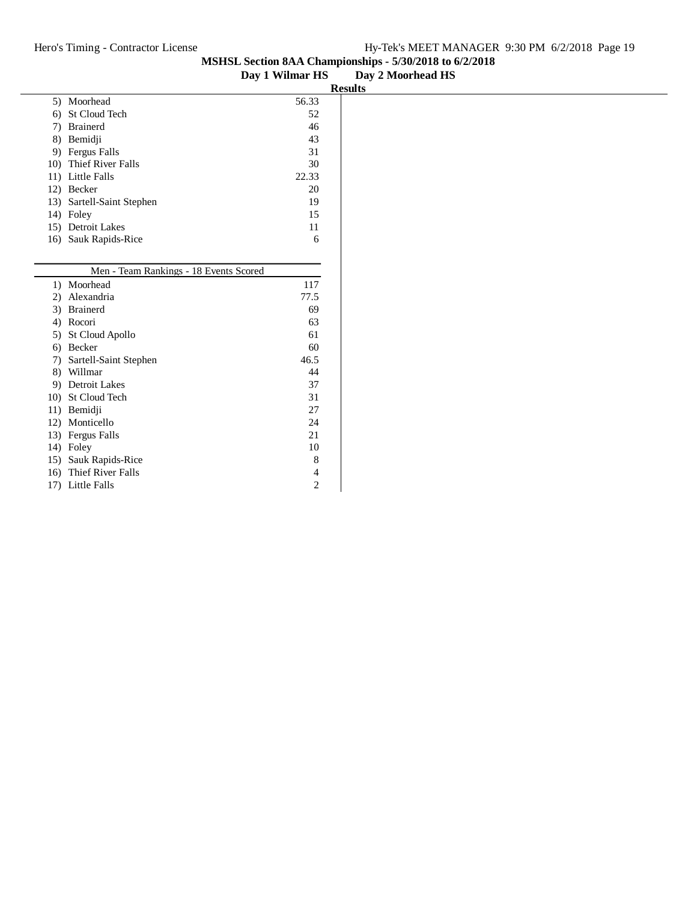| | | |
|---|---|---|
| 5) | Moorhead | 56.33 |
| 6) | St Cloud Tech | 52 |
| 7) | Brainerd | 46 |
| 8) | Bemidji | 43 |
| 9) | Fergus Falls | 31 |
| 10) | Thief River Falls | 30 |
| 11) | Little Falls | 22.33 |
| 12) | Becker | 20 |
| 13) | Sartell-Saint Stephen | 19 |
| 14) | Foley | 15 |
| 15) | Detroit Lakes | 11 |
| 16) | Sauk Rapids-Rice | 6 |

**Men - Team Rankings - 18 Events Scored**

| | | |
|---|---|---|
| 1) | Moorhead | 117 |
| 2) | Alexandria | 77.5 |
| 3) | Brainerd | 69 |
| 4) | Rocori | 63 |
| 5) | St Cloud Apollo | 61 |
| 6) | Becker | 60 |
| 7) | Sartell-Saint Stephen | 46.5 |
| 8) | Willmar | 44 |
| 9) | Detroit Lakes | 37 |
| 10) | St Cloud Tech | 31 |
| 11) | Bemidji | 27 |
| 12) | Monticello | 24 |
| 13) | Fergus Falls | 21 |
| 14) | Foley | 10 |
| 15) | Sauk Rapids-Rice | 8 |
| 16) | Thief River Falls | 4 |
| 17) | Little Falls | 2 |